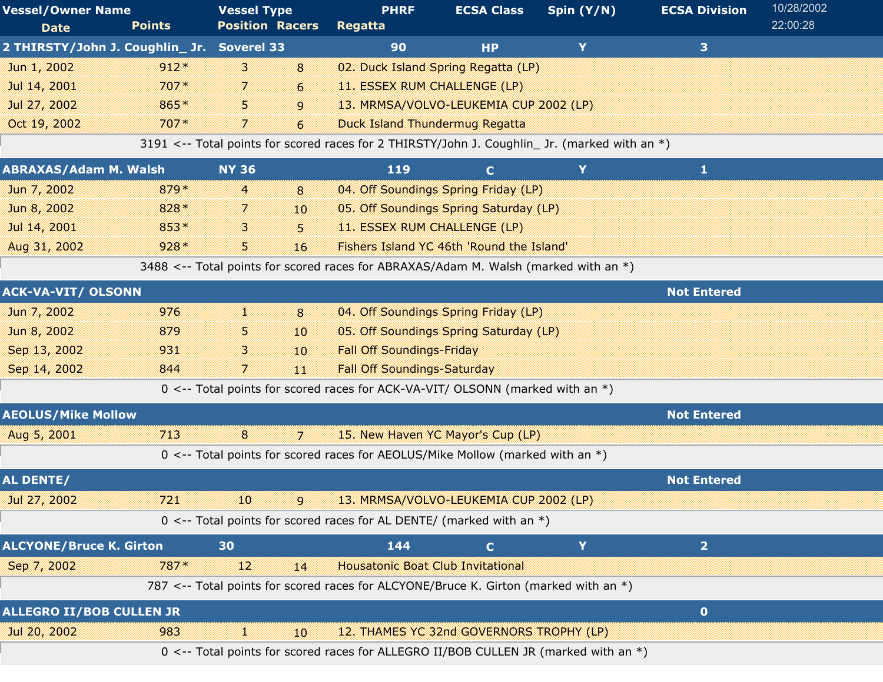| Vessel/Owner Name | | Vessel Type | | PHRF | ECSA Class | Spin (Y/N) | ECSA Division |
|---|---|---|---|---|---|---|---|
| Date | Points | Position | Racers | Regatta | | | |
| **2 THIRSTY/John J. Coughlin_ Jr.** | | **Soverel 33** | | **90** | **HP** | **Y** | **3** |
| Jun 1, 2002 | 912* | 3 | 8 | 02. Duck Island Spring Regatta (LP) | | | |
| Jul 14, 2001 | 707* | 7 | 6 | 11. ESSEX RUM CHALLENGE (LP) | | | |
| Jul 27, 2002 | 865* | 5 | 9 | 13. MRMSA/VOLVO-LEUKEMIA CUP 2002 (LP) | | | |
| Oct 19, 2002 | 707* | 7 | 6 | Duck Island Thundermug Regatta | | | |
| 3191 <-- Total points for scored races for 2 THIRSTY/John J. Coughlin_ Jr. (marked with an *) | | | | | | | |
| **ABRAXAS/Adam M. Walsh** | | **NY 36** | | **119** | **C** | **Y** | **1** |
| Jun 7, 2002 | 879* | 4 | 8 | 04. Off Soundings Spring Friday (LP) | | | |
| Jun 8, 2002 | 828* | 7 | 10 | 05. Off Soundings Spring Saturday (LP) | | | |
| Jul 14, 2001 | 853* | 3 | 5 | 11. ESSEX RUM CHALLENGE (LP) | | | |
| Aug 31, 2002 | 928* | 5 | 16 | Fishers Island YC 46th 'Round the Island' | | | |
| 3488 <-- Total points for scored races for ABRAXAS/Adam M. Walsh (marked with an *) | | | | | | | |
| **ACK-VA-VIT/ OLSONN** | | | | | | | **Not Entered** |
| Jun 7, 2002 | 976 | 1 | 8 | 04. Off Soundings Spring Friday (LP) | | | |
| Jun 8, 2002 | 879 | 5 | 10 | 05. Off Soundings Spring Saturday (LP) | | | |
| Sep 13, 2002 | 931 | 3 | 10 | Fall Off Soundings-Friday | | | |
| Sep 14, 2002 | 844 | 7 | 11 | Fall Off Soundings-Saturday | | | |
| 0 <-- Total points for scored races for ACK-VA-VIT/ OLSONN (marked with an *) | | | | | | | |
| **AEOLUS/Mike Mollow** | | | | | | | **Not Entered** |
| Aug 5, 2001 | 713 | 8 | 7 | 15. New Haven YC Mayor's Cup (LP) | | | |
| 0 <-- Total points for scored races for AEOLUS/Mike Mollow (marked with an *) | | | | | | | |
| **AL DENTE/** | | | | | | | **Not Entered** |
| Jul 27, 2002 | 721 | 10 | 9 | 13. MRMSA/VOLVO-LEUKEMIA CUP 2002 (LP) | | | |
| 0 <-- Total points for scored races for AL DENTE/ (marked with an *) | | | | | | | |
| **ALCYONE/Bruce K. Girton** | | **30** | | **144** | **C** | **Y** | **2** |
| Sep 7, 2002 | 787* | 12 | 14 | Housatonic Boat Club Invitational | | | |
| 787 <-- Total points for scored races for ALCYONE/Bruce K. Girton (marked with an *) | | | | | | | |
| **ALLEGRO II/BOB CULLEN JR** | | | | | | | **0** |
| Jul 20, 2002 | 983 | 1 | 10 | 12. THAMES YC 32nd GOVERNORS TROPHY (LP) | | | |
| 0 <-- Total points for scored races for ALLEGRO II/BOB CULLEN JR (marked with an *) | | | | | | | |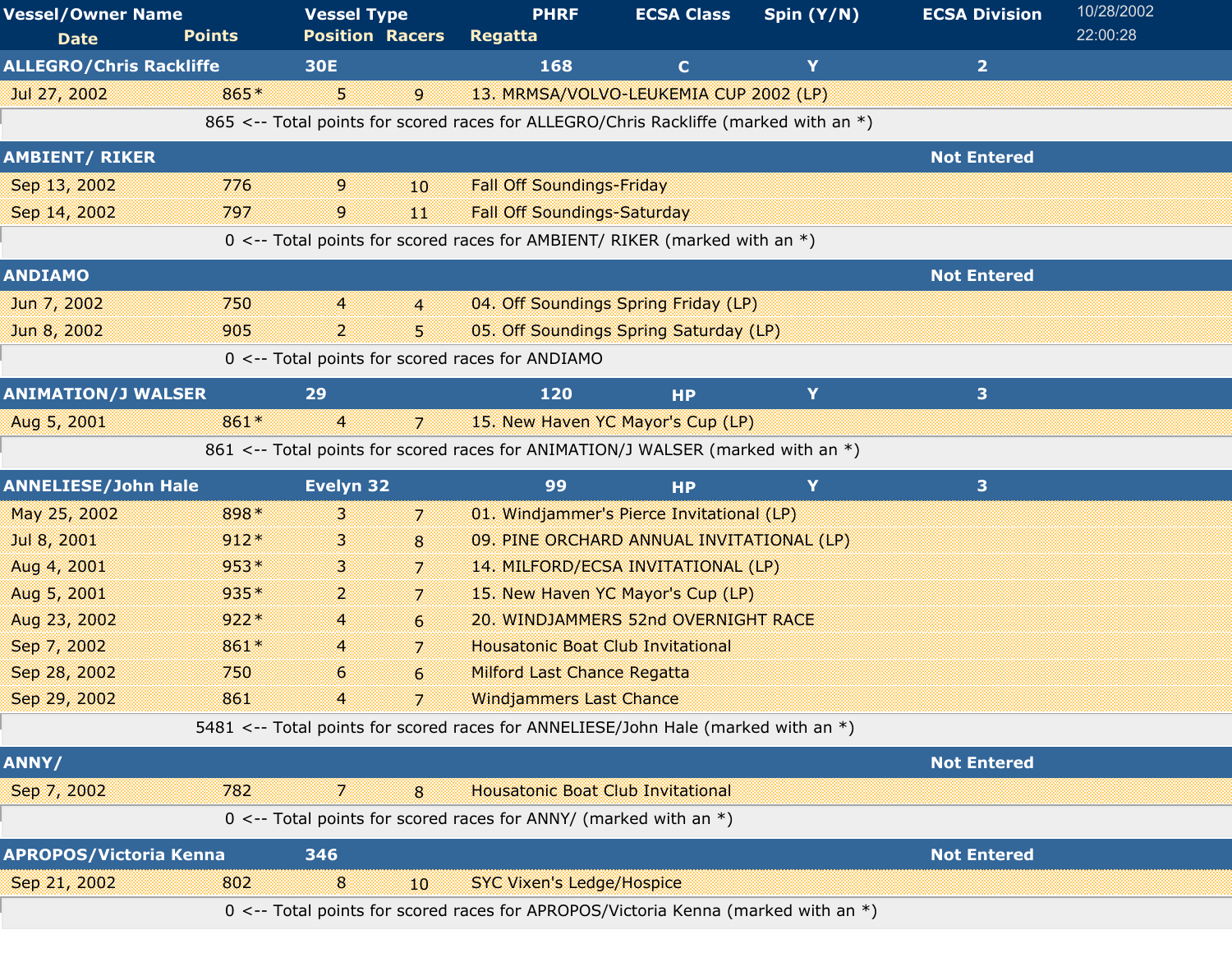| Vessel/Owner Name | | Vessel Type | | PHRF | ECSA Class | Spin (Y/N) | ECSA Division |
|---|---|---|---|---|---|---|---|
| Date | Points | Position | Racers | Regatta | | | |
| **ALLEGRO/Chris Rackliffe** | | **30E** | | **168** | **C** | **Y** | **2** |
| Jul 27, 2002 | 865* | 5 | 9 | 13. MRMSA/VOLVO-LEUKEMIA CUP 2002 (LP) | | | |
| | 865 <-- Total points for scored races for ALLEGRO/Chris Rackliffe (marked with an *) | | | | | | |
| **AMBIENT/ RIKER** | | | | | | | **Not Entered** |
| Sep 13, 2002 | 776 | 9 | 10 | Fall Off Soundings-Friday | | | |
| Sep 14, 2002 | 797 | 9 | 11 | Fall Off Soundings-Saturday | | | |
| | 0 <-- Total points for scored races for AMBIENT/ RIKER (marked with an *) | | | | | | |
| **ANDIAMO** | | | | | | | **Not Entered** |
| Jun 7, 2002 | 750 | 4 | 4 | 04. Off Soundings Spring Friday (LP) | | | |
| Jun 8, 2002 | 905 | 2 | 5 | 05. Off Soundings Spring Saturday (LP) | | | |
| | 0 <-- Total points for scored races for ANDIAMO | | | | | | |
| **ANIMATION/J WALSER** | | **29** | | **120** | **HP** | **Y** | **3** |
| Aug 5, 2001 | 861* | 4 | 7 | 15. New Haven YC Mayor's Cup (LP) | | | |
| | 861 <-- Total points for scored races for ANIMATION/J WALSER (marked with an *) | | | | | | |
| **ANNELIESE/John Hale** | | **Evelyn 32** | | **99** | **HP** | **Y** | **3** |
| May 25, 2002 | 898* | 3 | 7 | 01. Windjammer's Pierce Invitational (LP) | | | |
| Jul 8, 2001 | 912* | 3 | 8 | 09. PINE ORCHARD ANNUAL INVITATIONAL (LP) | | | |
| Aug 4, 2001 | 953* | 3 | 7 | 14. MILFORD/ECSA INVITATIONAL (LP) | | | |
| Aug 5, 2001 | 935* | 2 | 7 | 15. New Haven YC Mayor's Cup (LP) | | | |
| Aug 23, 2002 | 922* | 4 | 6 | 20. WINDJAMMERS 52nd OVERNIGHT RACE | | | |
| Sep 7, 2002 | 861* | 4 | 7 | Housatonic Boat Club Invitational | | | |
| Sep 28, 2002 | 750 | 6 | 6 | Milford Last Chance Regatta | | | |
| Sep 29, 2002 | 861 | 4 | 7 | Windjammers Last Chance | | | |
| | 5481 <-- Total points for scored races for ANNELIESE/John Hale (marked with an *) | | | | | | |
| **ANNY/** | | | | | | | **Not Entered** |
| Sep 7, 2002 | 782 | 7 | 8 | Housatonic Boat Club Invitational | | | |
| | 0 <-- Total points for scored races for ANNY/ (marked with an *) | | | | | | |
| **APROPOS/Victoria Kenna** | | **346** | | | | | **Not Entered** |
| Sep 21, 2002 | 802 | 8 | 10 | SYC Vixen's Ledge/Hospice | | | |
| | 0 <-- Total points for scored races for APROPOS/Victoria Kenna (marked with an *) | | | | | | |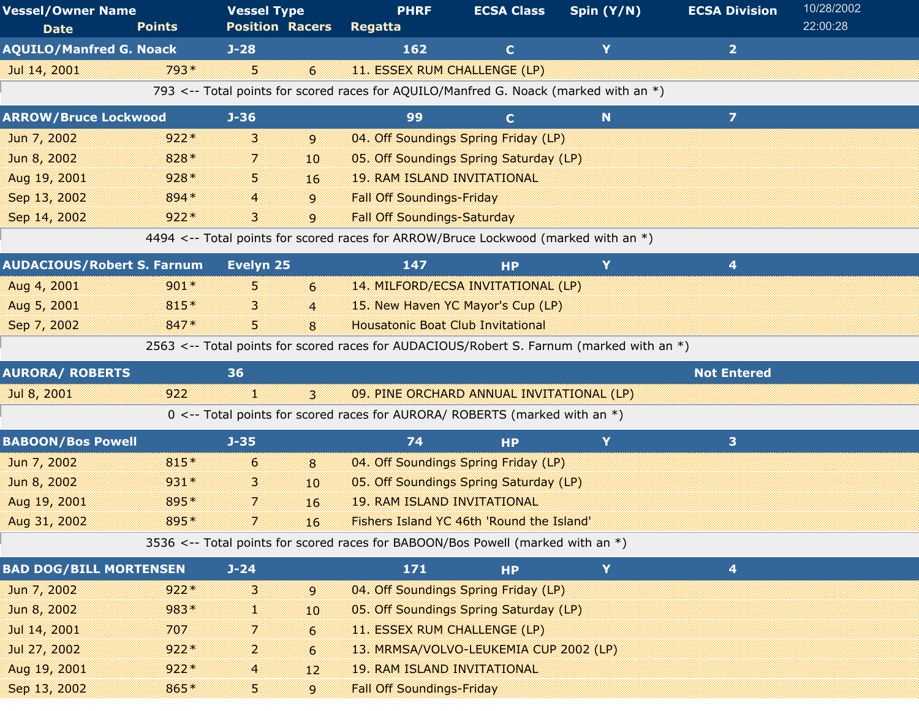| Vessel/Owner Name | | Vessel Type | | PHRF | ECSA Class | Spin (Y/N) | ECSA Division |
|---|---|---|---|---|---|---|---|
| Date | Points | Position | Racers | Regatta | | | |
| **AQUILO/Manfred G. Noack** | | **J-28** | | **162** | **C** | **Y** | **2** |
| Jul 14, 2001 | 793* | 5 | 6 | 11. ESSEX RUM CHALLENGE (LP) | | | |
| 793 <-- Total points for scored races for AQUILO/Manfred G. Noack (marked with an *) | | | | | | | |
| **ARROW/Bruce Lockwood** | | **J-36** | | **99** | **C** | **N** | **7** |
| Jun 7, 2002 | 922* | 3 | 9 | 04. Off Soundings Spring Friday (LP) | | | |
| Jun 8, 2002 | 828* | 7 | 10 | 05. Off Soundings Spring Saturday (LP) | | | |
| Aug 19, 2001 | 928* | 5 | 16 | 19. RAM ISLAND INVITATIONAL | | | |
| Sep 13, 2002 | 894* | 4 | 9 | Fall Off Soundings-Friday | | | |
| Sep 14, 2002 | 922* | 3 | 9 | Fall Off Soundings-Saturday | | | |
| 4494 <-- Total points for scored races for ARROW/Bruce Lockwood (marked with an *) | | | | | | | |
| **AUDACIOUS/Robert S. Farnum** | | **Evelyn 25** | | **147** | **HP** | **Y** | **4** |
| Aug 4, 2001 | 901* | 5 | 6 | 14. MILFORD/ECSA INVITATIONAL (LP) | | | |
| Aug 5, 2001 | 815* | 3 | 4 | 15. New Haven YC Mayor's Cup (LP) | | | |
| Sep 7, 2002 | 847* | 5 | 8 | Housatonic Boat Club Invitational | | | |
| 2563 <-- Total points for scored races for AUDACIOUS/Robert S. Farnum (marked with an *) | | | | | | | |
| **AURORA/ ROBERTS** | | **36** | | | | | **Not Entered** |
| Jul 8, 2001 | 922 | 1 | 3 | 09. PINE ORCHARD ANNUAL INVITATIONAL (LP) | | | |
| 0 <-- Total points for scored races for AURORA/ ROBERTS (marked with an *) | | | | | | | |
| **BABOON/Bos Powell** | | **J-35** | | **74** | **HP** | **Y** | **3** |
| Jun 7, 2002 | 815* | 6 | 8 | 04. Off Soundings Spring Friday (LP) | | | |
| Jun 8, 2002 | 931* | 3 | 10 | 05. Off Soundings Spring Saturday (LP) | | | |
| Aug 19, 2001 | 895* | 7 | 16 | 19. RAM ISLAND INVITATIONAL | | | |
| Aug 31, 2002 | 895* | 7 | 16 | Fishers Island YC 46th 'Round the Island' | | | |
| 3536 <-- Total points for scored races for BABOON/Bos Powell (marked with an *) | | | | | | | |
| **BAD DOG/BILL MORTENSEN** | | **J-24** | | **171** | **HP** | **Y** | **4** |
| Jun 7, 2002 | 922* | 3 | 9 | 04. Off Soundings Spring Friday (LP) | | | |
| Jun 8, 2002 | 983* | 1 | 10 | 05. Off Soundings Spring Saturday (LP) | | | |
| Jul 14, 2001 | 707 | 7 | 6 | 11. ESSEX RUM CHALLENGE (LP) | | | |
| Jul 27, 2002 | 922* | 2 | 6 | 13. MRMSA/VOLVO-LEUKEMIA CUP 2002 (LP) | | | |
| Aug 19, 2001 | 922* | 4 | 12 | 19. RAM ISLAND INVITATIONAL | | | |
| Sep 13, 2002 | 865* | 5 | 9 | Fall Off Soundings-Friday | | | |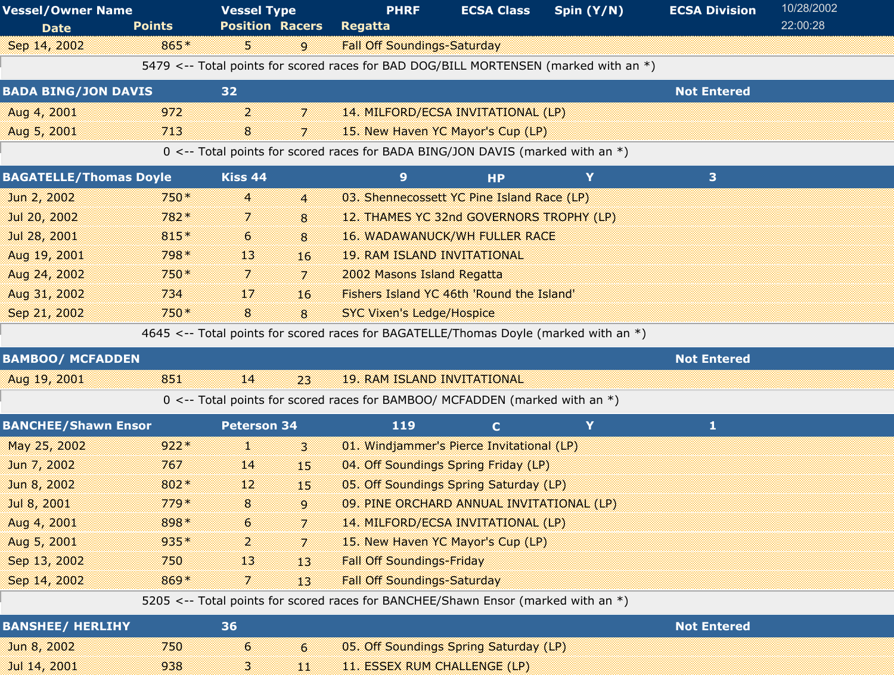| Vessel/Owner Name | | Vessel Type | | PHRF | ECSA Class | Spin (Y/N) | ECSA Division |
|---|---|---|---|---|---|---|---|
| Date | Points | Position | Racers | Regatta | | | |
| Sep 14, 2002 | 865* | 5 | 9 | Fall Off Soundings-Saturday | | | |
| 5479 <-- Total points for scored races for BAD DOG/BILL MORTENSEN (marked with an *) | | | | | | | |
| **BADA BING/JON DAVIS** | | **32** | | | | | **Not Entered** |
| Aug 4, 2001 | 972 | 2 | 7 | 14. MILFORD/ECSA INVITATIONAL (LP) | | | |
| Aug 5, 2001 | 713 | 8 | 7 | 15. New Haven YC Mayor's Cup (LP) | | | |
| 0 <-- Total points for scored races for BADA BING/JON DAVIS (marked with an *) | | | | | | | |
| **BAGATELLE/Thomas Doyle** | | **Kiss 44** | | **9** | **HP** | **Y** | **3** |
| Jun 2, 2002 | 750* | 4 | 4 | 03. Shennecossett YC Pine Island Race (LP) | | | |
| Jul 20, 2002 | 782* | 7 | 8 | 12. THAMES YC 32nd GOVERNORS TROPHY (LP) | | | |
| Jul 28, 2001 | 815* | 6 | 8 | 16. WADAWANUCK/WH FULLER RACE | | | |
| Aug 19, 2001 | 798* | 13 | 16 | 19. RAM ISLAND INVITATIONAL | | | |
| Aug 24, 2002 | 750* | 7 | 7 | 2002 Masons Island Regatta | | | |
| Aug 31, 2002 | 734 | 17 | 16 | Fishers Island YC 46th 'Round the Island' | | | |
| Sep 21, 2002 | 750* | 8 | 8 | SYC Vixen's Ledge/Hospice | | | |
| 4645 <-- Total points for scored races for BAGATELLE/Thomas Doyle (marked with an *) | | | | | | | |
| **BAMBOO/ MCFADDEN** | | | | | | | **Not Entered** |
| Aug 19, 2001 | 851 | 14 | 23 | 19. RAM ISLAND INVITATIONAL | | | |
| 0 <-- Total points for scored races for BAMBOO/ MCFADDEN (marked with an *) | | | | | | | |
| **BANCHEE/Shawn Ensor** | | **Peterson 34** | | **119** | **C** | **Y** | **1** |
| May 25, 2002 | 922* | 1 | 3 | 01. Windjammer's Pierce Invitational (LP) | | | |
| Jun 7, 2002 | 767 | 14 | 15 | 04. Off Soundings Spring Friday (LP) | | | |
| Jun 8, 2002 | 802* | 12 | 15 | 05. Off Soundings Spring Saturday (LP) | | | |
| Jul 8, 2001 | 779* | 8 | 9 | 09. PINE ORCHARD ANNUAL INVITATIONAL (LP) | | | |
| Aug 4, 2001 | 898* | 6 | 7 | 14. MILFORD/ECSA INVITATIONAL (LP) | | | |
| Aug 5, 2001 | 935* | 2 | 7 | 15. New Haven YC Mayor's Cup (LP) | | | |
| Sep 13, 2002 | 750 | 13 | 13 | Fall Off Soundings-Friday | | | |
| Sep 14, 2002 | 869* | 7 | 13 | Fall Off Soundings-Saturday | | | |
| 5205 <-- Total points for scored races for BANCHEE/Shawn Ensor (marked with an *) | | | | | | | |
| **BANSHEE/ HERLIHY** | | **36** | | | | | **Not Entered** |
| Jun 8, 2002 | 750 | 6 | 6 | 05. Off Soundings Spring Saturday (LP) | | | |
| Jul 14, 2001 | 938 | 3 | 11 | 11. ESSEX RUM CHALLENGE (LP) | | | |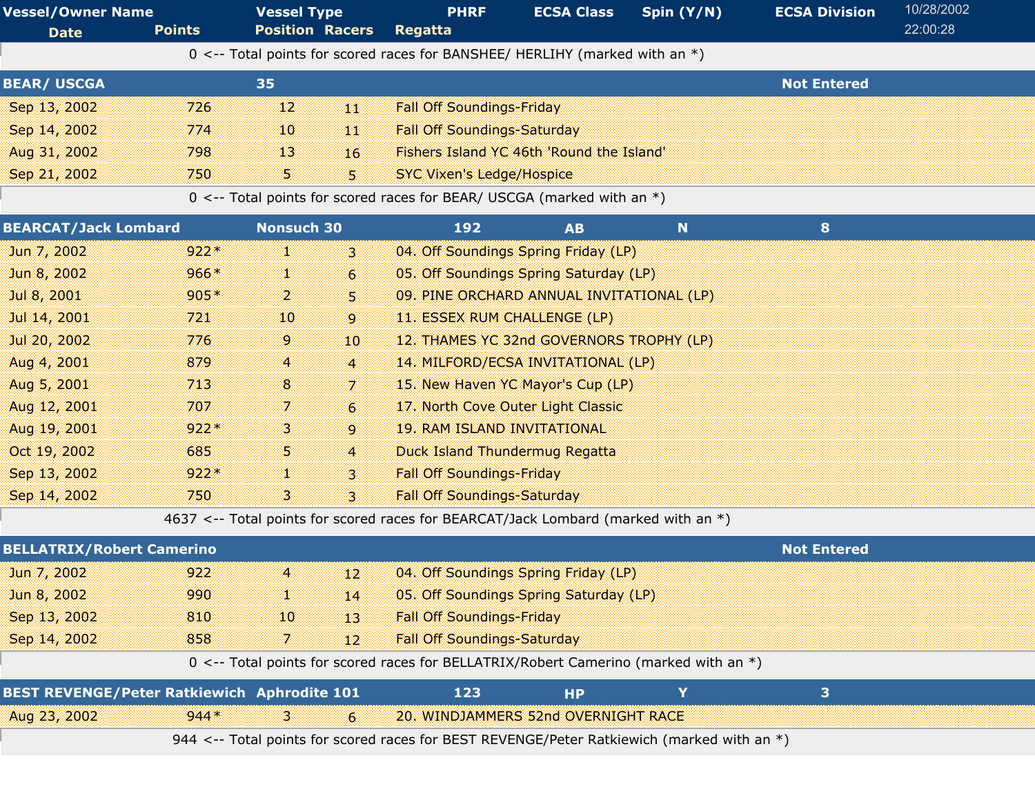| Vessel/Owner Name | | Vessel Type | | PHRF | ECSA Class | Spin (Y/N) | ECSA Division |
|---|---|---|---|---|---|---|---|
| Date | Points | Position | Racers | Regatta | | | |

0 <-- Total points for scored races for BANSHEE/ HERLIHY (marked with an *)

| BEAR/ USCGA | | 35 | | | | | Not Entered |
|---|---|---|---|---|---|---|---|
| Sep 13, 2002 | 726 | 12 | 11 | Fall Off Soundings-Friday | | | |
| Sep 14, 2002 | 774 | 10 | 11 | Fall Off Soundings-Saturday | | | |
| Aug 31, 2002 | 798 | 13 | 16 | Fishers Island YC 46th 'Round the Island' | | | |
| Sep 21, 2002 | 750 | 5 | 5 | SYC Vixen's Ledge/Hospice | | | |

0 <-- Total points for scored races for BEAR/ USCGA (marked with an *)

| BEARCAT/Jack Lombard | | Nonsuch 30 | | 192 | AB | N | 8 |
|---|---|---|---|---|---|---|---|
| Jun 7, 2002 | 922* | 1 | 3 | 04. Off Soundings Spring Friday (LP) | | | |
| Jun 8, 2002 | 966* | 1 | 6 | 05. Off Soundings Spring Saturday (LP) | | | |
| Jul 8, 2001 | 905* | 2 | 5 | 09. PINE ORCHARD ANNUAL INVITATIONAL (LP) | | | |
| Jul 14, 2001 | 721 | 10 | 9 | 11. ESSEX RUM CHALLENGE (LP) | | | |
| Jul 20, 2002 | 776 | 9 | 10 | 12. THAMES YC 32nd GOVERNORS TROPHY (LP) | | | |
| Aug 4, 2001 | 879 | 4 | 4 | 14. MILFORD/ECSA INVITATIONAL (LP) | | | |
| Aug 5, 2001 | 713 | 8 | 7 | 15. New Haven YC Mayor's Cup (LP) | | | |
| Aug 12, 2001 | 707 | 7 | 6 | 17. North Cove Outer Light Classic | | | |
| Aug 19, 2001 | 922* | 3 | 9 | 19. RAM ISLAND INVITATIONAL | | | |
| Oct 19, 2002 | 685 | 5 | 4 | Duck Island Thundermug Regatta | | | |
| Sep 13, 2002 | 922* | 1 | 3 | Fall Off Soundings-Friday | | | |
| Sep 14, 2002 | 750 | 3 | 3 | Fall Off Soundings-Saturday | | | |

4637 <-- Total points for scored races for BEARCAT/Jack Lombard (marked with an *)

| BELLATRIX/Robert Camerino | | | | | | | Not Entered |
|---|---|---|---|---|---|---|---|
| Jun 7, 2002 | 922 | 4 | 12 | 04. Off Soundings Spring Friday (LP) | | | |
| Jun 8, 2002 | 990 | 1 | 14 | 05. Off Soundings Spring Saturday (LP) | | | |
| Sep 13, 2002 | 810 | 10 | 13 | Fall Off Soundings-Friday | | | |
| Sep 14, 2002 | 858 | 7 | 12 | Fall Off Soundings-Saturday | | | |

0 <-- Total points for scored races for BELLATRIX/Robert Camerino (marked with an *)

| BEST REVENGE/Peter Ratkiewich | | Aphrodite 101 | | 123 | HP | Y | 3 |
|---|---|---|---|---|---|---|---|
| Aug 23, 2002 | 944* | 3 | 6 | 20. WINDJAMMERS 52nd OVERNIGHT RACE | | | |

944 <-- Total points for scored races for BEST REVENGE/Peter Ratkiewich (marked with an *)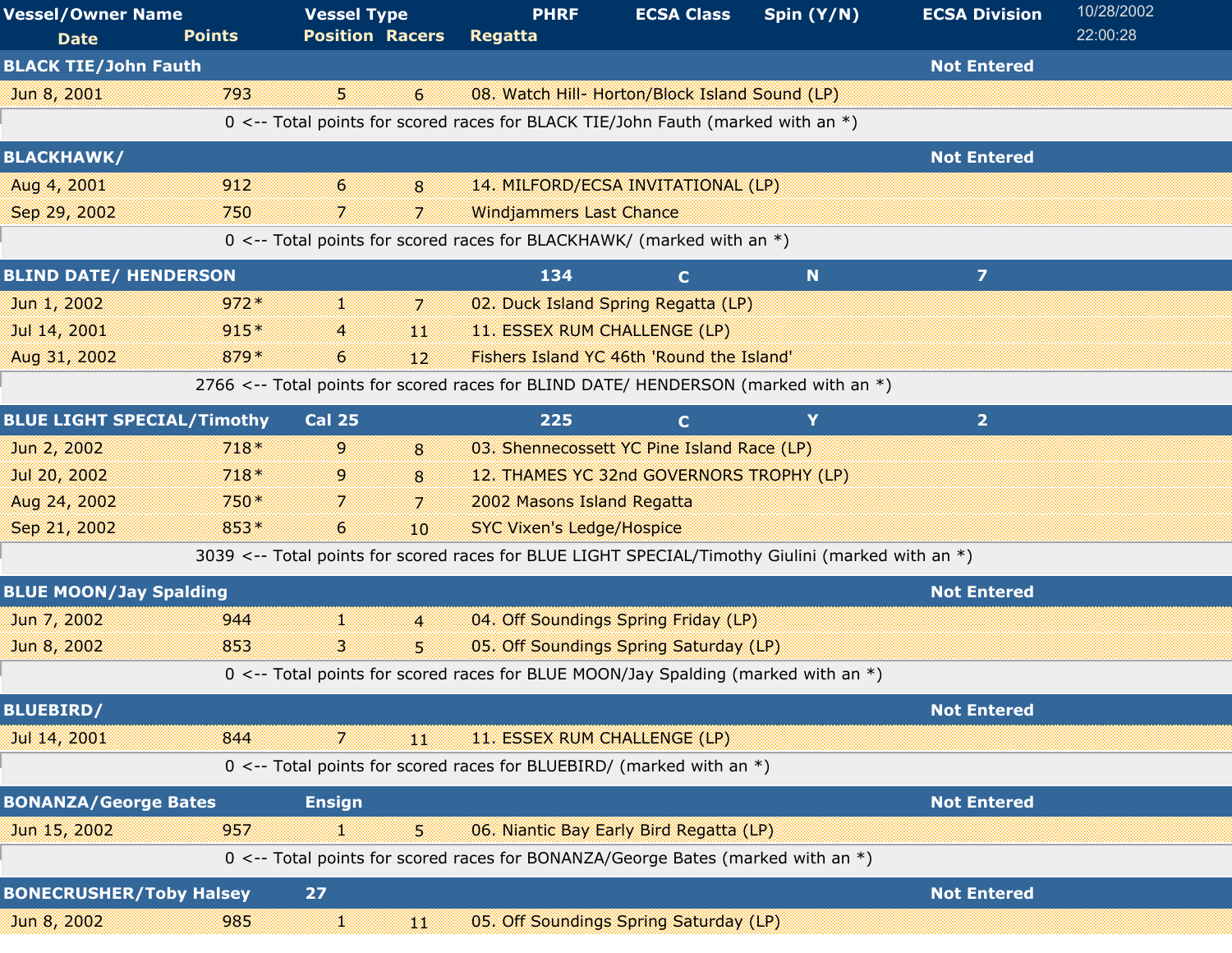| Vessel/Owner Name | Vessel Type | PHRF | ECSA Class | Spin (Y/N) | ECSA Division |
|---|---|---|---|---|---|
| **Date** | **Points** | **Position** | **Racers** | **Regatta** | |
| **BLACK TIE/John Fauth** | | | | | **Not Entered** |
| Jun 8, 2001 | 793 | 5 | 6 | 08. Watch Hill- Horton/Block Island Sound (LP) | |
| | 0 <-- Total points for scored races for BLACK TIE/John Fauth (marked with an *) | | | | |
| **BLACKHAWK/** | | | | | **Not Entered** |
| Aug 4, 2001 | 912 | 6 | 8 | 14. MILFORD/ECSA INVITATIONAL (LP) | |
| Sep 29, 2002 | 750 | 7 | 7 | Windjammers Last Chance | |
| | 0 <-- Total points for scored races for BLACKHAWK/ (marked with an *) | | | | |
| **BLIND DATE/ HENDERSON** | | **134** | **C** | **N** | **7** |
| Jun 1, 2002 | 972* | 1 | 7 | 02. Duck Island Spring Regatta (LP) | |
| Jul 14, 2001 | 915* | 4 | 11 | 11. ESSEX RUM CHALLENGE (LP) | |
| Aug 31, 2002 | 879* | 6 | 12 | Fishers Island YC 46th 'Round the Island' | |
| | 2766 <-- Total points for scored races for BLIND DATE/ HENDERSON (marked with an *) | | | | |
| **BLUE LIGHT SPECIAL/Timothy** | **Cal 25** | **225** | **C** | **Y** | **2** |
| Jun 2, 2002 | 718* | 9 | 8 | 03. Shennecossett YC Pine Island Race (LP) | |
| Jul 20, 2002 | 718* | 9 | 8 | 12. THAMES YC 32nd GOVERNORS TROPHY (LP) | |
| Aug 24, 2002 | 750* | 7 | 7 | 2002 Masons Island Regatta | |
| Sep 21, 2002 | 853* | 6 | 10 | SYC Vixen's Ledge/Hospice | |
| | 3039 <-- Total points for scored races for BLUE LIGHT SPECIAL/Timothy Giulini (marked with an *) | | | | |
| **BLUE MOON/Jay Spalding** | | | | | **Not Entered** |
| Jun 7, 2002 | 944 | 1 | 4 | 04. Off Soundings Spring Friday (LP) | |
| Jun 8, 2002 | 853 | 3 | 5 | 05. Off Soundings Spring Saturday (LP) | |
| | 0 <-- Total points for scored races for BLUE MOON/Jay Spalding (marked with an *) | | | | |
| **BLUEBIRD/** | | | | | **Not Entered** |
| Jul 14, 2001 | 844 | 7 | 11 | 11. ESSEX RUM CHALLENGE (LP) | |
| | 0 <-- Total points for scored races for BLUEBIRD/ (marked with an *) | | | | |
| **BONANZA/George Bates** | **Ensign** | | | | **Not Entered** |
| Jun 15, 2002 | 957 | 1 | 5 | 06. Niantic Bay Early Bird Regatta (LP) | |
| | 0 <-- Total points for scored races for BONANZA/George Bates (marked with an *) | | | | |
| **BONECRUSHER/Toby Halsey** | **27** | | | | **Not Entered** |
| Jun 8, 2002 | 985 | 1 | 11 | 05. Off Soundings Spring Saturday (LP) | |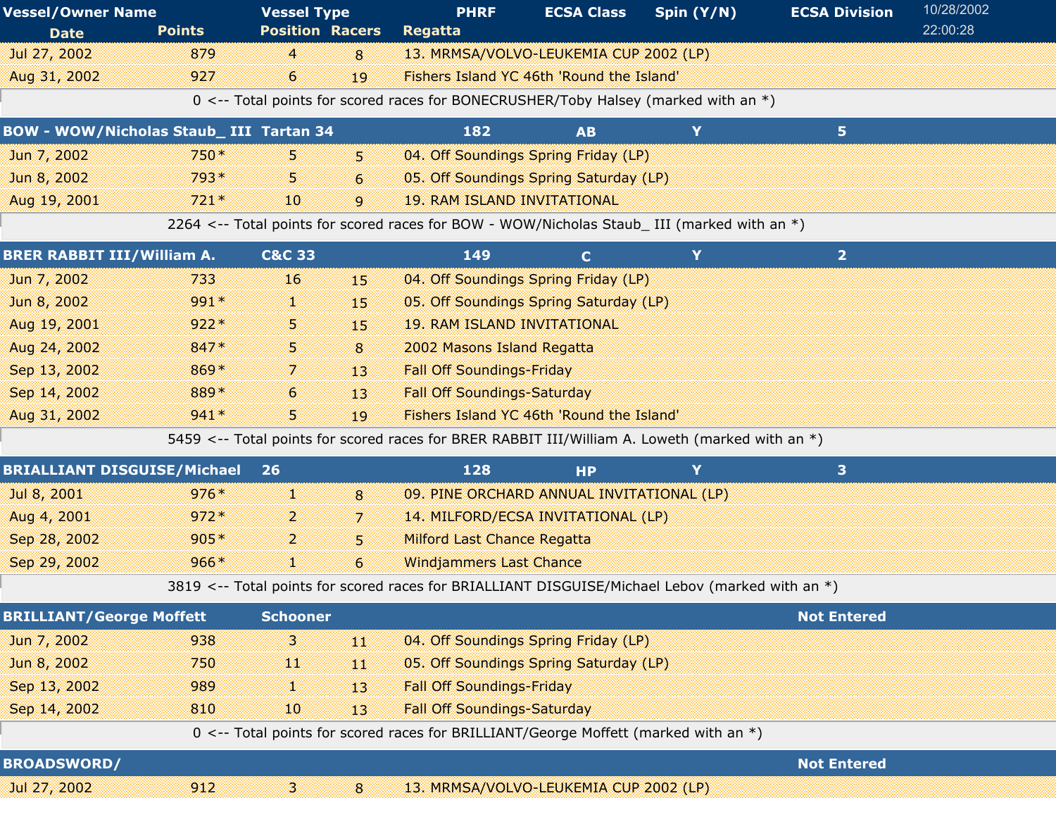| Vessel/Owner Name | Vessel Type | PHRF | ECSA Class | Spin (Y/N) | ECSA Division |
|---|---|---|---|---|---|
| **Date** | **Points** | **Position** | **Racers** | **Regatta** | |

10/28/2002 22:00:28

| Date | Points | Position | Racers | Regatta |
|---|---|---|---|---|
| Jul 27, 2002 | 879 | 4 | 8 | 13. MRMSA/VOLVO-LEUKEMIA CUP 2002 (LP) |
| Aug 31, 2002 | 927 | 6 | 19 | Fishers Island YC 46th 'Round the Island' |

0 <-- Total points for scored races for BONECRUSHER/Toby Halsey (marked with an *)

| BOW - WOW/Nicholas Staub_ III | Tartan 34 | 182 | AB | Y | 5 |
|---|---|---|---|---|---|
| Jun 7, 2002 | 750* | 5 | 5 | 04. Off Soundings Spring Friday (LP) | |
| Jun 8, 2002 | 793* | 5 | 6 | 05. Off Soundings Spring Saturday (LP) | |
| Aug 19, 2001 | 721* | 10 | 9 | 19. RAM ISLAND INVITATIONAL | |

2264 <-- Total points for scored races for BOW - WOW/Nicholas Staub_ III (marked with an *)

| BRER RABBIT III/William A. | C&C 33 | 149 | C | Y | 2 |
|---|---|---|---|---|---|
| Jun 7, 2002 | 733 | 16 | 15 | 04. Off Soundings Spring Friday (LP) | |
| Jun 8, 2002 | 991* | 1 | 15 | 05. Off Soundings Spring Saturday (LP) | |
| Aug 19, 2001 | 922* | 5 | 15 | 19. RAM ISLAND INVITATIONAL | |
| Aug 24, 2002 | 847* | 5 | 8 | 2002 Masons Island Regatta | |
| Sep 13, 2002 | 869* | 7 | 13 | Fall Off Soundings-Friday | |
| Sep 14, 2002 | 889* | 6 | 13 | Fall Off Soundings-Saturday | |
| Aug 31, 2002 | 941* | 5 | 19 | Fishers Island YC 46th 'Round the Island' | |

5459 <-- Total points for scored races for BRER RABBIT III/William A. Loweth (marked with an *)

| BRIALLIANT DISGUISE/Michael | 26 | 128 | HP | Y | 3 |
|---|---|---|---|---|---|
| Jul 8, 2001 | 976* | 1 | 8 | 09. PINE ORCHARD ANNUAL INVITATIONAL (LP) | |
| Aug 4, 2001 | 972* | 2 | 7 | 14. MILFORD/ECSA INVITATIONAL (LP) | |
| Sep 28, 2002 | 905* | 2 | 5 | Milford Last Chance Regatta | |
| Sep 29, 2002 | 966* | 1 | 6 | Windjammers Last Chance | |

3819 <-- Total points for scored races for BRIALLIANT DISGUISE/Michael Lebov (marked with an *)

| BRILLIANT/George Moffett | Schooner | | | | Not Entered |
|---|---|---|---|---|---|
| Jun 7, 2002 | 938 | 3 | 11 | 04. Off Soundings Spring Friday (LP) | |
| Jun 8, 2002 | 750 | 11 | 11 | 05. Off Soundings Spring Saturday (LP) | |
| Sep 13, 2002 | 989 | 1 | 13 | Fall Off Soundings-Friday | |
| Sep 14, 2002 | 810 | 10 | 13 | Fall Off Soundings-Saturday | |

0 <-- Total points for scored races for BRILLIANT/George Moffett (marked with an *)

| BROADSWORD/ | | | | | Not Entered |
|---|---|---|---|---|---|
| Jul 27, 2002 | 912 | 3 | 8 | 13. MRMSA/VOLVO-LEUKEMIA CUP 2002 (LP) | |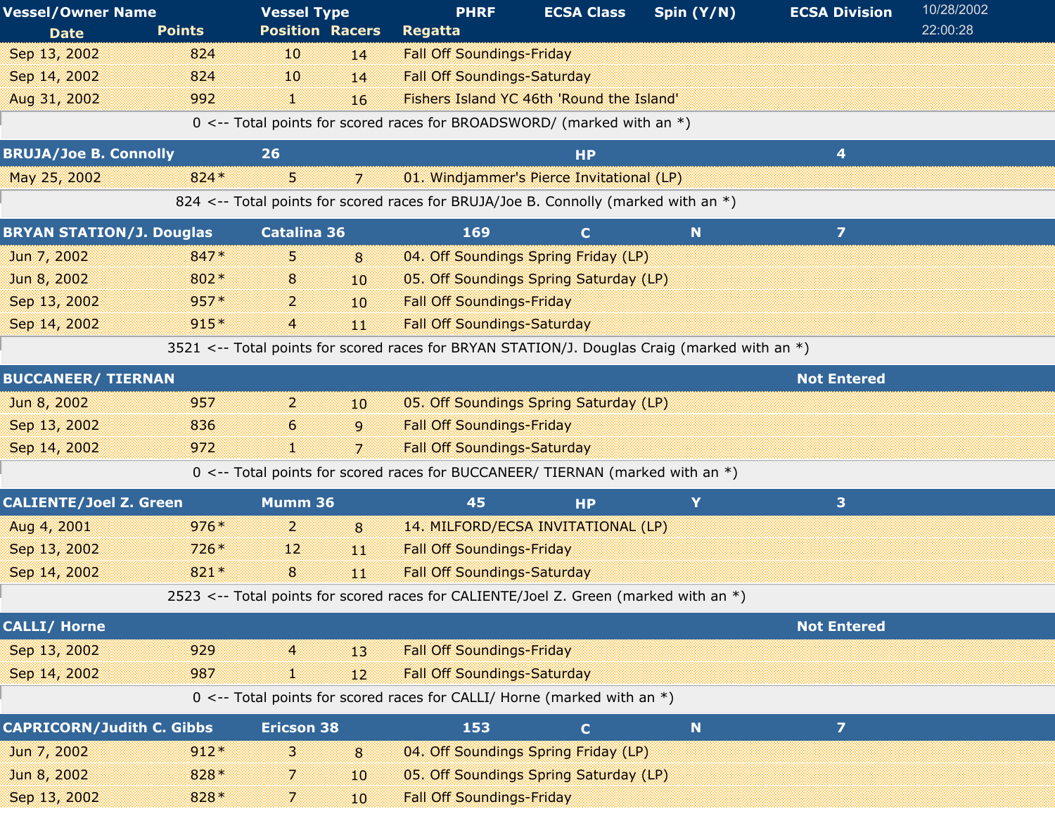| Vessel/Owner Name<br>Date | Points | Vessel Type<br>Position | Racers | PHRF<br>Regatta | ECSA Class | Spin (Y/N) | ECSA Division |
|---|---|---|---|---|---|---|---|
| Sep 13, 2002 | 824 | 10 | 14 | Fall Off Soundings-Friday | | | |
| Sep 14, 2002 | 824 | 10 | 14 | Fall Off Soundings-Saturday | | | |
| Aug 31, 2002 | 992 | 1 | 16 | Fishers Island YC 46th 'Round the Island' | | | |
| 0 <-- Total points for scored races for BROADSWORD/ (marked with an *) | | | | | | | |
| **BRUJA/Joe B. Connolly** | | 26 | | | HP | | 4 |
| May 25, 2002 | 824* | 5 | 7 | 01. Windjammer's Pierce Invitational (LP) | | | |
| 824 <-- Total points for scored races for BRUJA/Joe B. Connolly (marked with an *) | | | | | | | |
| **BRYAN STATION/J. Douglas** | | Catalina 36 | | 169 | C | N | 7 |
| Jun 7, 2002 | 847* | 5 | 8 | 04. Off Soundings Spring Friday (LP) | | | |
| Jun 8, 2002 | 802* | 8 | 10 | 05. Off Soundings Spring Saturday (LP) | | | |
| Sep 13, 2002 | 957* | 2 | 10 | Fall Off Soundings-Friday | | | |
| Sep 14, 2002 | 915* | 4 | 11 | Fall Off Soundings-Saturday | | | |
| 3521 <-- Total points for scored races for BRYAN STATION/J. Douglas Craig (marked with an *) | | | | | | | |
| **BUCCANEER/ TIERNAN** | | | | | | | Not Entered |
| Jun 8, 2002 | 957 | 2 | 10 | 05. Off Soundings Spring Saturday (LP) | | | |
| Sep 13, 2002 | 836 | 6 | 9 | Fall Off Soundings-Friday | | | |
| Sep 14, 2002 | 972 | 1 | 7 | Fall Off Soundings-Saturday | | | |
| 0 <-- Total points for scored races for BUCCANEER/ TIERNAN (marked with an *) | | | | | | | |
| **CALIENTE/Joel Z. Green** | | Mumm 36 | | 45 | HP | Y | 3 |
| Aug 4, 2001 | 976* | 2 | 8 | 14. MILFORD/ECSA INVITATIONAL (LP) | | | |
| Sep 13, 2002 | 726* | 12 | 11 | Fall Off Soundings-Friday | | | |
| Sep 14, 2002 | 821* | 8 | 11 | Fall Off Soundings-Saturday | | | |
| 2523 <-- Total points for scored races for CALIENTE/Joel Z. Green (marked with an *) | | | | | | | |
| **CALLI/ Horne** | | | | | | | Not Entered |
| Sep 13, 2002 | 929 | 4 | 13 | Fall Off Soundings-Friday | | | |
| Sep 14, 2002 | 987 | 1 | 12 | Fall Off Soundings-Saturday | | | |
| 0 <-- Total points for scored races for CALLI/ Horne (marked with an *) | | | | | | | |
| **CAPRICORN/Judith C. Gibbs** | | Ericson 38 | | 153 | C | N | 7 |
| Jun 7, 2002 | 912* | 3 | 8 | 04. Off Soundings Spring Friday (LP) | | | |
| Jun 8, 2002 | 828* | 7 | 10 | 05. Off Soundings Spring Saturday (LP) | | | |
| Sep 13, 2002 | 828* | 7 | 10 | Fall Off Soundings-Friday | | | |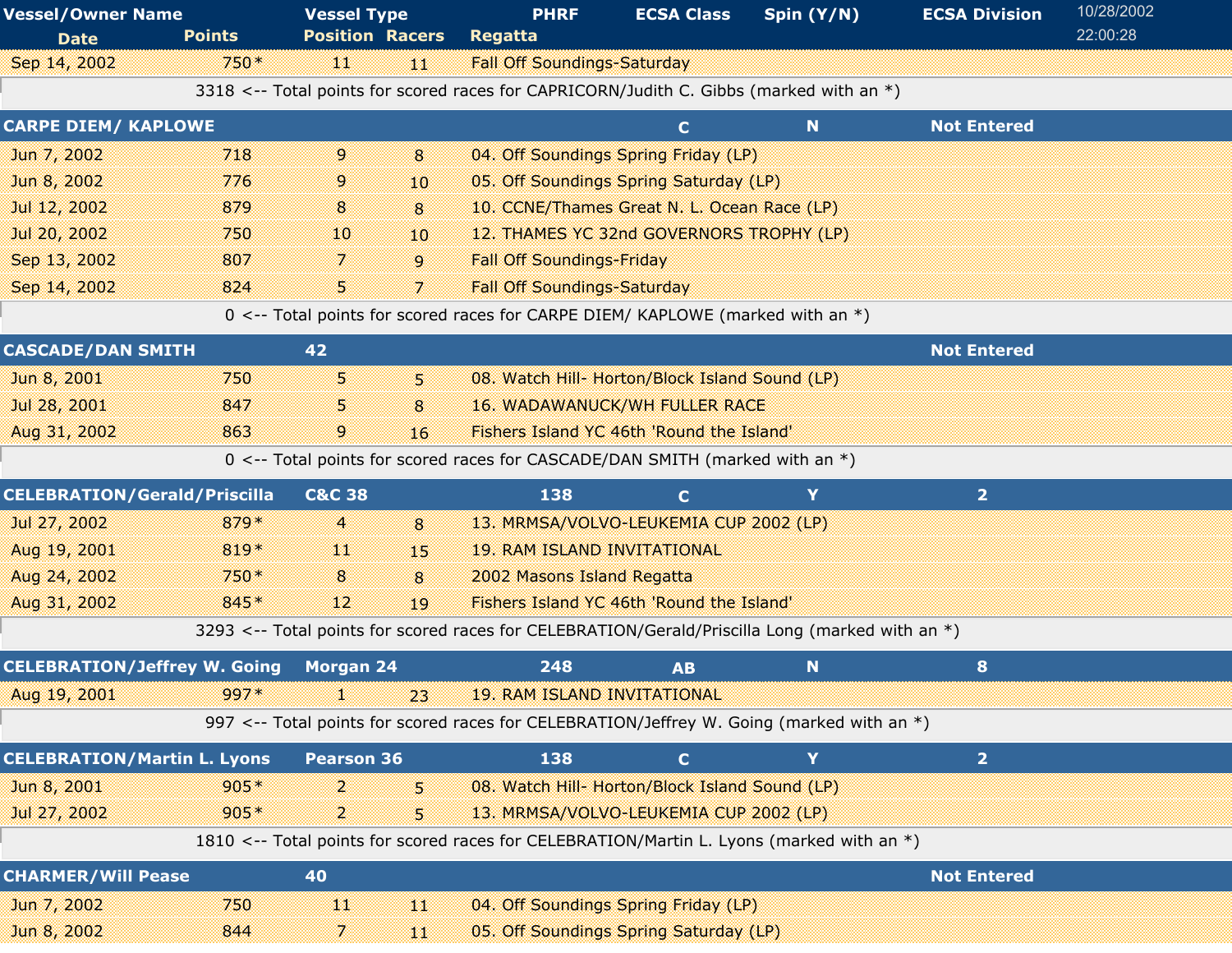| Vessel/Owner Name | | Vessel Type | | PHRF | ECSA Class | Spin (Y/N) | ECSA Division |
|---|---|---|---|---|---|---|---|
| Date | Points | Position | Racers | Regatta | | | |
| Sep 14, 2002 | 750* | 11 | 11 | Fall Off Soundings-Saturday | | | |
| 3318 <-- Total points for scored races for CAPRICORN/Judith C. Gibbs (marked with an *) | | | | | | | |
| **CARPE DIEM/ KAPLOWE** | | | | | C | N | Not Entered |
| Jun 7, 2002 | 718 | 9 | 8 | 04. Off Soundings Spring Friday (LP) | | | |
| Jun 8, 2002 | 776 | 9 | 10 | 05. Off Soundings Spring Saturday (LP) | | | |
| Jul 12, 2002 | 879 | 8 | 8 | 10. CCNE/Thames Great N. L. Ocean Race (LP) | | | |
| Jul 20, 2002 | 750 | 10 | 10 | 12. THAMES YC 32nd GOVERNORS TROPHY (LP) | | | |
| Sep 13, 2002 | 807 | 7 | 9 | Fall Off Soundings-Friday | | | |
| Sep 14, 2002 | 824 | 5 | 7 | Fall Off Soundings-Saturday | | | |
| 0 <-- Total points for scored races for CARPE DIEM/ KAPLOWE (marked with an *) | | | | | | | |
| **CASCADE/DAN SMITH** | | 42 | | | | | Not Entered |
| Jun 8, 2001 | 750 | 5 | 5 | 08. Watch Hill- Horton/Block Island Sound (LP) | | | |
| Jul 28, 2001 | 847 | 5 | 8 | 16. WADAWANUCK/WH FULLER RACE | | | |
| Aug 31, 2002 | 863 | 9 | 16 | Fishers Island YC 46th 'Round the Island' | | | |
| 0 <-- Total points for scored races for CASCADE/DAN SMITH (marked with an *) | | | | | | | |
| **CELEBRATION/Gerald/Priscilla** | | C&C 38 | | 138 | C | Y | 2 |
| Jul 27, 2002 | 879* | 4 | 8 | 13. MRMSA/VOLVO-LEUKEMIA CUP 2002 (LP) | | | |
| Aug 19, 2001 | 819* | 11 | 15 | 19. RAM ISLAND INVITATIONAL | | | |
| Aug 24, 2002 | 750* | 8 | 8 | 2002 Masons Island Regatta | | | |
| Aug 31, 2002 | 845* | 12 | 19 | Fishers Island YC 46th 'Round the Island' | | | |
| 3293 <-- Total points for scored races for CELEBRATION/Gerald/Priscilla Long (marked with an *) | | | | | | | |
| **CELEBRATION/Jeffrey W. Going** | | Morgan 24 | | 248 | AB | N | 8 |
| Aug 19, 2001 | 997* | 1 | 23 | 19. RAM ISLAND INVITATIONAL | | | |
| 997 <-- Total points for scored races for CELEBRATION/Jeffrey W. Going (marked with an *) | | | | | | | |
| **CELEBRATION/Martin L. Lyons** | | Pearson 36 | | 138 | C | Y | 2 |
| Jun 8, 2001 | 905* | 2 | 5 | 08. Watch Hill- Horton/Block Island Sound (LP) | | | |
| Jul 27, 2002 | 905* | 2 | 5 | 13. MRMSA/VOLVO-LEUKEMIA CUP 2002 (LP) | | | |
| 1810 <-- Total points for scored races for CELEBRATION/Martin L. Lyons (marked with an *) | | | | | | | |
| **CHARMER/Will Pease** | | 40 | | | | | Not Entered |
| Jun 7, 2002 | 750 | 11 | 11 | 04. Off Soundings Spring Friday (LP) | | | |
| Jun 8, 2002 | 844 | 7 | 11 | 05. Off Soundings Spring Saturday (LP) | | | |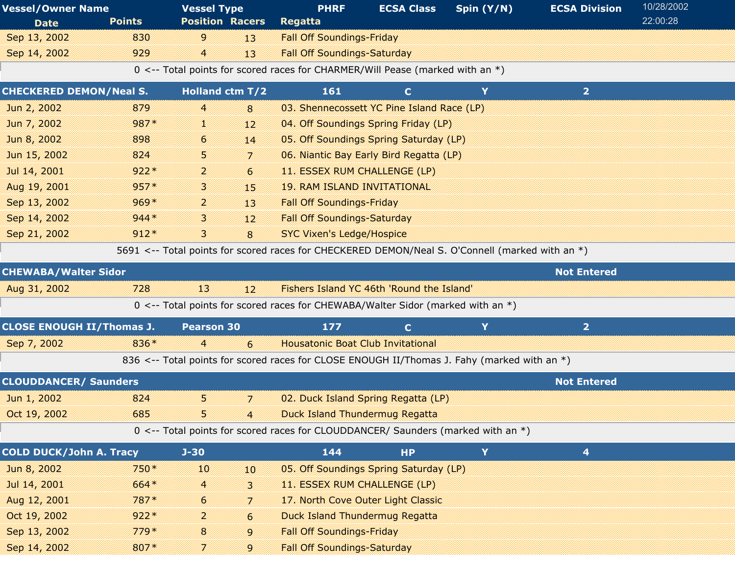| Vessel/Owner Name | | Vessel Type | | PHRF | ECSA Class | Spin (Y/N) | ECSA Division |
|---|---|---|---|---|---|---|---|
| Date | Points | Position | Racers | Regatta | | | |
| Sep 13, 2002 | 830 | 9 | 13 | Fall Off Soundings-Friday | | | |
| Sep 14, 2002 | 929 | 4 | 13 | Fall Off Soundings-Saturday | | | |
| 0 <-- Total points for scored races for CHARMER/Will Pease (marked with an *) | | | | | | | |
| **CHECKERED DEMON/Neal S.** | | **Holland ctm T/2** | | **161** | **C** | **Y** | **2** |
| Jun 2, 2002 | 879 | 4 | 8 | 03. Shennecossett YC Pine Island Race (LP) | | | |
| Jun 7, 2002 | 987* | 1 | 12 | 04. Off Soundings Spring Friday (LP) | | | |
| Jun 8, 2002 | 898 | 6 | 14 | 05. Off Soundings Spring Saturday (LP) | | | |
| Jun 15, 2002 | 824 | 5 | 7 | 06. Niantic Bay Early Bird Regatta (LP) | | | |
| Jul 14, 2001 | 922* | 2 | 6 | 11. ESSEX RUM CHALLENGE (LP) | | | |
| Aug 19, 2001 | 957* | 3 | 15 | 19. RAM ISLAND INVITATIONAL | | | |
| Sep 13, 2002 | 969* | 2 | 13 | Fall Off Soundings-Friday | | | |
| Sep 14, 2002 | 944* | 3 | 12 | Fall Off Soundings-Saturday | | | |
| Sep 21, 2002 | 912* | 3 | 8 | SYC Vixen's Ledge/Hospice | | | |
| 5691 <-- Total points for scored races for CHECKERED DEMON/Neal S. O'Connell (marked with an *) | | | | | | | |
| **CHEWABA/Walter Sidor** | | | | | | | **Not Entered** |
| Aug 31, 2002 | 728 | 13 | 12 | Fishers Island YC 46th 'Round the Island' | | | |
| 0 <-- Total points for scored races for CHEWABA/Walter Sidor (marked with an *) | | | | | | | |
| **CLOSE ENOUGH II/Thomas J.** | | **Pearson 30** | | **177** | **C** | **Y** | **2** |
| Sep 7, 2002 | 836* | 4 | 6 | Housatonic Boat Club Invitational | | | |
| 836 <-- Total points for scored races for CLOSE ENOUGH II/Thomas J. Fahy (marked with an *) | | | | | | | |
| **CLOUDDANCER/ Saunders** | | | | | | | **Not Entered** |
| Jun 1, 2002 | 824 | 5 | 7 | 02. Duck Island Spring Regatta (LP) | | | |
| Oct 19, 2002 | 685 | 5 | 4 | Duck Island Thundermug Regatta | | | |
| 0 <-- Total points for scored races for CLOUDDANCER/ Saunders (marked with an *) | | | | | | | |
| **COLD DUCK/John A. Tracy** | | **J-30** | | **144** | **HP** | **Y** | **4** |
| Jun 8, 2002 | 750* | 10 | 10 | 05. Off Soundings Spring Saturday (LP) | | | |
| Jul 14, 2001 | 664* | 4 | 3 | 11. ESSEX RUM CHALLENGE (LP) | | | |
| Aug 12, 2001 | 787* | 6 | 7 | 17. North Cove Outer Light Classic | | | |
| Oct 19, 2002 | 922* | 2 | 6 | Duck Island Thundermug Regatta | | | |
| Sep 13, 2002 | 779* | 8 | 9 | Fall Off Soundings-Friday | | | |
| Sep 14, 2002 | 807* | 7 | 9 | Fall Off Soundings-Saturday | | | |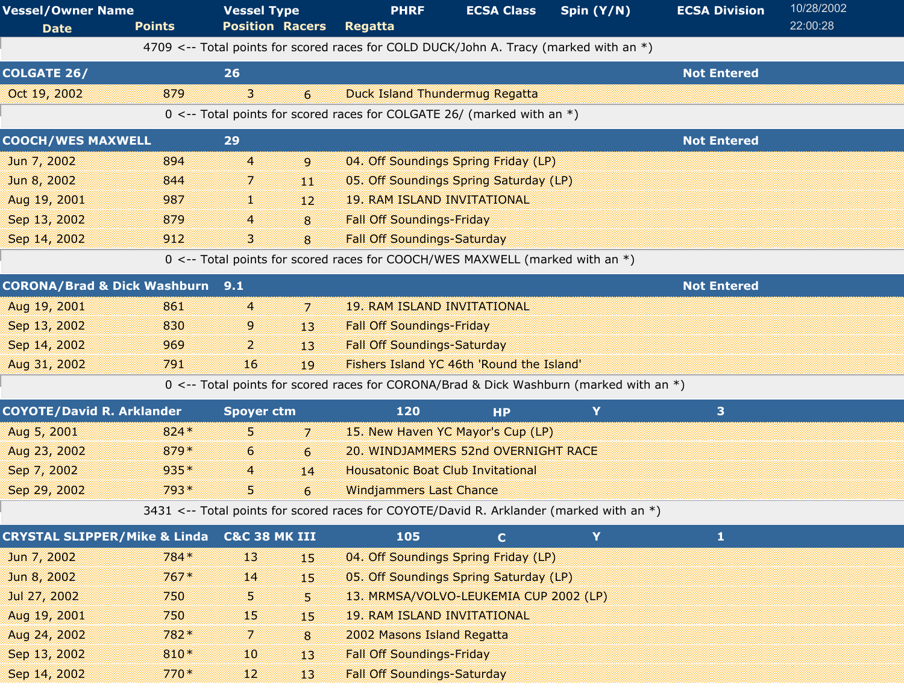| Vessel/Owner Name | | Vessel Type | | PHRF | ECSA Class | Spin (Y/N) | ECSA Division |
|---|---|---|---|---|---|---|---|
| Date | Points | Position | Racers | Regatta | | | |

10/28/2002 22:00:28

4709 <-- Total points for scored races for COLD DUCK/John A. Tracy (marked with an *)

| COLGATE 26/ | | 26 | | | | | Not Entered |
|---|---|---|---|---|---|---|---|
| Oct 19, 2002 | 879 | 3 | 6 | Duck Island Thundermug Regatta | | | |

0 <-- Total points for scored races for COLGATE 26/ (marked with an *)

| COOCH/WES MAXWELL | | 29 | | | | | Not Entered |
|---|---|---|---|---|---|---|---|
| Jun 7, 2002 | 894 | 4 | 9 | 04. Off Soundings Spring Friday (LP) | | | |
| Jun 8, 2002 | 844 | 7 | 11 | 05. Off Soundings Spring Saturday (LP) | | | |
| Aug 19, 2001 | 987 | 1 | 12 | 19. RAM ISLAND INVITATIONAL | | | |
| Sep 13, 2002 | 879 | 4 | 8 | Fall Off Soundings-Friday | | | |
| Sep 14, 2002 | 912 | 3 | 8 | Fall Off Soundings-Saturday | | | |

0 <-- Total points for scored races for COOCH/WES MAXWELL (marked with an *)

| CORONA/Brad & Dick Washburn | | 9.1 | | | | | Not Entered |
|---|---|---|---|---|---|---|---|
| Aug 19, 2001 | 861 | 4 | 7 | 19. RAM ISLAND INVITATIONAL | | | |
| Sep 13, 2002 | 830 | 9 | 13 | Fall Off Soundings-Friday | | | |
| Sep 14, 2002 | 969 | 2 | 13 | Fall Off Soundings-Saturday | | | |
| Aug 31, 2002 | 791 | 16 | 19 | Fishers Island YC 46th 'Round the Island' | | | |

0 <-- Total points for scored races for CORONA/Brad & Dick Washburn (marked with an *)

| COYOTE/David R. Arklander | | Spoyer ctm | | 120 | HP | Y | 3 |
|---|---|---|---|---|---|---|---|
| Aug 5, 2001 | 824* | 5 | 7 | 15. New Haven YC Mayor's Cup (LP) | | | |
| Aug 23, 2002 | 879* | 6 | 6 | 20. WINDJAMMERS 52nd OVERNIGHT RACE | | | |
| Sep 7, 2002 | 935* | 4 | 14 | Housatonic Boat Club Invitational | | | |
| Sep 29, 2002 | 793* | 5 | 6 | Windjammers Last Chance | | | |

3431 <-- Total points for scored races for COYOTE/David R. Arklander (marked with an *)

| CRYSTAL SLIPPER/Mike & Linda | | C&C 38 MK III | | 105 | C | Y | 1 |
|---|---|---|---|---|---|---|---|
| Jun 7, 2002 | 784* | 13 | 15 | 04. Off Soundings Spring Friday (LP) | | | |
| Jun 8, 2002 | 767* | 14 | 15 | 05. Off Soundings Spring Saturday (LP) | | | |
| Jul 27, 2002 | 750 | 5 | 5 | 13. MRMSA/VOLVO-LEUKEMIA CUP 2002 (LP) | | | |
| Aug 19, 2001 | 750 | 15 | 15 | 19. RAM ISLAND INVITATIONAL | | | |
| Aug 24, 2002 | 782* | 7 | 8 | 2002 Masons Island Regatta | | | |
| Sep 13, 2002 | 810* | 10 | 13 | Fall Off Soundings-Friday | | | |
| Sep 14, 2002 | 770* | 12 | 13 | Fall Off Soundings-Saturday | | | |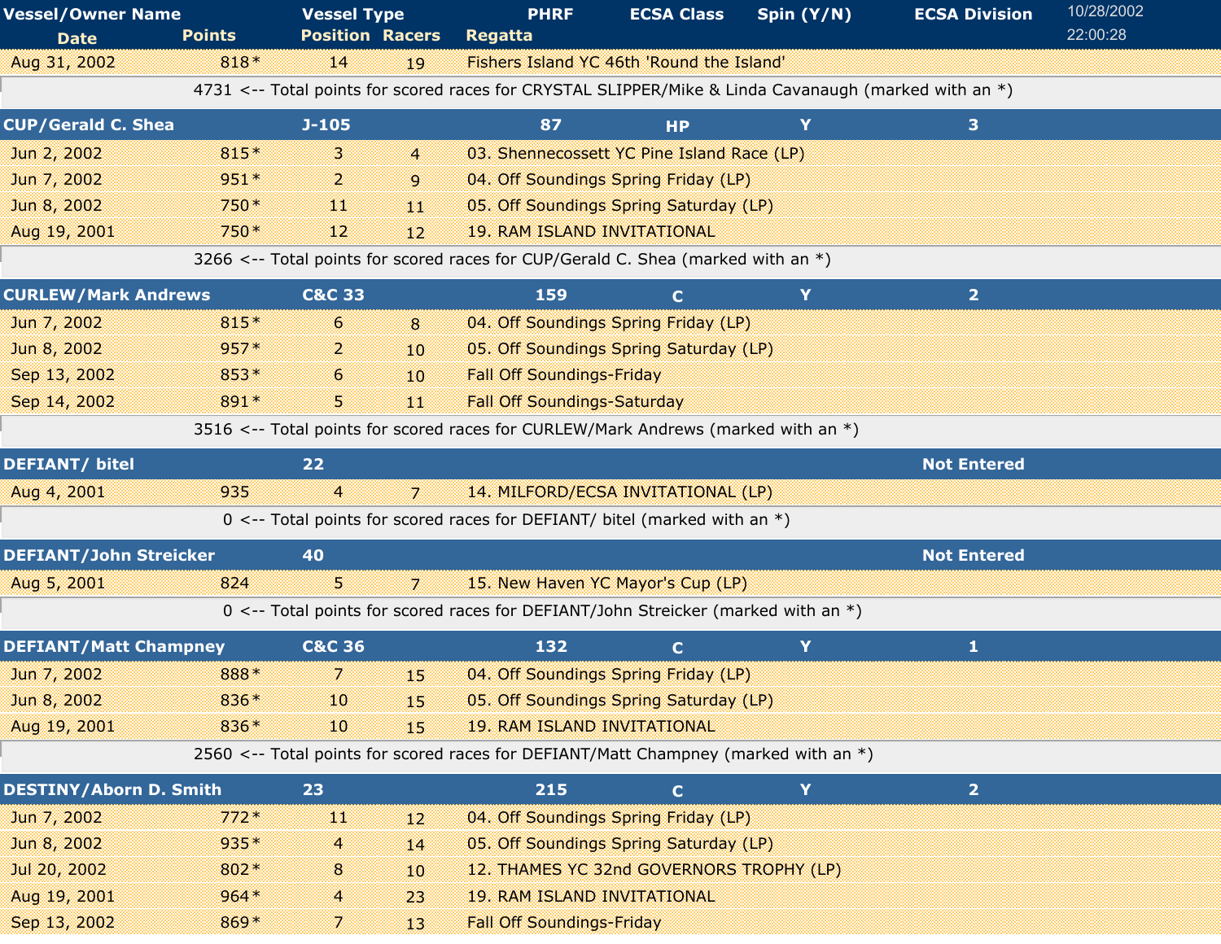| Vessel/Owner Name | | Vessel Type | | PHRF | ECSA Class | Spin (Y/N) | ECSA Division |
|---|---|---|---|---|---|---|---|
| Date | Points | Position | Racers | Regatta | | | |
| Aug 31, 2002 | 818* | 14 | 19 | Fishers Island YC 46th 'Round the Island' | | | |
| | 4731 <-- Total points for scored races for CRYSTAL SLIPPER/Mike & Linda Cavanaugh (marked with an *) | | | | | | |
| **CUP/Gerald C. Shea** | | **J-105** | | **87** | **HP** | **Y** | **3** |
| Jun 2, 2002 | 815* | 3 | 4 | 03. Shennecossett YC Pine Island Race (LP) | | | |
| Jun 7, 2002 | 951* | 2 | 9 | 04. Off Soundings Spring Friday (LP) | | | |
| Jun 8, 2002 | 750* | 11 | 11 | 05. Off Soundings Spring Saturday (LP) | | | |
| Aug 19, 2001 | 750* | 12 | 12 | 19. RAM ISLAND INVITATIONAL | | | |
| | 3266 <-- Total points for scored races for CUP/Gerald C. Shea (marked with an *) | | | | | | |
| **CURLEW/Mark Andrews** | | **C&C 33** | | **159** | **C** | **Y** | **2** |
| Jun 7, 2002 | 815* | 6 | 8 | 04. Off Soundings Spring Friday (LP) | | | |
| Jun 8, 2002 | 957* | 2 | 10 | 05. Off Soundings Spring Saturday (LP) | | | |
| Sep 13, 2002 | 853* | 6 | 10 | Fall Off Soundings-Friday | | | |
| Sep 14, 2002 | 891* | 5 | 11 | Fall Off Soundings-Saturday | | | |
| | 3516 <-- Total points for scored races for CURLEW/Mark Andrews (marked with an *) | | | | | | |
| **DEFIANT/ bitel** | | **22** | | | | | **Not Entered** |
| Aug 4, 2001 | 935 | 4 | 7 | 14. MILFORD/ECSA INVITATIONAL (LP) | | | |
| | 0 <-- Total points for scored races for DEFIANT/ bitel (marked with an *) | | | | | | |
| **DEFIANT/John Streicker** | | **40** | | | | | **Not Entered** |
| Aug 5, 2001 | 824 | 5 | 7 | 15. New Haven YC Mayor's Cup (LP) | | | |
| | 0 <-- Total points for scored races for DEFIANT/John Streicker (marked with an *) | | | | | | |
| **DEFIANT/Matt Champney** | | **C&C 36** | | **132** | **C** | **Y** | **1** |
| Jun 7, 2002 | 888* | 7 | 15 | 04. Off Soundings Spring Friday (LP) | | | |
| Jun 8, 2002 | 836* | 10 | 15 | 05. Off Soundings Spring Saturday (LP) | | | |
| Aug 19, 2001 | 836* | 10 | 15 | 19. RAM ISLAND INVITATIONAL | | | |
| | 2560 <-- Total points for scored races for DEFIANT/Matt Champney (marked with an *) | | | | | | |
| **DESTINY/Aborn D. Smith** | | **23** | | **215** | **C** | **Y** | **2** |
| Jun 7, 2002 | 772* | 11 | 12 | 04. Off Soundings Spring Friday (LP) | | | |
| Jun 8, 2002 | 935* | 4 | 14 | 05. Off Soundings Spring Saturday (LP) | | | |
| Jul 20, 2002 | 802* | 8 | 10 | 12. THAMES YC 32nd GOVERNORS TROPHY (LP) | | | |
| Aug 19, 2001 | 964* | 4 | 23 | 19. RAM ISLAND INVITATIONAL | | | |
| Sep 13, 2002 | 869* | 7 | 13 | Fall Off Soundings-Friday | | | |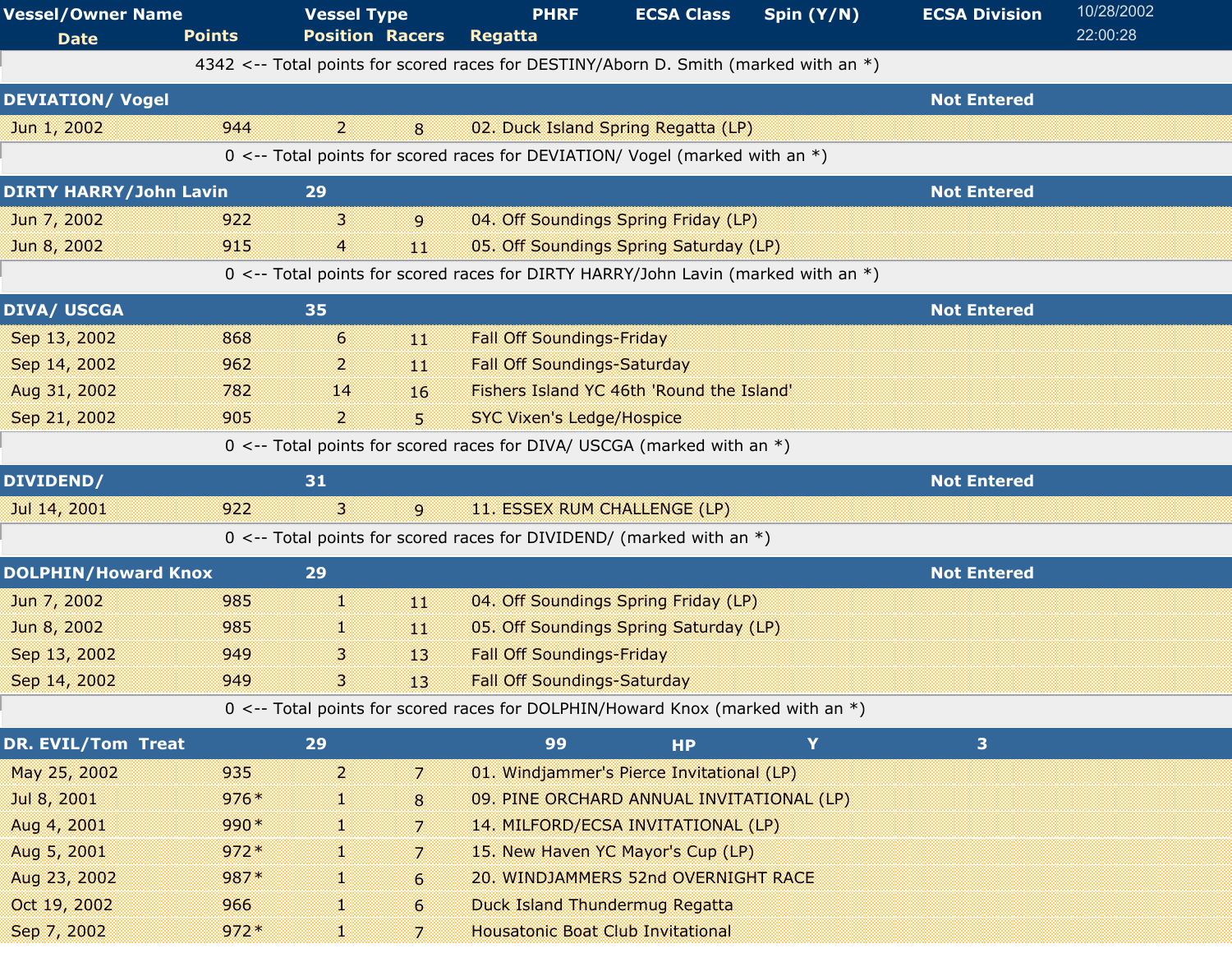| Vessel/Owner Name<br>Date | Points | Vessel Type<br>Position | Racers | PHRF<br>Regatta | ECSA Class | Spin (Y/N) | ECSA Division |
|---|---|---|---|---|---|---|---|
| 4342 <-- Total points for scored races for DESTINY/Aborn D. Smith (marked with an *) | | | | | | | |
| **DEVIATION/ Vogel** | | | | | | | **Not Entered** |
| Jun 1, 2002 | 944 | 2 | 8 | 02. Duck Island Spring Regatta (LP) | | | |
| 0 <-- Total points for scored races for DEVIATION/ Vogel (marked with an *) | | | | | | | |
| **DIRTY HARRY/John Lavin** | | **29** | | | | | **Not Entered** |
| Jun 7, 2002 | 922 | 3 | 9 | 04. Off Soundings Spring Friday (LP) | | | |
| Jun 8, 2002 | 915 | 4 | 11 | 05. Off Soundings Spring Saturday (LP) | | | |
| 0 <-- Total points for scored races for DIRTY HARRY/John Lavin (marked with an *) | | | | | | | |
| **DIVA/ USCGA** | | **35** | | | | | **Not Entered** |
| Sep 13, 2002 | 868 | 6 | 11 | Fall Off Soundings-Friday | | | |
| Sep 14, 2002 | 962 | 2 | 11 | Fall Off Soundings-Saturday | | | |
| Aug 31, 2002 | 782 | 14 | 16 | Fishers Island YC 46th 'Round the Island' | | | |
| Sep 21, 2002 | 905 | 2 | 5 | SYC Vixen's Ledge/Hospice | | | |
| 0 <-- Total points for scored races for DIVA/ USCGA (marked with an *) | | | | | | | |
| **DIVIDEND/** | | **31** | | | | | **Not Entered** |
| Jul 14, 2001 | 922 | 3 | 9 | 11. ESSEX RUM CHALLENGE (LP) | | | |
| 0 <-- Total points for scored races for DIVIDEND/ (marked with an *) | | | | | | | |
| **DOLPHIN/Howard Knox** | | **29** | | | | | **Not Entered** |
| Jun 7, 2002 | 985 | 1 | 11 | 04. Off Soundings Spring Friday (LP) | | | |
| Jun 8, 2002 | 985 | 1 | 11 | 05. Off Soundings Spring Saturday (LP) | | | |
| Sep 13, 2002 | 949 | 3 | 13 | Fall Off Soundings-Friday | | | |
| Sep 14, 2002 | 949 | 3 | 13 | Fall Off Soundings-Saturday | | | |
| 0 <-- Total points for scored races for DOLPHIN/Howard Knox (marked with an *) | | | | | | | |
| **DR. EVIL/Tom Treat** | | **29** | | **99** | **HP** | **Y** | **3** |
| May 25, 2002 | 935 | 2 | 7 | 01. Windjammer's Pierce Invitational (LP) | | | |
| Jul 8, 2001 | 976* | 1 | 8 | 09. PINE ORCHARD ANNUAL INVITATIONAL (LP) | | | |
| Aug 4, 2001 | 990* | 1 | 7 | 14. MILFORD/ECSA INVITATIONAL (LP) | | | |
| Aug 5, 2001 | 972* | 1 | 7 | 15. New Haven YC Mayor's Cup (LP) | | | |
| Aug 23, 2002 | 987* | 1 | 6 | 20. WINDJAMMERS 52nd OVERNIGHT RACE | | | |
| Oct 19, 2002 | 966 | 1 | 6 | Duck Island Thundermug Regatta | | | |
| Sep 7, 2002 | 972* | 1 | 7 | Housatonic Boat Club Invitational | | | |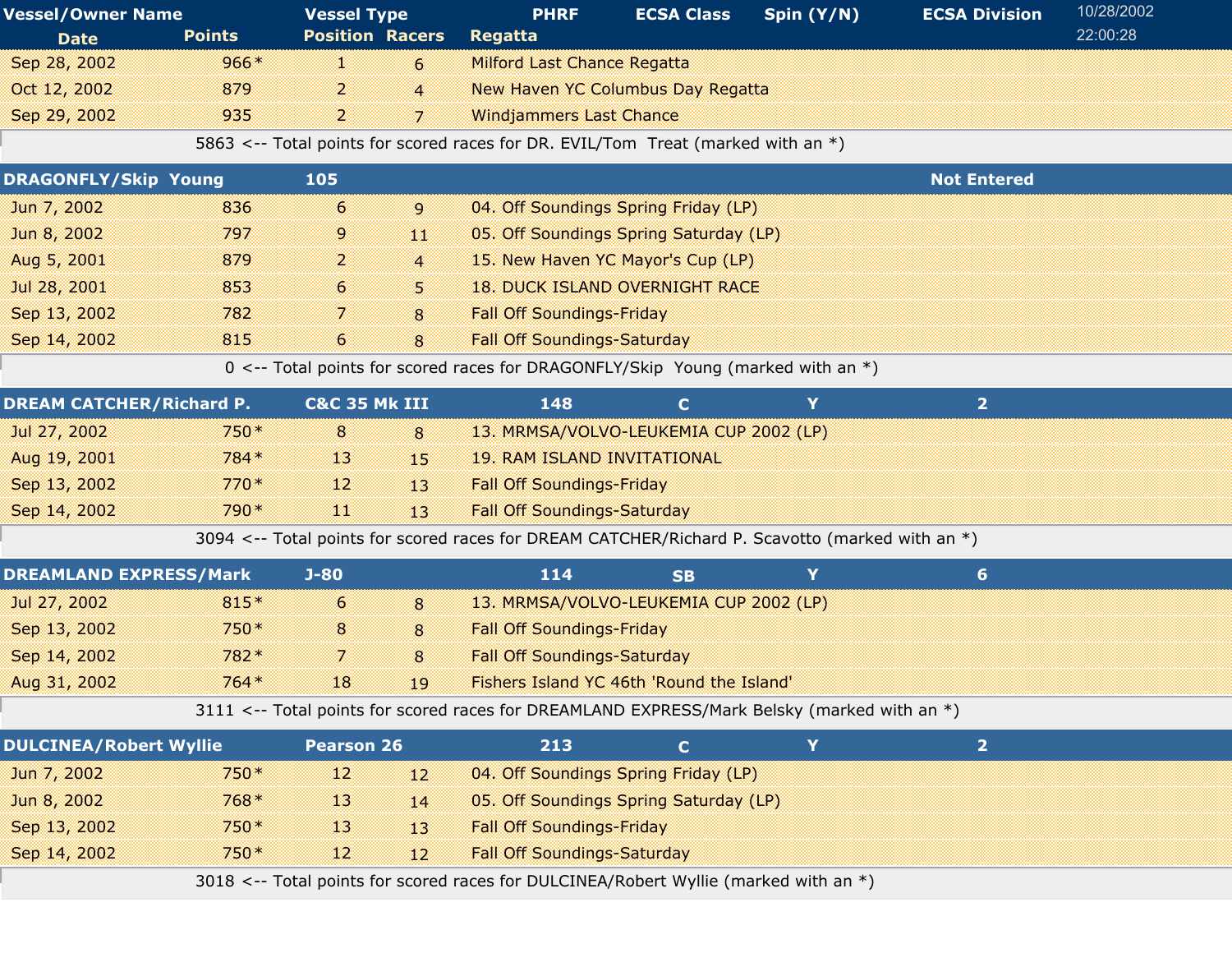| Vessel/Owner Name | Vessel Type | PHRF | ECSA Class | Spin (Y/N) | ECSA Division | 10/28/2002 |
|---|---|---|---|---|---|---|
| **Date** | **Points** | **Position** | **Racers** | **Regatta** | | 22:00:28 |

| Date | Points | Position | Racers | Regatta |
|---|---|---|---|---|
| Sep 28, 2002 | 966* | 1 | 6 | Milford Last Chance Regatta |
| Oct 12, 2002 | 879 | 2 | 4 | New Haven YC Columbus Day Regatta |
| Sep 29, 2002 | 935 | 2 | 7 | Windjammers Last Chance |

5863 <-- Total points for scored races for DR. EVIL/Tom Treat (marked with an *)

| DRAGONFLY/Skip Young | | 105 | | | Not Entered |
|---|---|---|---|---|---|

| Date | Points | Position | Racers | Regatta |
|---|---|---|---|---|
| Jun 7, 2002 | 836 | 6 | 9 | 04. Off Soundings Spring Friday (LP) |
| Jun 8, 2002 | 797 | 9 | 11 | 05. Off Soundings Spring Saturday (LP) |
| Aug 5, 2001 | 879 | 2 | 4 | 15. New Haven YC Mayor's Cup (LP) |
| Jul 28, 2001 | 853 | 6 | 5 | 18. DUCK ISLAND OVERNIGHT RACE |
| Sep 13, 2002 | 782 | 7 | 8 | Fall Off Soundings-Friday |
| Sep 14, 2002 | 815 | 6 | 8 | Fall Off Soundings-Saturday |

0 <-- Total points for scored races for DRAGONFLY/Skip Young (marked with an *)

| DREAM CATCHER/Richard P. | C&C 35 Mk III | 148 | C | Y | 2 |
|---|---|---|---|---|---|

| Date | Points | Position | Racers | Regatta |
|---|---|---|---|---|
| Jul 27, 2002 | 750* | 8 | 8 | 13. MRMSA/VOLVO-LEUKEMIA CUP 2002 (LP) |
| Aug 19, 2001 | 784* | 13 | 15 | 19. RAM ISLAND INVITATIONAL |
| Sep 13, 2002 | 770* | 12 | 13 | Fall Off Soundings-Friday |
| Sep 14, 2002 | 790* | 11 | 13 | Fall Off Soundings-Saturday |

3094 <-- Total points for scored races for DREAM CATCHER/Richard P. Scavotto (marked with an *)

| DREAMLAND EXPRESS/Mark | J-80 | 114 | SB | Y | 6 |
|---|---|---|---|---|---|

| Date | Points | Position | Racers | Regatta |
|---|---|---|---|---|
| Jul 27, 2002 | 815* | 6 | 8 | 13. MRMSA/VOLVO-LEUKEMIA CUP 2002 (LP) |
| Sep 13, 2002 | 750* | 8 | 8 | Fall Off Soundings-Friday |
| Sep 14, 2002 | 782* | 7 | 8 | Fall Off Soundings-Saturday |
| Aug 31, 2002 | 764* | 18 | 19 | Fishers Island YC 46th 'Round the Island' |

3111 <-- Total points for scored races for DREAMLAND EXPRESS/Mark Belsky (marked with an *)

| DULCINEA/Robert Wyllie | Pearson 26 | 213 | C | Y | 2 |
|---|---|---|---|---|---|

| Date | Points | Position | Racers | Regatta |
|---|---|---|---|---|
| Jun 7, 2002 | 750* | 12 | 12 | 04. Off Soundings Spring Friday (LP) |
| Jun 8, 2002 | 768* | 13 | 14 | 05. Off Soundings Spring Saturday (LP) |
| Sep 13, 2002 | 750* | 13 | 13 | Fall Off Soundings-Friday |
| Sep 14, 2002 | 750* | 12 | 12 | Fall Off Soundings-Saturday |

3018 <-- Total points for scored races for DULCINEA/Robert Wyllie (marked with an *)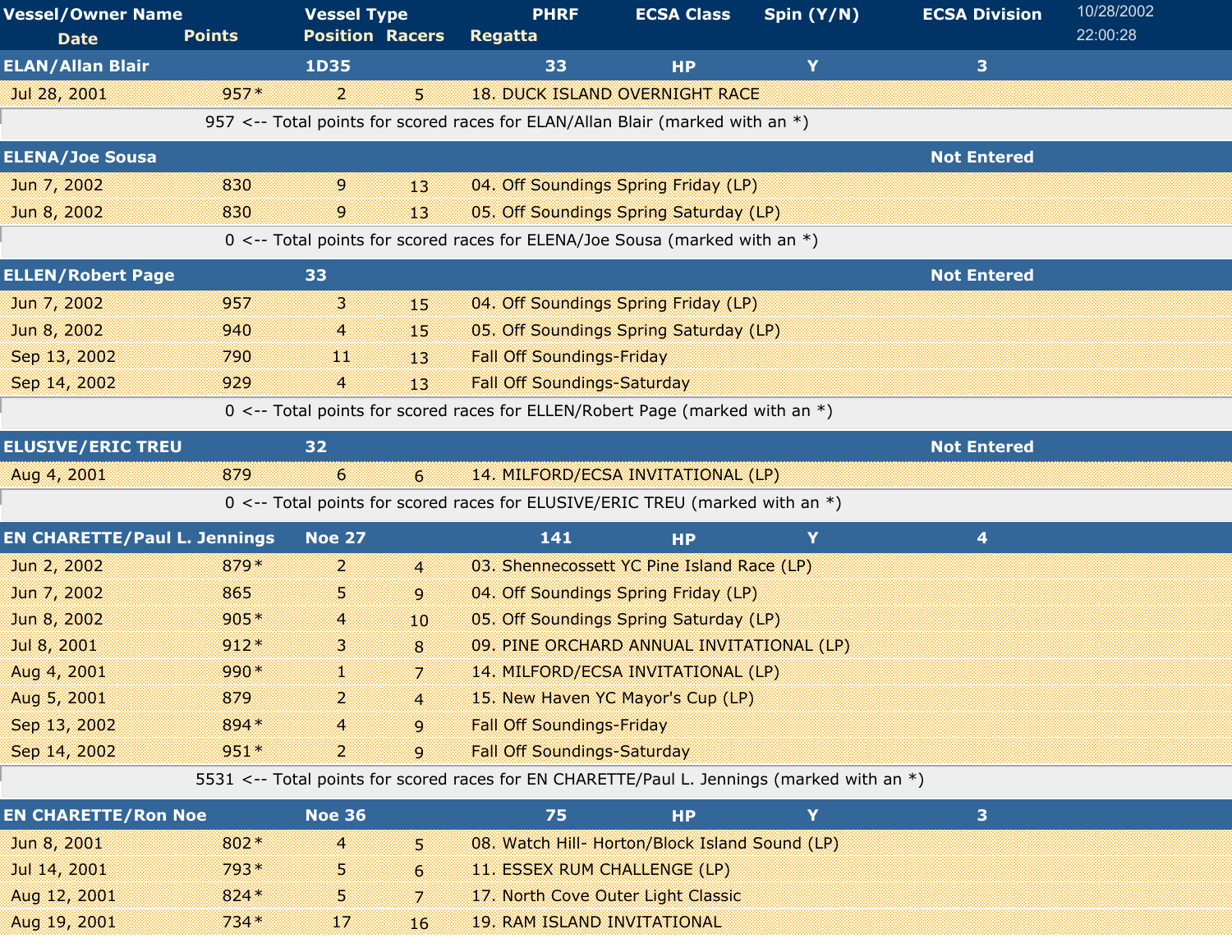| Vessel/Owner Name | Vessel Type | PHRF | ECSA Class | Spin (Y/N) | ECSA Division |
|---|---|---|---|---|---|

| Date | Points | Position | Racers | Regatta |
|---|---|---|---|---|

10/28/2002 22:00:28

| Vessel/Owner Name | Vessel Type | PHRF | ECSA Class | Spin (Y/N) | ECSA Division |
|---|---|---|---|---|---|
| **ELAN/Allan Blair** | 1D35 | 33 | HP | Y | 3 |

| Date | Points | Position | Racers | Regatta |
|---|---|---|---|---|
| Jul 28, 2001 | 957* | 2 | 5 | 18. DUCK ISLAND OVERNIGHT RACE |

957 <-- Total points for scored races for ELAN/Allan Blair (marked with an *)

| Vessel/Owner Name | Vessel Type | PHRF | ECSA Class | Spin (Y/N) | ECSA Division |
|---|---|---|---|---|---|
| **ELENA/Joe Sousa** | | | | | Not Entered |

| Date | Points | Position | Racers | Regatta |
|---|---|---|---|---|
| Jun 7, 2002 | 830 | 9 | 13 | 04. Off Soundings Spring Friday (LP) |
| Jun 8, 2002 | 830 | 9 | 13 | 05. Off Soundings Spring Saturday (LP) |

0 <-- Total points for scored races for ELENA/Joe Sousa (marked with an *)

| Vessel/Owner Name | Vessel Type | PHRF | ECSA Class | Spin (Y/N) | ECSA Division |
|---|---|---|---|---|---|
| **ELLEN/Robert Page** | 33 | | | | Not Entered |

| Date | Points | Position | Racers | Regatta |
|---|---|---|---|---|
| Jun 7, 2002 | 957 | 3 | 15 | 04. Off Soundings Spring Friday (LP) |
| Jun 8, 2002 | 940 | 4 | 15 | 05. Off Soundings Spring Saturday (LP) |
| Sep 13, 2002 | 790 | 11 | 13 | Fall Off Soundings-Friday |
| Sep 14, 2002 | 929 | 4 | 13 | Fall Off Soundings-Saturday |

0 <-- Total points for scored races for ELLEN/Robert Page (marked with an *)

| Vessel/Owner Name | Vessel Type | PHRF | ECSA Class | Spin (Y/N) | ECSA Division |
|---|---|---|---|---|---|
| **ELUSIVE/ERIC TREU** | 32 | | | | Not Entered |

| Date | Points | Position | Racers | Regatta |
|---|---|---|---|---|
| Aug 4, 2001 | 879 | 6 | 6 | 14. MILFORD/ECSA INVITATIONAL (LP) |

0 <-- Total points for scored races for ELUSIVE/ERIC TREU (marked with an *)

| Vessel/Owner Name | Vessel Type | PHRF | ECSA Class | Spin (Y/N) | ECSA Division |
|---|---|---|---|---|---|
| **EN CHARETTE/Paul L. Jennings** | Noe 27 | 141 | HP | Y | 4 |

| Date | Points | Position | Racers | Regatta |
|---|---|---|---|---|
| Jun 2, 2002 | 879* | 2 | 4 | 03. Shennecossett YC Pine Island Race (LP) |
| Jun 7, 2002 | 865 | 5 | 9 | 04. Off Soundings Spring Friday (LP) |
| Jun 8, 2002 | 905* | 4 | 10 | 05. Off Soundings Spring Saturday (LP) |
| Jul 8, 2001 | 912* | 3 | 8 | 09. PINE ORCHARD ANNUAL INVITATIONAL (LP) |
| Aug 4, 2001 | 990* | 1 | 7 | 14. MILFORD/ECSA INVITATIONAL (LP) |
| Aug 5, 2001 | 879 | 2 | 4 | 15. New Haven YC Mayor's Cup (LP) |
| Sep 13, 2002 | 894* | 4 | 9 | Fall Off Soundings-Friday |
| Sep 14, 2002 | 951* | 2 | 9 | Fall Off Soundings-Saturday |

5531 <-- Total points for scored races for EN CHARETTE/Paul L. Jennings (marked with an *)

| Vessel/Owner Name | Vessel Type | PHRF | ECSA Class | Spin (Y/N) | ECSA Division |
|---|---|---|---|---|---|
| **EN CHARETTE/Ron Noe** | Noe 36 | 75 | HP | Y | 3 |

| Date | Points | Position | Racers | Regatta |
|---|---|---|---|---|
| Jun 8, 2001 | 802* | 4 | 5 | 08. Watch Hill- Horton/Block Island Sound (LP) |
| Jul 14, 2001 | 793* | 5 | 6 | 11. ESSEX RUM CHALLENGE (LP) |
| Aug 12, 2001 | 824* | 5 | 7 | 17. North Cove Outer Light Classic |
| Aug 19, 2001 | 734* | 17 | 16 | 19. RAM ISLAND INVITATIONAL |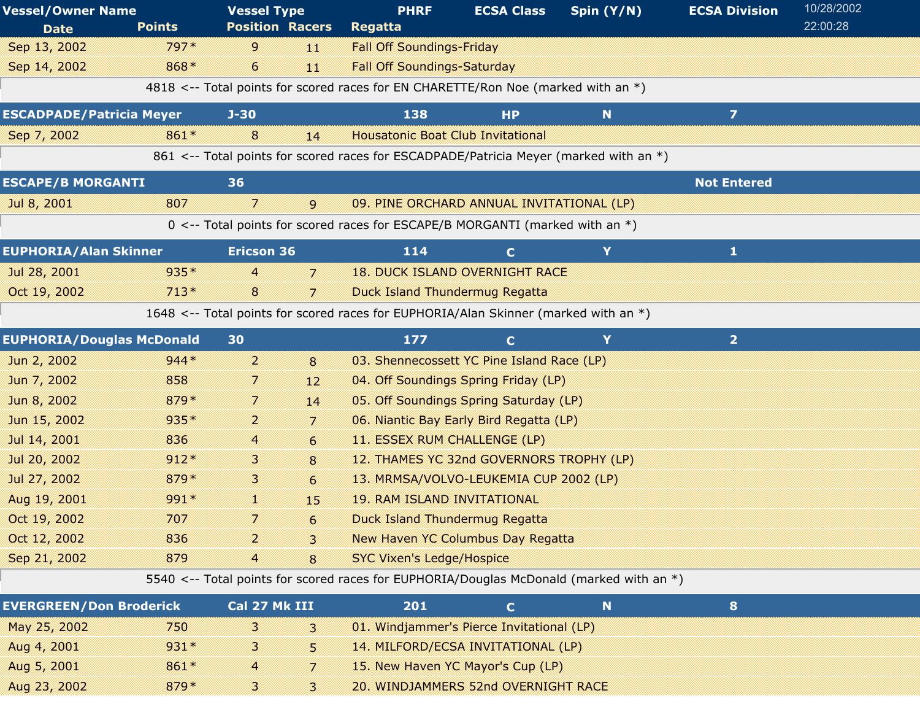| Vessel/Owner Name | Vessel Type | PHRF | ECSA Class | Spin (Y/N) | ECSA Division |
|---|---|---|---|---|---|
| Date | Points | Position | Racers | Regatta | |

| Date | Points | Position | Racers | Regatta |
|---|---|---|---|---|
| Sep 13, 2002 | 797* | 9 | 11 | Fall Off Soundings-Friday |
| Sep 14, 2002 | 868* | 6 | 11 | Fall Off Soundings-Saturday |

4818 <-- Total points for scored races for EN CHARETTE/Ron Noe (marked with an *)

| ESCADPADE/Patricia Meyer | J-30 | 138 | HP | N | 7 |
|---|---|---|---|---|---|
| Sep 7, 2002 | 861* | 8 | 14 | Housatonic Boat Club Invitational | |

861 <-- Total points for scored races for ESCADPADE/Patricia Meyer (marked with an *)

| ESCAPE/B MORGANTI | 36 | | | | Not Entered |
|---|---|---|---|---|---|
| Jul 8, 2001 | 807 | 7 | 9 | 09. PINE ORCHARD ANNUAL INVITATIONAL (LP) | |

0 <-- Total points for scored races for ESCAPE/B MORGANTI (marked with an *)

| EUPHORIA/Alan Skinner | Ericson 36 | 114 | C | Y | 1 |
|---|---|---|---|---|---|
| Jul 28, 2001 | 935* | 4 | 7 | 18. DUCK ISLAND OVERNIGHT RACE | |
| Oct 19, 2002 | 713* | 8 | 7 | Duck Island Thundermug Regatta | |

1648 <-- Total points for scored races for EUPHORIA/Alan Skinner (marked with an *)

| EUPHORIA/Douglas McDonald | 30 | 177 | C | Y | 2 |
|---|---|---|---|---|---|
| Jun 2, 2002 | 944* | 2 | 8 | 03. Shennecossett YC Pine Island Race (LP) | |
| Jun 7, 2002 | 858 | 7 | 12 | 04. Off Soundings Spring Friday (LP) | |
| Jun 8, 2002 | 879* | 7 | 14 | 05. Off Soundings Spring Saturday (LP) | |
| Jun 15, 2002 | 935* | 2 | 7 | 06. Niantic Bay Early Bird Regatta (LP) | |
| Jul 14, 2001 | 836 | 4 | 6 | 11. ESSEX RUM CHALLENGE (LP) | |
| Jul 20, 2002 | 912* | 3 | 8 | 12. THAMES YC 32nd GOVERNORS TROPHY (LP) | |
| Jul 27, 2002 | 879* | 3 | 6 | 13. MRMSA/VOLVO-LEUKEMIA CUP 2002 (LP) | |
| Aug 19, 2001 | 991* | 1 | 15 | 19. RAM ISLAND INVITATIONAL | |
| Oct 19, 2002 | 707 | 7 | 6 | Duck Island Thundermug Regatta | |
| Oct 12, 2002 | 836 | 2 | 3 | New Haven YC Columbus Day Regatta | |
| Sep 21, 2002 | 879 | 4 | 8 | SYC Vixen's Ledge/Hospice | |

5540 <-- Total points for scored races for EUPHORIA/Douglas McDonald (marked with an *)

| EVERGREEN/Don Broderick | Cal 27 Mk III | 201 | C | N | 8 |
|---|---|---|---|---|---|
| May 25, 2002 | 750 | 3 | 3 | 01. Windjammer's Pierce Invitational (LP) | |
| Aug 4, 2001 | 931* | 3 | 5 | 14. MILFORD/ECSA INVITATIONAL (LP) | |
| Aug 5, 2001 | 861* | 4 | 7 | 15. New Haven YC Mayor's Cup (LP) | |
| Aug 23, 2002 | 879* | 3 | 3 | 20. WINDJAMMERS 52nd OVERNIGHT RACE | |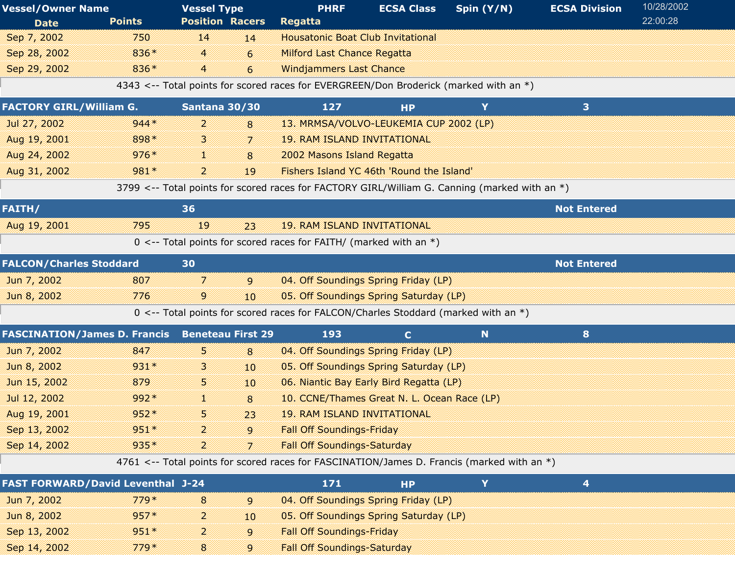| Vessel/Owner Name | Vessel Type | PHRF | ECSA Class | Spin (Y/N) | ECSA Division |
|---|---|---|---|---|---|
| **Date** | **Points** | **Position** | **Racers** | **Regatta** | |

10/28/2002 22:00:28

| Date | Points | Position | Racers | Regatta |
|---|---|---|---|---|
| Sep 7, 2002 | 750 | 14 | 14 | Housatonic Boat Club Invitational |
| Sep 28, 2002 | 836* | 4 | 6 | Milford Last Chance Regatta |
| Sep 29, 2002 | 836* | 4 | 6 | Windjammers Last Chance |

4343 <-- Total points for scored races for EVERGREEN/Don Broderick (marked with an *)

**FACTORY GIRL/William G.** | **Santana 30/30** | **127** | **HP** | **Y** | **3**

| Date | Points | Position | Racers | Regatta |
|---|---|---|---|---|
| Jul 27, 2002 | 944* | 2 | 8 | 13. MRMSA/VOLVO-LEUKEMIA CUP 2002 (LP) |
| Aug 19, 2001 | 898* | 3 | 7 | 19. RAM ISLAND INVITATIONAL |
| Aug 24, 2002 | 976* | 1 | 8 | 2002 Masons Island Regatta |
| Aug 31, 2002 | 981* | 2 | 19 | Fishers Island YC 46th 'Round the Island' |

3799 <-- Total points for scored races for FACTORY GIRL/William G. Canning (marked with an *)

**FAITH/** | **36** | **Not Entered**

| Date | Points | Position | Racers | Regatta |
|---|---|---|---|---|
| Aug 19, 2001 | 795 | 19 | 23 | 19. RAM ISLAND INVITATIONAL |

0 <-- Total points for scored races for FAITH/ (marked with an *)

**FALCON/Charles Stoddard** | **30** | **Not Entered**

| Date | Points | Position | Racers | Regatta |
|---|---|---|---|---|
| Jun 7, 2002 | 807 | 7 | 9 | 04. Off Soundings Spring Friday (LP) |
| Jun 8, 2002 | 776 | 9 | 10 | 05. Off Soundings Spring Saturday (LP) |

0 <-- Total points for scored races for FALCON/Charles Stoddard (marked with an *)

**FASCINATION/James D. Francis** | **Beneteau First 29** | **193** | **C** | **N** | **8**

| Date | Points | Position | Racers | Regatta |
|---|---|---|---|---|
| Jun 7, 2002 | 847 | 5 | 8 | 04. Off Soundings Spring Friday (LP) |
| Jun 8, 2002 | 931* | 3 | 10 | 05. Off Soundings Spring Saturday (LP) |
| Jun 15, 2002 | 879 | 5 | 10 | 06. Niantic Bay Early Bird Regatta (LP) |
| Jul 12, 2002 | 992* | 1 | 8 | 10. CCNE/Thames Great N. L. Ocean Race (LP) |
| Aug 19, 2001 | 952* | 5 | 23 | 19. RAM ISLAND INVITATIONAL |
| Sep 13, 2002 | 951* | 2 | 9 | Fall Off Soundings-Friday |
| Sep 14, 2002 | 935* | 2 | 7 | Fall Off Soundings-Saturday |

4761 <-- Total points for scored races for FASCINATION/James D. Francis (marked with an *)

**FAST FORWARD/David Leventhal** | **J-24** | **171** | **HP** | **Y** | **4**

| Date | Points | Position | Racers | Regatta |
|---|---|---|---|---|
| Jun 7, 2002 | 779* | 8 | 9 | 04. Off Soundings Spring Friday (LP) |
| Jun 8, 2002 | 957* | 2 | 10 | 05. Off Soundings Spring Saturday (LP) |
| Sep 13, 2002 | 951* | 2 | 9 | Fall Off Soundings-Friday |
| Sep 14, 2002 | 779* | 8 | 9 | Fall Off Soundings-Saturday |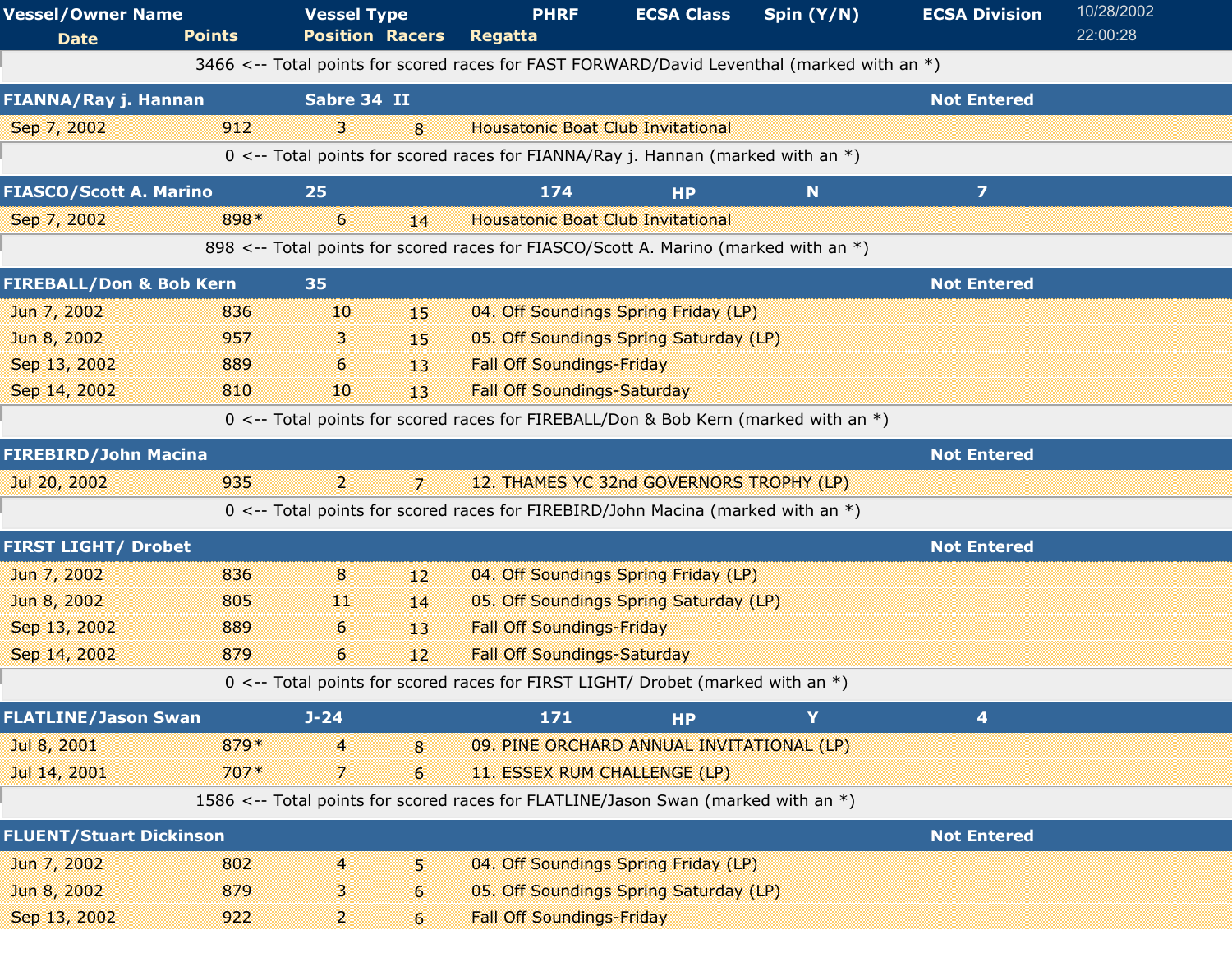| Vessel/Owner Name | | Vessel Type | | PHRF | ECSA Class | Spin (Y/N) | ECSA Division |
|---|---|---|---|---|---|---|---|
| Date | Points | Position | Racers | Regatta | | | |

10/28/2002 22:00:28

3466 <-- Total points for scored races for FAST FORWARD/David Leventhal (marked with an *)

| FIANNA/Ray j. Hannan | | Sabre 34 II | | | | | Not Entered |
|---|---|---|---|---|---|---|---|
| Sep 7, 2002 | 912 | 3 | 8 | Housatonic Boat Club Invitational | | | |

0 <-- Total points for scored races for FIANNA/Ray j. Hannan (marked with an *)

| FIASCO/Scott A. Marino | | 25 | | 174 | HP | N | 7 |
|---|---|---|---|---|---|---|---|
| Sep 7, 2002 | 898* | 6 | 14 | Housatonic Boat Club Invitational | | | |

898 <-- Total points for scored races for FIASCO/Scott A. Marino (marked with an *)

| FIREBALL/Don & Bob Kern | | 35 | | | | | Not Entered |
|---|---|---|---|---|---|---|---|
| Jun 7, 2002 | 836 | 10 | 15 | 04. Off Soundings Spring Friday (LP) | | | |
| Jun 8, 2002 | 957 | 3 | 15 | 05. Off Soundings Spring Saturday (LP) | | | |
| Sep 13, 2002 | 889 | 6 | 13 | Fall Off Soundings-Friday | | | |
| Sep 14, 2002 | 810 | 10 | 13 | Fall Off Soundings-Saturday | | | |

0 <-- Total points for scored races for FIREBALL/Don & Bob Kern (marked with an *)

| FIREBIRD/John Macina | | | | | | | Not Entered |
|---|---|---|---|---|---|---|---|
| Jul 20, 2002 | 935 | 2 | 7 | 12. THAMES YC 32nd GOVERNORS TROPHY (LP) | | | |

0 <-- Total points for scored races for FIREBIRD/John Macina (marked with an *)

| FIRST LIGHT/ Drobet | | | | | | | Not Entered |
|---|---|---|---|---|---|---|---|
| Jun 7, 2002 | 836 | 8 | 12 | 04. Off Soundings Spring Friday (LP) | | | |
| Jun 8, 2002 | 805 | 11 | 14 | 05. Off Soundings Spring Saturday (LP) | | | |
| Sep 13, 2002 | 889 | 6 | 13 | Fall Off Soundings-Friday | | | |
| Sep 14, 2002 | 879 | 6 | 12 | Fall Off Soundings-Saturday | | | |

0 <-- Total points for scored races for FIRST LIGHT/ Drobet (marked with an *)

| FLATLINE/Jason Swan | | J-24 | | 171 | HP | Y | 4 |
|---|---|---|---|---|---|---|---|
| Jul 8, 2001 | 879* | 4 | 8 | 09. PINE ORCHARD ANNUAL INVITATIONAL (LP) | | | |
| Jul 14, 2001 | 707* | 7 | 6 | 11. ESSEX RUM CHALLENGE (LP) | | | |

1586 <-- Total points for scored races for FLATLINE/Jason Swan (marked with an *)

| FLUENT/Stuart Dickinson | | | | | | | Not Entered |
|---|---|---|---|---|---|---|---|
| Jun 7, 2002 | 802 | 4 | 5 | 04. Off Soundings Spring Friday (LP) | | | |
| Jun 8, 2002 | 879 | 3 | 6 | 05. Off Soundings Spring Saturday (LP) | | | |
| Sep 13, 2002 | 922 | 2 | 6 | Fall Off Soundings-Friday | | | |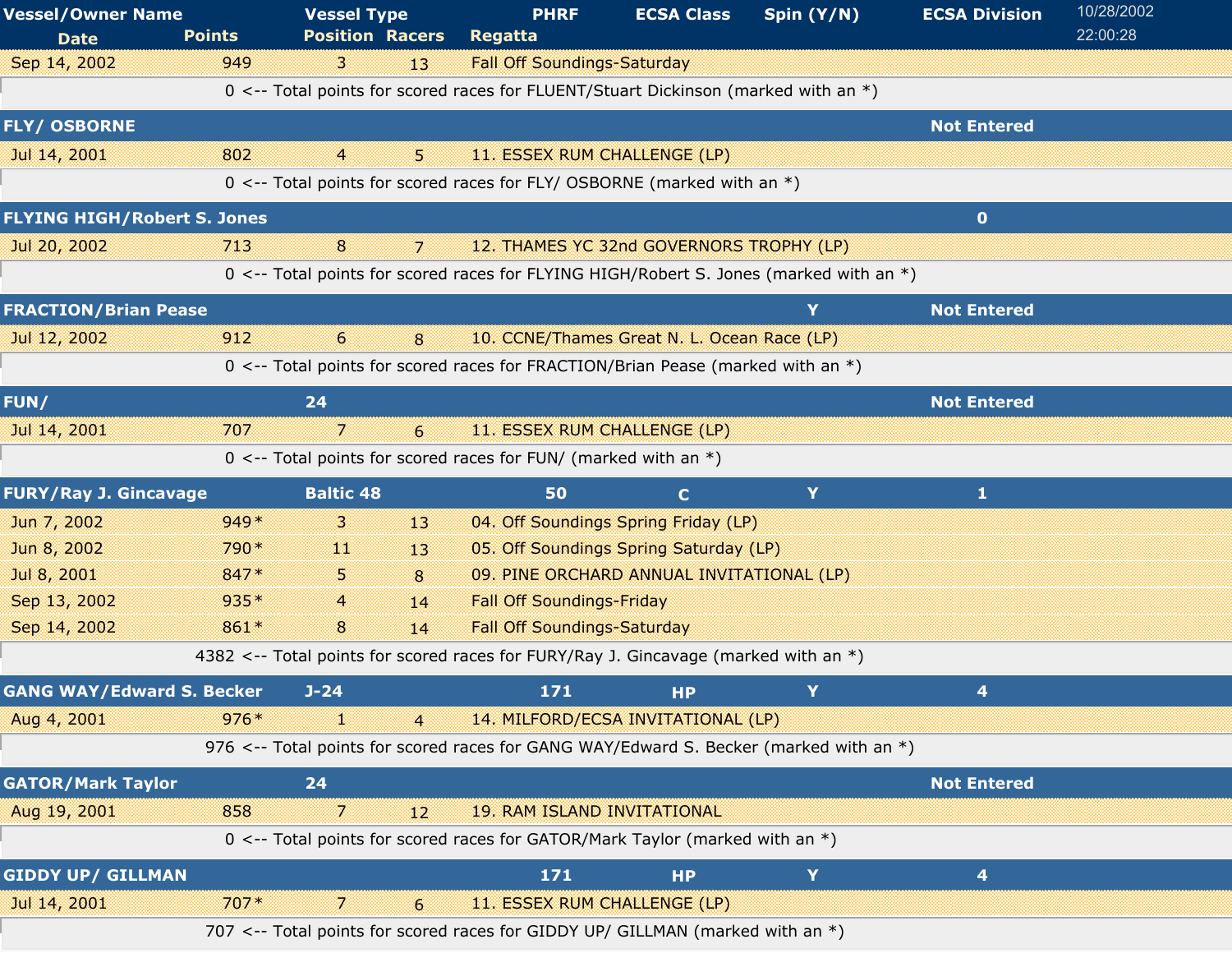| Vessel/Owner Name | | Vessel Type | | PHRF | ECSA Class | Spin (Y/N) | ECSA Division |
|---|---|---|---|---|---|---|---|
| **Date** | **Points** | **Position** | **Racers** | **Regatta** | | | |
| Sep 14, 2002 | 949 | 3 | 13 | Fall Off Soundings-Saturday | | | |
| | 0 <-- Total points for scored races for FLUENT/Stuart Dickinson (marked with an *) | | | | | | |
| **FLY/ OSBORNE** | | | | | | | **Not Entered** |
| Jul 14, 2001 | 802 | 4 | 5 | 11. ESSEX RUM CHALLENGE (LP) | | | |
| | 0 <-- Total points for scored races for FLY/ OSBORNE (marked with an *) | | | | | | |
| **FLYING HIGH/Robert S. Jones** | | | | | | | **0** |
| Jul 20, 2002 | 713 | 8 | 7 | 12. THAMES YC 32nd GOVERNORS TROPHY (LP) | | | |
| | 0 <-- Total points for scored races for FLYING HIGH/Robert S. Jones (marked with an *) | | | | | | |
| **FRACTION/Brian Pease** | | | | | | **Y** | **Not Entered** |
| Jul 12, 2002 | 912 | 6 | 8 | 10. CCNE/Thames Great N. L. Ocean Race (LP) | | | |
| | 0 <-- Total points for scored races for FRACTION/Brian Pease (marked with an *) | | | | | | |
| **FUN/** | | **24** | | | | | **Not Entered** |
| Jul 14, 2001 | 707 | 7 | 6 | 11. ESSEX RUM CHALLENGE (LP) | | | |
| | 0 <-- Total points for scored races for FUN/ (marked with an *) | | | | | | |
| **FURY/Ray J. Gincavage** | | **Baltic 48** | | **50** | **C** | **Y** | **1** |
| Jun 7, 2002 | 949* | 3 | 13 | 04. Off Soundings Spring Friday (LP) | | | |
| Jun 8, 2002 | 790* | 11 | 13 | 05. Off Soundings Spring Saturday (LP) | | | |
| Jul 8, 2001 | 847* | 5 | 8 | 09. PINE ORCHARD ANNUAL INVITATIONAL (LP) | | | |
| Sep 13, 2002 | 935* | 4 | 14 | Fall Off Soundings-Friday | | | |
| Sep 14, 2002 | 861* | 8 | 14 | Fall Off Soundings-Saturday | | | |
| | 4382 <-- Total points for scored races for FURY/Ray J. Gincavage (marked with an *) | | | | | | |
| **GANG WAY/Edward S. Becker** | | **J-24** | | **171** | **HP** | **Y** | **4** |
| Aug 4, 2001 | 976* | 1 | 4 | 14. MILFORD/ECSA INVITATIONAL (LP) | | | |
| | 976 <-- Total points for scored races for GANG WAY/Edward S. Becker (marked with an *) | | | | | | |
| **GATOR/Mark Taylor** | | **24** | | | | | **Not Entered** |
| Aug 19, 2001 | 858 | 7 | 12 | 19. RAM ISLAND INVITATIONAL | | | |
| | 0 <-- Total points for scored races for GATOR/Mark Taylor (marked with an *) | | | | | | |
| **GIDDY UP/ GILLMAN** | | | | **171** | **HP** | **Y** | **4** |
| Jul 14, 2001 | 707* | 7 | 6 | 11. ESSEX RUM CHALLENGE (LP) | | | |
| | 707 <-- Total points for scored races for GIDDY UP/ GILLMAN (marked with an *) | | | | | | |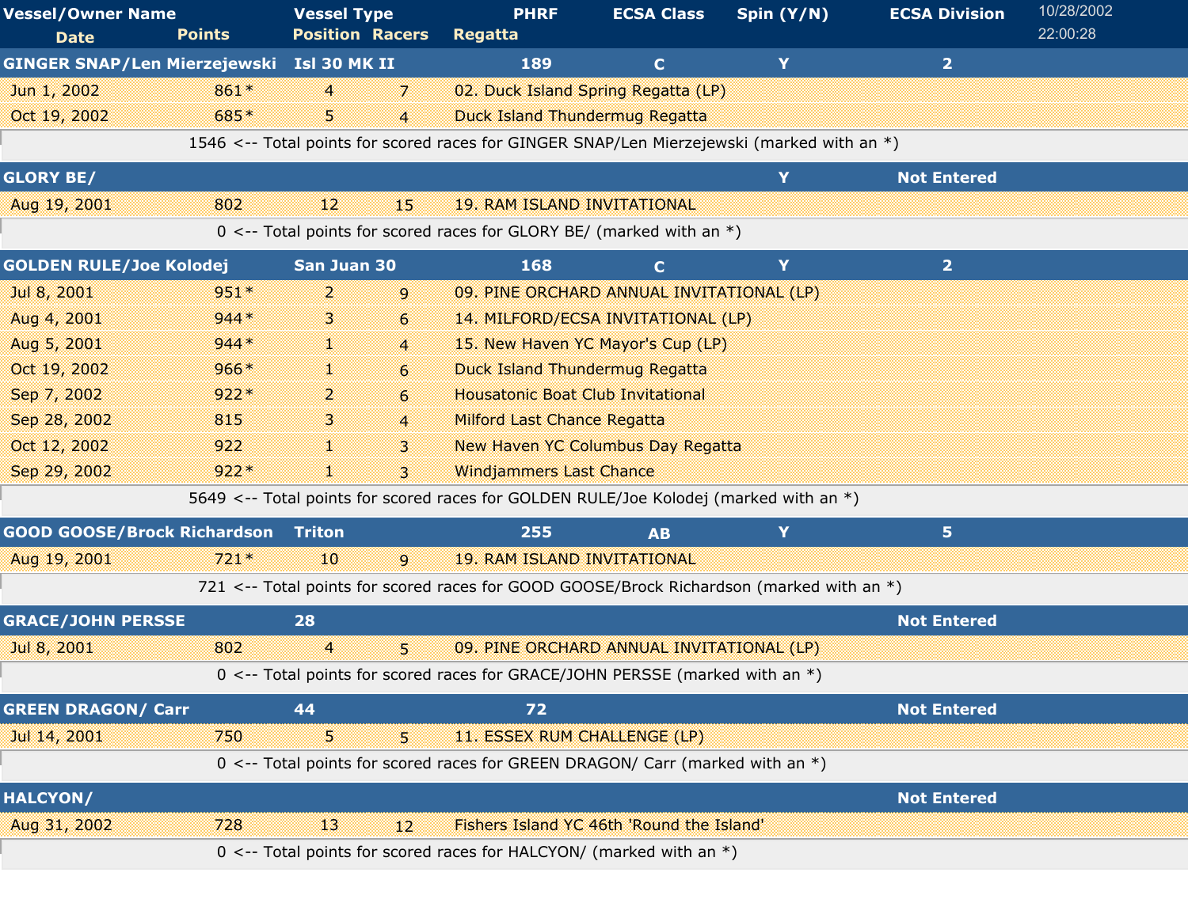| Vessel/Owner Name | | Vessel Type | | PHRF | ECSA Class | Spin (Y/N) | ECSA Division |
|---|---|---|---|---|---|---|---|
| Date | Points | Position | Racers | Regatta | | | |
| **GINGER SNAP/Len Mierzejewski** | | **Isl 30 MK II** | | **189** | **C** | **Y** | **2** |
| Jun 1, 2002 | 861* | 4 | 7 | 02. Duck Island Spring Regatta (LP) | | | |
| Oct 19, 2002 | 685* | 5 | 4 | Duck Island Thundermug Regatta | | | |
| 1546 <-- Total points for scored races for GINGER SNAP/Len Mierzejewski (marked with an *) | | | | | | | |
| **GLORY BE/** | | | | | | **Y** | **Not Entered** |
| Aug 19, 2001 | 802 | 12 | 15 | 19. RAM ISLAND INVITATIONAL | | | |
| 0 <-- Total points for scored races for GLORY BE/ (marked with an *) | | | | | | | |
| **GOLDEN RULE/Joe Kolodej** | | **San Juan 30** | | **168** | **C** | **Y** | **2** |
| Jul 8, 2001 | 951* | 2 | 9 | 09. PINE ORCHARD ANNUAL INVITATIONAL (LP) | | | |
| Aug 4, 2001 | 944* | 3 | 6 | 14. MILFORD/ECSA INVITATIONAL (LP) | | | |
| Aug 5, 2001 | 944* | 1 | 4 | 15. New Haven YC Mayor's Cup (LP) | | | |
| Oct 19, 2002 | 966* | 1 | 6 | Duck Island Thundermug Regatta | | | |
| Sep 7, 2002 | 922* | 2 | 6 | Housatonic Boat Club Invitational | | | |
| Sep 28, 2002 | 815 | 3 | 4 | Milford Last Chance Regatta | | | |
| Oct 12, 2002 | 922 | 1 | 3 | New Haven YC Columbus Day Regatta | | | |
| Sep 29, 2002 | 922* | 1 | 3 | Windjammers Last Chance | | | |
| 5649 <-- Total points for scored races for GOLDEN RULE/Joe Kolodej (marked with an *) | | | | | | | |
| **GOOD GOOSE/Brock Richardson** | | **Triton** | | **255** | **AB** | **Y** | **5** |
| Aug 19, 2001 | 721* | 10 | 9 | 19. RAM ISLAND INVITATIONAL | | | |
| 721 <-- Total points for scored races for GOOD GOOSE/Brock Richardson (marked with an *) | | | | | | | |
| **GRACE/JOHN PERSSE** | | **28** | | | | | **Not Entered** |
| Jul 8, 2001 | 802 | 4 | 5 | 09. PINE ORCHARD ANNUAL INVITATIONAL (LP) | | | |
| 0 <-- Total points for scored races for GRACE/JOHN PERSSE (marked with an *) | | | | | | | |
| **GREEN DRAGON/ Carr** | | **44** | | **72** | | | **Not Entered** |
| Jul 14, 2001 | 750 | 5 | 5 | 11. ESSEX RUM CHALLENGE (LP) | | | |
| 0 <-- Total points for scored races for GREEN DRAGON/ Carr (marked with an *) | | | | | | | |
| **HALCYON/** | | | | | | | **Not Entered** |
| Aug 31, 2002 | 728 | 13 | 12 | Fishers Island YC 46th 'Round the Island' | | | |
| 0 <-- Total points for scored races for HALCYON/ (marked with an *) | | | | | | | |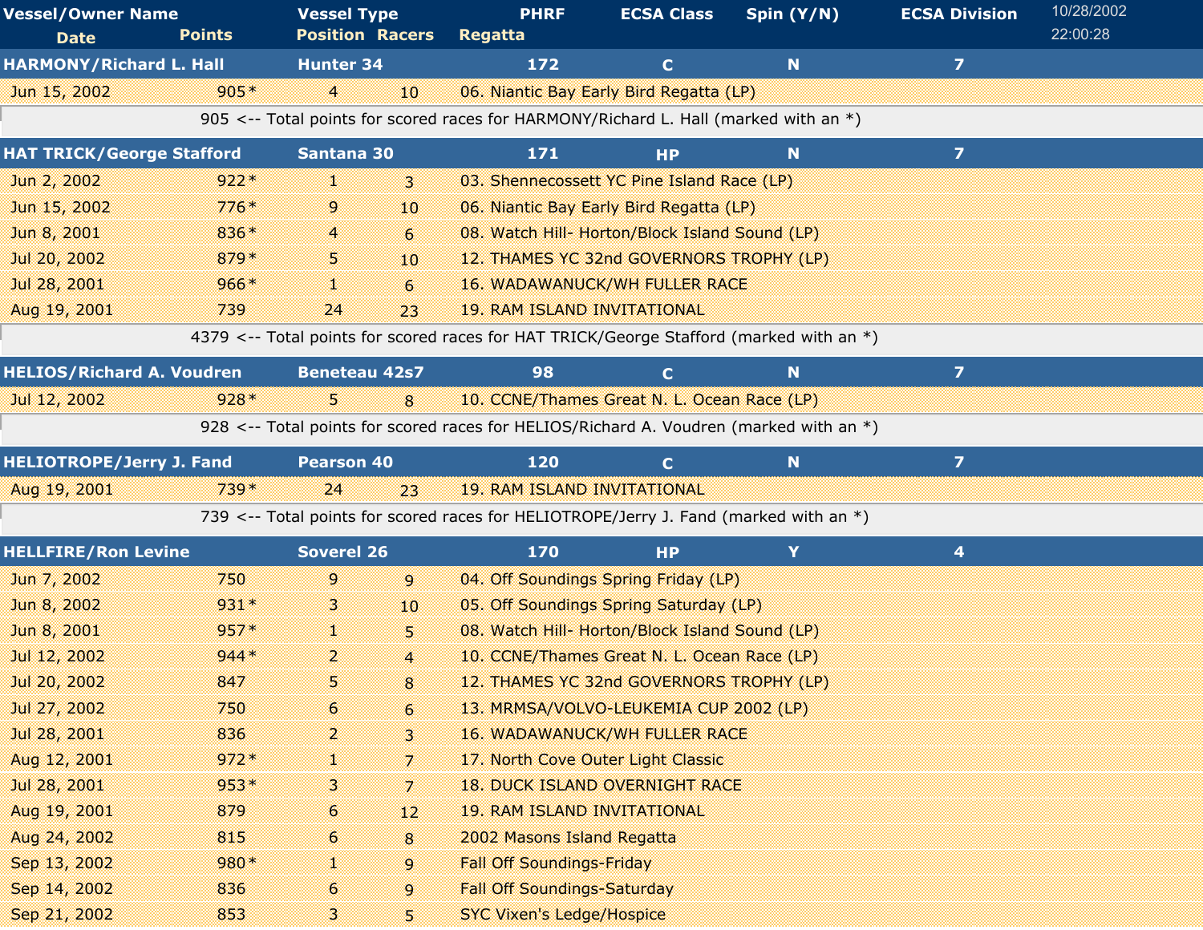| Vessel/Owner Name | | Vessel Type | | PHRF | ECSA Class | Spin (Y/N) | ECSA Division |
|---|---|---|---|---|---|---|---|
| Date | Points | Position | Racers | Regatta | | | |
| **HARMONY/Richard L. Hall** | | **Hunter 34** | | **172** | **C** | **N** | **7** |
| Jun 15, 2002 | 905* | 4 | 10 | 06. Niantic Bay Early Bird Regatta (LP) | | | |
| 905 <-- Total points for scored races for HARMONY/Richard L. Hall (marked with an *) | | | | | | | |
| **HAT TRICK/George Stafford** | | **Santana 30** | | **171** | **HP** | **N** | **7** |
| Jun 2, 2002 | 922* | 1 | 3 | 03. Shennecossett YC Pine Island Race (LP) | | | |
| Jun 15, 2002 | 776* | 9 | 10 | 06. Niantic Bay Early Bird Regatta (LP) | | | |
| Jun 8, 2001 | 836* | 4 | 6 | 08. Watch Hill- Horton/Block Island Sound (LP) | | | |
| Jul 20, 2002 | 879* | 5 | 10 | 12. THAMES YC 32nd GOVERNORS TROPHY (LP) | | | |
| Jul 28, 2001 | 966* | 1 | 6 | 16. WADAWANUCK/WH FULLER RACE | | | |
| Aug 19, 2001 | 739 | 24 | 23 | 19. RAM ISLAND INVITATIONAL | | | |
| 4379 <-- Total points for scored races for HAT TRICK/George Stafford (marked with an *) | | | | | | | |
| **HELIOS/Richard A. Voudren** | | **Beneteau 42s7** | | **98** | **C** | **N** | **7** |
| Jul 12, 2002 | 928* | 5 | 8 | 10. CCNE/Thames Great N. L. Ocean Race (LP) | | | |
| 928 <-- Total points for scored races for HELIOS/Richard A. Voudren (marked with an *) | | | | | | | |
| **HELIOTROPE/Jerry J. Fand** | | **Pearson 40** | | **120** | **C** | **N** | **7** |
| Aug 19, 2001 | 739* | 24 | 23 | 19. RAM ISLAND INVITATIONAL | | | |
| 739 <-- Total points for scored races for HELIOTROPE/Jerry J. Fand (marked with an *) | | | | | | | |
| **HELLFIRE/Ron Levine** | | **Soverel 26** | | **170** | **HP** | **Y** | **4** |
| Jun 7, 2002 | 750 | 9 | 9 | 04. Off Soundings Spring Friday (LP) | | | |
| Jun 8, 2002 | 931* | 3 | 10 | 05. Off Soundings Spring Saturday (LP) | | | |
| Jun 8, 2001 | 957* | 1 | 5 | 08. Watch Hill- Horton/Block Island Sound (LP) | | | |
| Jul 12, 2002 | 944* | 2 | 4 | 10. CCNE/Thames Great N. L. Ocean Race (LP) | | | |
| Jul 20, 2002 | 847 | 5 | 8 | 12. THAMES YC 32nd GOVERNORS TROPHY (LP) | | | |
| Jul 27, 2002 | 750 | 6 | 6 | 13. MRMSA/VOLVO-LEUKEMIA CUP 2002 (LP) | | | |
| Jul 28, 2001 | 836 | 2 | 3 | 16. WADAWANUCK/WH FULLER RACE | | | |
| Aug 12, 2001 | 972* | 1 | 7 | 17. North Cove Outer Light Classic | | | |
| Jul 28, 2001 | 953* | 3 | 7 | 18. DUCK ISLAND OVERNIGHT RACE | | | |
| Aug 19, 2001 | 879 | 6 | 12 | 19. RAM ISLAND INVITATIONAL | | | |
| Aug 24, 2002 | 815 | 6 | 8 | 2002 Masons Island Regatta | | | |
| Sep 13, 2002 | 980* | 1 | 9 | Fall Off Soundings-Friday | | | |
| Sep 14, 2002 | 836 | 6 | 9 | Fall Off Soundings-Saturday | | | |
| Sep 21, 2002 | 853 | 3 | 5 | SYC Vixen's Ledge/Hospice | | | |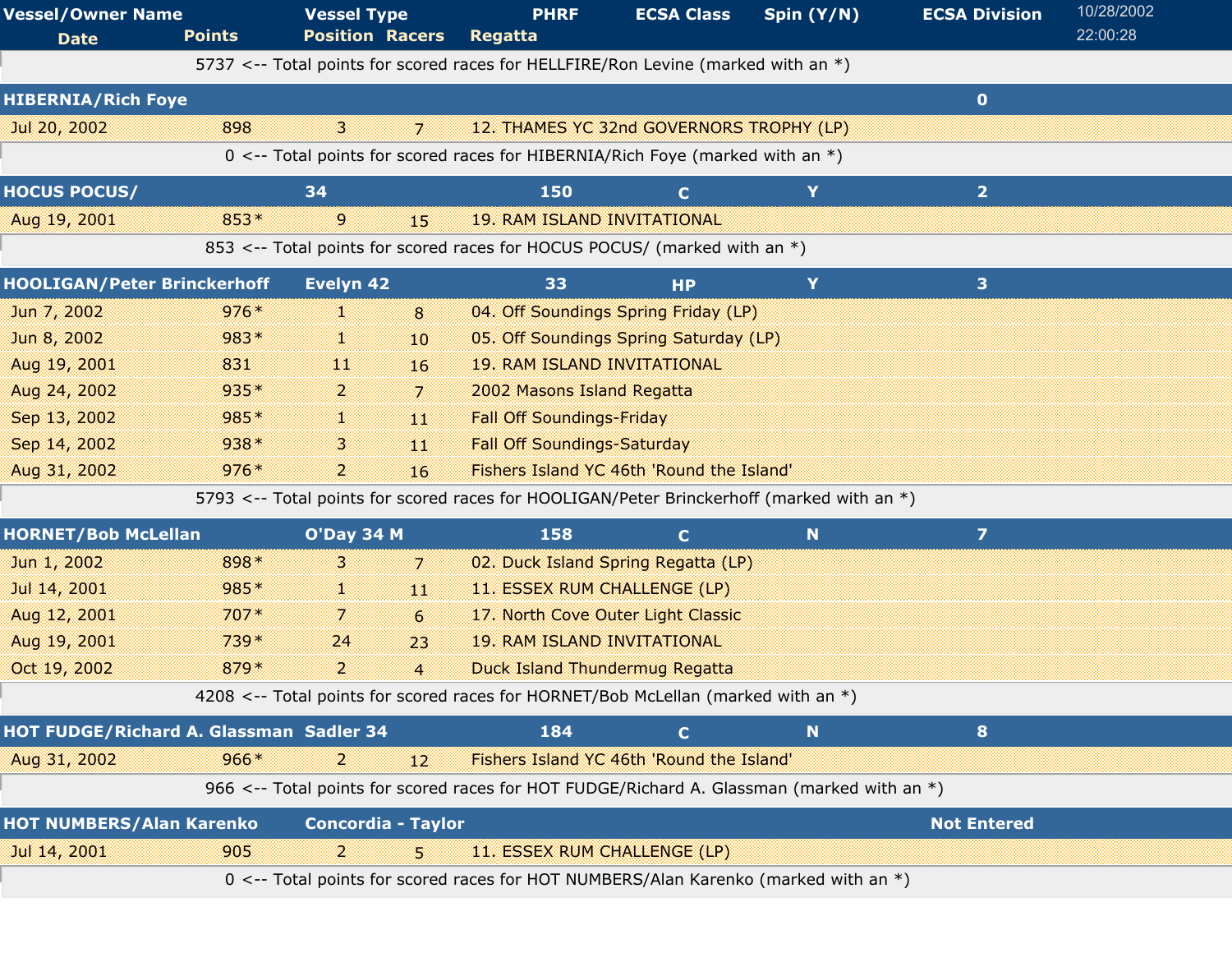| Vessel/Owner Name | Vessel Type | PHRF | ECSA Class | Spin (Y/N) | ECSA Division |
|---|---|---|---|---|---|
| Date | Points | Position | Racers | Regatta | |

10/28/2002 22:00:28

5737 <-- Total points for scored races for HELLFIRE/Ron Levine (marked with an *)

| **HIBERNIA/Rich Foye** | | | | | **0** |
|---|---|---|---|---|---|
| Jul 20, 2002 | 898 | 3 | 7 | 12. THAMES YC 32nd GOVERNORS TROPHY (LP) | |

0 <-- Total points for scored races for HIBERNIA/Rich Foye (marked with an *)

| **HOCUS POCUS/** | **34** | **150** | **C** | **Y** | **2** |
|---|---|---|---|---|---|
| Aug 19, 2001 | 853* | 9 | 15 | 19. RAM ISLAND INVITATIONAL | |

853 <-- Total points for scored races for HOCUS POCUS/ (marked with an *)

| **HOOLIGAN/Peter Brinckerhoff** | **Evelyn 42** | **33** | **HP** | **Y** | **3** |
|---|---|---|---|---|---|
| Jun 7, 2002 | 976* | 1 | 8 | 04. Off Soundings Spring Friday (LP) | |
| Jun 8, 2002 | 983* | 1 | 10 | 05. Off Soundings Spring Saturday (LP) | |
| Aug 19, 2001 | 831 | 11 | 16 | 19. RAM ISLAND INVITATIONAL | |
| Aug 24, 2002 | 935* | 2 | 7 | 2002 Masons Island Regatta | |
| Sep 13, 2002 | 985* | 1 | 11 | Fall Off Soundings-Friday | |
| Sep 14, 2002 | 938* | 3 | 11 | Fall Off Soundings-Saturday | |
| Aug 31, 2002 | 976* | 2 | 16 | Fishers Island YC 46th 'Round the Island' | |

5793 <-- Total points for scored races for HOOLIGAN/Peter Brinckerhoff (marked with an *)

| **HORNET/Bob McLellan** | **O'Day 34 M** | **158** | **C** | **N** | **7** |
|---|---|---|---|---|---|
| Jun 1, 2002 | 898* | 3 | 7 | 02. Duck Island Spring Regatta (LP) | |
| Jul 14, 2001 | 985* | 1 | 11 | 11. ESSEX RUM CHALLENGE (LP) | |
| Aug 12, 2001 | 707* | 7 | 6 | 17. North Cove Outer Light Classic | |
| Aug 19, 2001 | 739* | 24 | 23 | 19. RAM ISLAND INVITATIONAL | |
| Oct 19, 2002 | 879* | 2 | 4 | Duck Island Thundermug Regatta | |

4208 <-- Total points for scored races for HORNET/Bob McLellan (marked with an *)

| **HOT FUDGE/Richard A. Glassman** | **Sadler 34** | **184** | **C** | **N** | **8** |
|---|---|---|---|---|---|
| Aug 31, 2002 | 966* | 2 | 12 | Fishers Island YC 46th 'Round the Island' | |

966 <-- Total points for scored races for HOT FUDGE/Richard A. Glassman (marked with an *)

| **HOT NUMBERS/Alan Karenko** | **Concordia - Taylor** | | | | **Not Entered** |
|---|---|---|---|---|---|
| Jul 14, 2001 | 905 | 2 | 5 | 11. ESSEX RUM CHALLENGE (LP) | |

0 <-- Total points for scored races for HOT NUMBERS/Alan Karenko (marked with an *)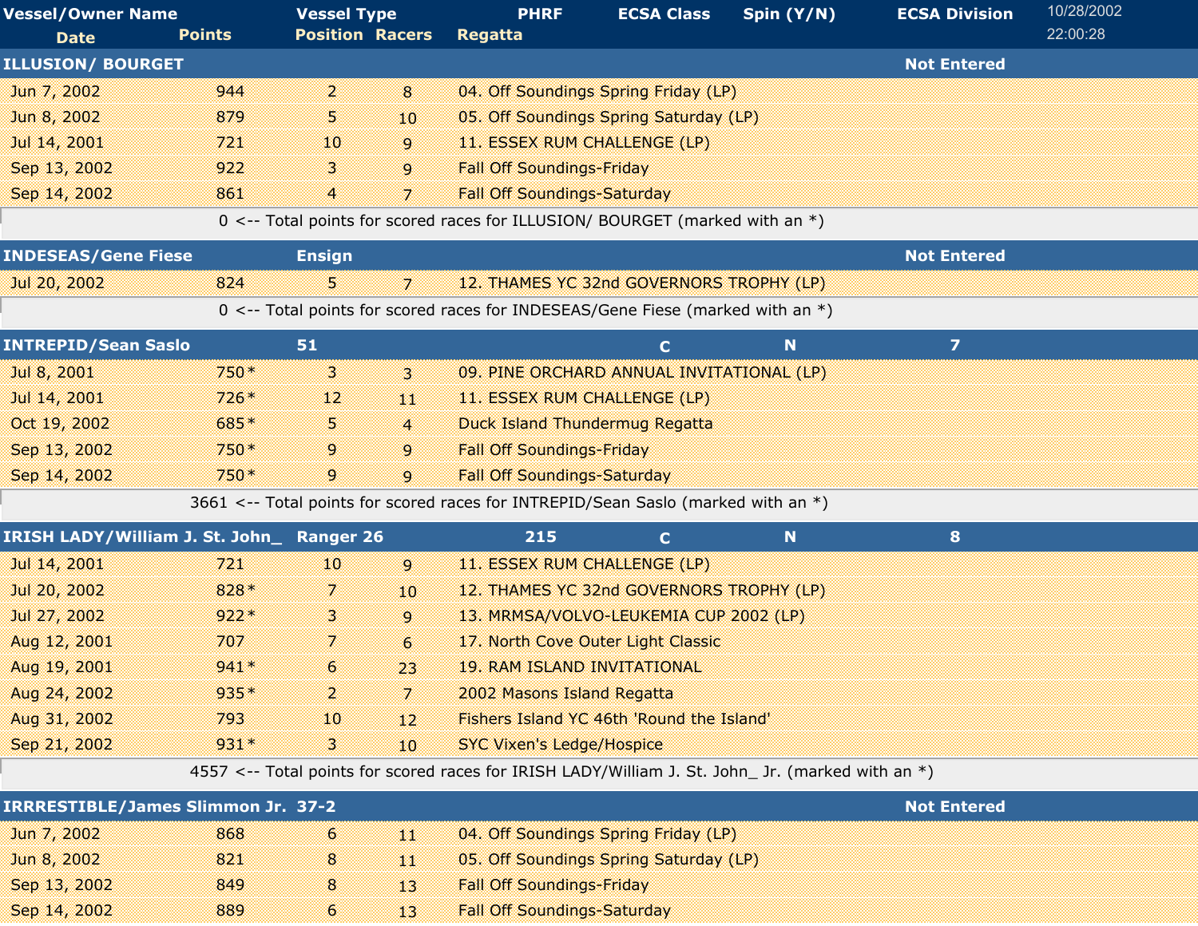| Vessel/Owner Name | | Vessel Type | | PHRF | ECSA Class | Spin (Y/N) | ECSA Division |
|---|---|---|---|---|---|---|---|
| Date | Points | Position | Racers | Regatta | | | |
| **ILLUSION/ BOURGET** | | | | | | | **Not Entered** |
| Jun 7, 2002 | 944 | 2 | 8 | 04. Off Soundings Spring Friday (LP) | | | |
| Jun 8, 2002 | 879 | 5 | 10 | 05. Off Soundings Spring Saturday (LP) | | | |
| Jul 14, 2001 | 721 | 10 | 9 | 11. ESSEX RUM CHALLENGE (LP) | | | |
| Sep 13, 2002 | 922 | 3 | 9 | Fall Off Soundings-Friday | | | |
| Sep 14, 2002 | 861 | 4 | 7 | Fall Off Soundings-Saturday | | | |
| 0 <-- Total points for scored races for ILLUSION/ BOURGET (marked with an *) | | | | | | | |
| **INDESEAS/Gene Fiese** | | **Ensign** | | | | | **Not Entered** |
| Jul 20, 2002 | 824 | 5 | 7 | 12. THAMES YC 32nd GOVERNORS TROPHY (LP) | | | |
| 0 <-- Total points for scored races for INDESEAS/Gene Fiese (marked with an *) | | | | | | | |
| **INTREPID/Sean Saslo** | | **51** | | | **C** | **N** | **7** |
| Jul 8, 2001 | 750* | 3 | 3 | 09. PINE ORCHARD ANNUAL INVITATIONAL (LP) | | | |
| Jul 14, 2001 | 726* | 12 | 11 | 11. ESSEX RUM CHALLENGE (LP) | | | |
| Oct 19, 2002 | 685* | 5 | 4 | Duck Island Thundermug Regatta | | | |
| Sep 13, 2002 | 750* | 9 | 9 | Fall Off Soundings-Friday | | | |
| Sep 14, 2002 | 750* | 9 | 9 | Fall Off Soundings-Saturday | | | |
| 3661 <-- Total points for scored races for INTREPID/Sean Saslo (marked with an *) | | | | | | | |
| **IRISH LADY/William J. St. John_** | | **Ranger 26** | | **215** | **C** | **N** | **8** |
| Jul 14, 2001 | 721 | 10 | 9 | 11. ESSEX RUM CHALLENGE (LP) | | | |
| Jul 20, 2002 | 828* | 7 | 10 | 12. THAMES YC 32nd GOVERNORS TROPHY (LP) | | | |
| Jul 27, 2002 | 922* | 3 | 9 | 13. MRMSA/VOLVO-LEUKEMIA CUP 2002 (LP) | | | |
| Aug 12, 2001 | 707 | 7 | 6 | 17. North Cove Outer Light Classic | | | |
| Aug 19, 2001 | 941* | 6 | 23 | 19. RAM ISLAND INVITATIONAL | | | |
| Aug 24, 2002 | 935* | 2 | 7 | 2002 Masons Island Regatta | | | |
| Aug 31, 2002 | 793 | 10 | 12 | Fishers Island YC 46th 'Round the Island' | | | |
| Sep 21, 2002 | 931* | 3 | 10 | SYC Vixen's Ledge/Hospice | | | |
| 4557 <-- Total points for scored races for IRISH LADY/William J. St. John_ Jr. (marked with an *) | | | | | | | |
| **IRRRESTIBLE/James Slimmon Jr.** | | **37-2** | | | | | **Not Entered** |
| Jun 7, 2002 | 868 | 6 | 11 | 04. Off Soundings Spring Friday (LP) | | | |
| Jun 8, 2002 | 821 | 8 | 11 | 05. Off Soundings Spring Saturday (LP) | | | |
| Sep 13, 2002 | 849 | 8 | 13 | Fall Off Soundings-Friday | | | |
| Sep 14, 2002 | 889 | 6 | 13 | Fall Off Soundings-Saturday | | | |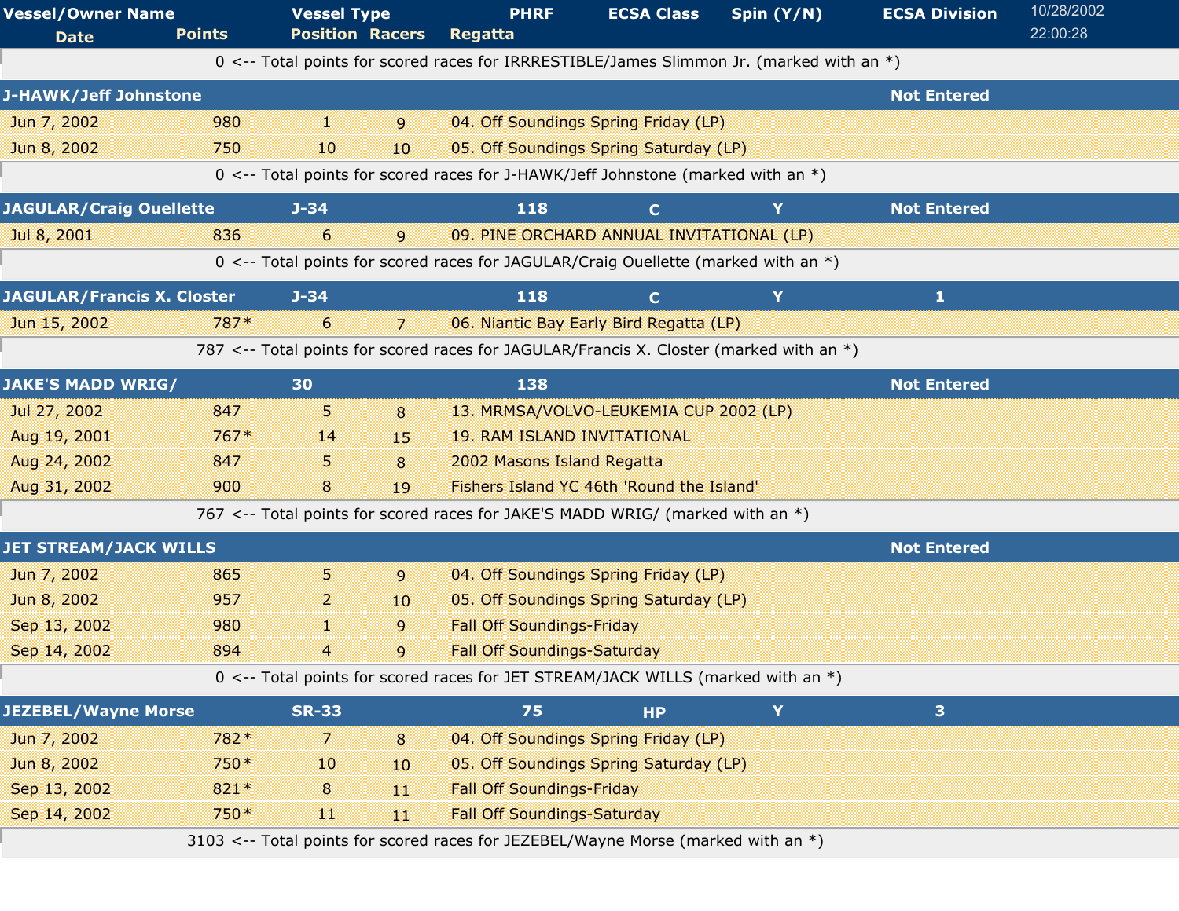| Vessel/Owner Name | Vessel Type | PHRF | ECSA Class | Spin (Y/N) | ECSA Division |
|---|---|---|---|---|---|
| Date | Points | Position | Racers | Regatta | |

10/28/2002
22:00:28

0 <-- Total points for scored races for IRRRESTIBLE/James Slimmon Jr. (marked with an *)

| J-HAWK/Jeff Johnstone | | | | | Not Entered |
|---|---|---|---|---|---|
| Jun 7, 2002 | 980 | 1 | 9 | 04. Off Soundings Spring Friday (LP) | |
| Jun 8, 2002 | 750 | 10 | 10 | 05. Off Soundings Spring Saturday (LP) | |

0 <-- Total points for scored races for J-HAWK/Jeff Johnstone (marked with an *)

| JAGULAR/Craig Ouellette | J-34 | 118 | C | Y | Not Entered |
|---|---|---|---|---|---|
| Jul 8, 2001 | 836 | 6 | 9 | 09. PINE ORCHARD ANNUAL INVITATIONAL (LP) | |

0 <-- Total points for scored races for JAGULAR/Craig Ouellette (marked with an *)

| JAGULAR/Francis X. Closter | J-34 | 118 | C | Y | 1 |
|---|---|---|---|---|---|
| Jun 15, 2002 | 787* | 6 | 7 | 06. Niantic Bay Early Bird Regatta (LP) | |

787 <-- Total points for scored races for JAGULAR/Francis X. Closter (marked with an *)

| JAKE'S MADD WRIG/ | 30 | 138 | | | Not Entered |
|---|---|---|---|---|---|
| Jul 27, 2002 | 847 | 5 | 8 | 13. MRMSA/VOLVO-LEUKEMIA CUP 2002 (LP) | |
| Aug 19, 2001 | 767* | 14 | 15 | 19. RAM ISLAND INVITATIONAL | |
| Aug 24, 2002 | 847 | 5 | 8 | 2002 Masons Island Regatta | |
| Aug 31, 2002 | 900 | 8 | 19 | Fishers Island YC 46th 'Round the Island' | |

767 <-- Total points for scored races for JAKE'S MADD WRIG/ (marked with an *)

| JET STREAM/JACK WILLS | | | | | Not Entered |
|---|---|---|---|---|---|
| Jun 7, 2002 | 865 | 5 | 9 | 04. Off Soundings Spring Friday (LP) | |
| Jun 8, 2002 | 957 | 2 | 10 | 05. Off Soundings Spring Saturday (LP) | |
| Sep 13, 2002 | 980 | 1 | 9 | Fall Off Soundings-Friday | |
| Sep 14, 2002 | 894 | 4 | 9 | Fall Off Soundings-Saturday | |

0 <-- Total points for scored races for JET STREAM/JACK WILLS (marked with an *)

| JEZEBEL/Wayne Morse | SR-33 | 75 | HP | Y | 3 |
|---|---|---|---|---|---|
| Jun 7, 2002 | 782* | 7 | 8 | 04. Off Soundings Spring Friday (LP) | |
| Jun 8, 2002 | 750* | 10 | 10 | 05. Off Soundings Spring Saturday (LP) | |
| Sep 13, 2002 | 821* | 8 | 11 | Fall Off Soundings-Friday | |
| Sep 14, 2002 | 750* | 11 | 11 | Fall Off Soundings-Saturday | |

3103 <-- Total points for scored races for JEZEBEL/Wayne Morse (marked with an *)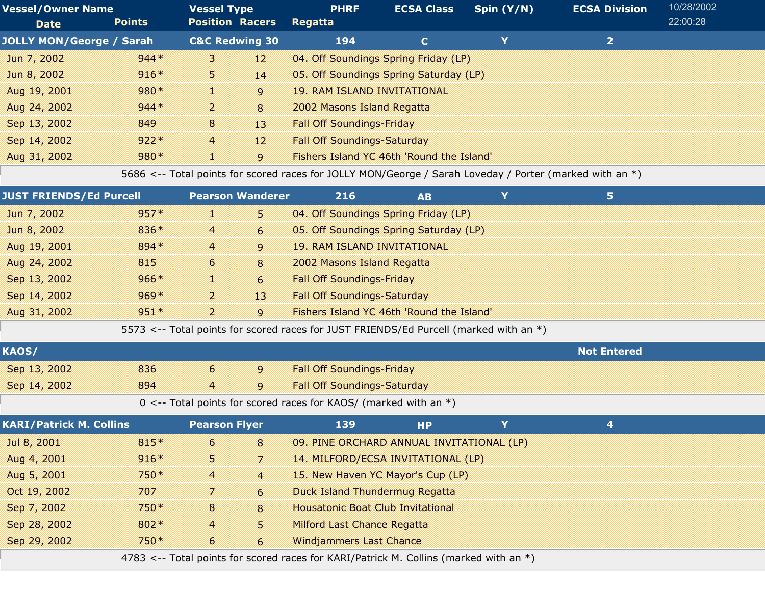| Vessel/Owner Name | | Vessel Type | | PHRF | ECSA Class | Spin (Y/N) | ECSA Division |
|---|---|---|---|---|---|---|---|
| Date | Points | Position | Racers | Regatta | | | |
| **JOLLY MON/George / Sarah** | | **C&C Redwing 30** | | **194** | **C** | **Y** | **2** |
| Jun 7, 2002 | 944* | 3 | 12 | 04. Off Soundings Spring Friday (LP) | | | |
| Jun 8, 2002 | 916* | 5 | 14 | 05. Off Soundings Spring Saturday (LP) | | | |
| Aug 19, 2001 | 980* | 1 | 9 | 19. RAM ISLAND INVITATIONAL | | | |
| Aug 24, 2002 | 944* | 2 | 8 | 2002 Masons Island Regatta | | | |
| Sep 13, 2002 | 849 | 8 | 13 | Fall Off Soundings-Friday | | | |
| Sep 14, 2002 | 922* | 4 | 12 | Fall Off Soundings-Saturday | | | |
| Aug 31, 2002 | 980* | 1 | 9 | Fishers Island YC 46th 'Round the Island' | | | |
| 5686 <-- Total points for scored races for JOLLY MON/George / Sarah Loveday / Porter (marked with an *) | | | | | | | |
| **JUST FRIENDS/Ed Purcell** | | **Pearson Wanderer** | | **216** | **AB** | **Y** | **5** |
| Jun 7, 2002 | 957* | 1 | 5 | 04. Off Soundings Spring Friday (LP) | | | |
| Jun 8, 2002 | 836* | 4 | 6 | 05. Off Soundings Spring Saturday (LP) | | | |
| Aug 19, 2001 | 894* | 4 | 9 | 19. RAM ISLAND INVITATIONAL | | | |
| Aug 24, 2002 | 815 | 6 | 8 | 2002 Masons Island Regatta | | | |
| Sep 13, 2002 | 966* | 1 | 6 | Fall Off Soundings-Friday | | | |
| Sep 14, 2002 | 969* | 2 | 13 | Fall Off Soundings-Saturday | | | |
| Aug 31, 2002 | 951* | 2 | 9 | Fishers Island YC 46th 'Round the Island' | | | |
| 5573 <-- Total points for scored races for JUST FRIENDS/Ed Purcell (marked with an *) | | | | | | | |
| **KAOS/** | | | | | | | **Not Entered** |
| Sep 13, 2002 | 836 | 6 | 9 | Fall Off Soundings-Friday | | | |
| Sep 14, 2002 | 894 | 4 | 9 | Fall Off Soundings-Saturday | | | |
| 0 <-- Total points for scored races for KAOS/ (marked with an *) | | | | | | | |
| **KARI/Patrick M. Collins** | | **Pearson Flyer** | | **139** | **HP** | **Y** | **4** |
| Jul 8, 2001 | 815* | 6 | 8 | 09. PINE ORCHARD ANNUAL INVITATIONAL (LP) | | | |
| Aug 4, 2001 | 916* | 5 | 7 | 14. MILFORD/ECSA INVITATIONAL (LP) | | | |
| Aug 5, 2001 | 750* | 4 | 4 | 15. New Haven YC Mayor's Cup (LP) | | | |
| Oct 19, 2002 | 707 | 7 | 6 | Duck Island Thundermug Regatta | | | |
| Sep 7, 2002 | 750* | 8 | 8 | Housatonic Boat Club Invitational | | | |
| Sep 28, 2002 | 802* | 4 | 5 | Milford Last Chance Regatta | | | |
| Sep 29, 2002 | 750* | 6 | 6 | Windjammers Last Chance | | | |
| 4783 <-- Total points for scored races for KARI/Patrick M. Collins (marked with an *) | | | | | | | |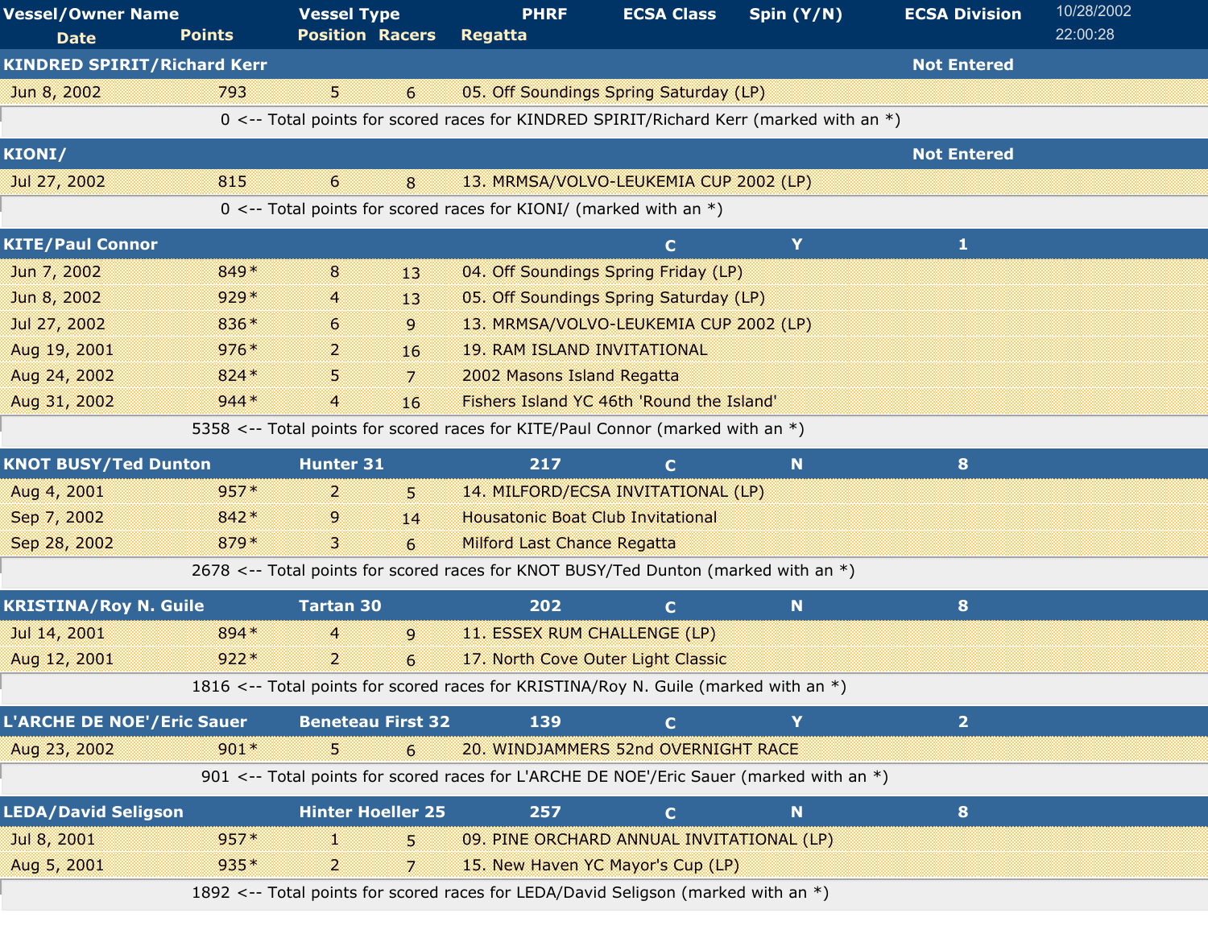| Vessel/Owner Name | | Vessel Type | | PHRF | ECSA Class | Spin (Y/N) | ECSA Division |
|---|---|---|---|---|---|---|---|
| Date | Points | Position | Racers | Regatta | | | |
| **KINDRED SPIRIT/Richard Kerr** | | | | | | | Not Entered |
| Jun 8, 2002 | 793 | 5 | 6 | 05. Off Soundings Spring Saturday (LP) | | | |
| | 0 <-- Total points for scored races for KINDRED SPIRIT/Richard Kerr (marked with an *) | | | | | | |
| **KIONI/** | | | | | | | Not Entered |
| Jul 27, 2002 | 815 | 6 | 8 | 13. MRMSA/VOLVO-LEUKEMIA CUP 2002 (LP) | | | |
| | 0 <-- Total points for scored races for KIONI/ (marked with an *) | | | | | | |
| **KITE/Paul Connor** | | | | | C | Y | 1 |
| Jun 7, 2002 | 849* | 8 | 13 | 04. Off Soundings Spring Friday (LP) | | | |
| Jun 8, 2002 | 929* | 4 | 13 | 05. Off Soundings Spring Saturday (LP) | | | |
| Jul 27, 2002 | 836* | 6 | 9 | 13. MRMSA/VOLVO-LEUKEMIA CUP 2002 (LP) | | | |
| Aug 19, 2001 | 976* | 2 | 16 | 19. RAM ISLAND INVITATIONAL | | | |
| Aug 24, 2002 | 824* | 5 | 7 | 2002 Masons Island Regatta | | | |
| Aug 31, 2002 | 944* | 4 | 16 | Fishers Island YC 46th 'Round the Island' | | | |
| | 5358 <-- Total points for scored races for KITE/Paul Connor (marked with an *) | | | | | | |
| **KNOT BUSY/Ted Dunton** | | Hunter 31 | | 217 | C | N | 8 |
| Aug 4, 2001 | 957* | 2 | 5 | 14. MILFORD/ECSA INVITATIONAL (LP) | | | |
| Sep 7, 2002 | 842* | 9 | 14 | Housatonic Boat Club Invitational | | | |
| Sep 28, 2002 | 879* | 3 | 6 | Milford Last Chance Regatta | | | |
| | 2678 <-- Total points for scored races for KNOT BUSY/Ted Dunton (marked with an *) | | | | | | |
| **KRISTINA/Roy N. Guile** | | Tartan 30 | | 202 | C | N | 8 |
| Jul 14, 2001 | 894* | 4 | 9 | 11. ESSEX RUM CHALLENGE (LP) | | | |
| Aug 12, 2001 | 922* | 2 | 6 | 17. North Cove Outer Light Classic | | | |
| | 1816 <-- Total points for scored races for KRISTINA/Roy N. Guile (marked with an *) | | | | | | |
| **L'ARCHE DE NOE'/Eric Sauer** | | Beneteau First 32 | | 139 | C | Y | 2 |
| Aug 23, 2002 | 901* | 5 | 6 | 20. WINDJAMMERS 52nd OVERNIGHT RACE | | | |
| | 901 <-- Total points for scored races for L'ARCHE DE NOE'/Eric Sauer (marked with an *) | | | | | | |
| **LEDA/David Seligson** | | Hinter Hoeller 25 | | 257 | C | N | 8 |
| Jul 8, 2001 | 957* | 1 | 5 | 09. PINE ORCHARD ANNUAL INVITATIONAL (LP) | | | |
| Aug 5, 2001 | 935* | 2 | 7 | 15. New Haven YC Mayor's Cup (LP) | | | |
| | 1892 <-- Total points for scored races for LEDA/David Seligson (marked with an *) | | | | | | |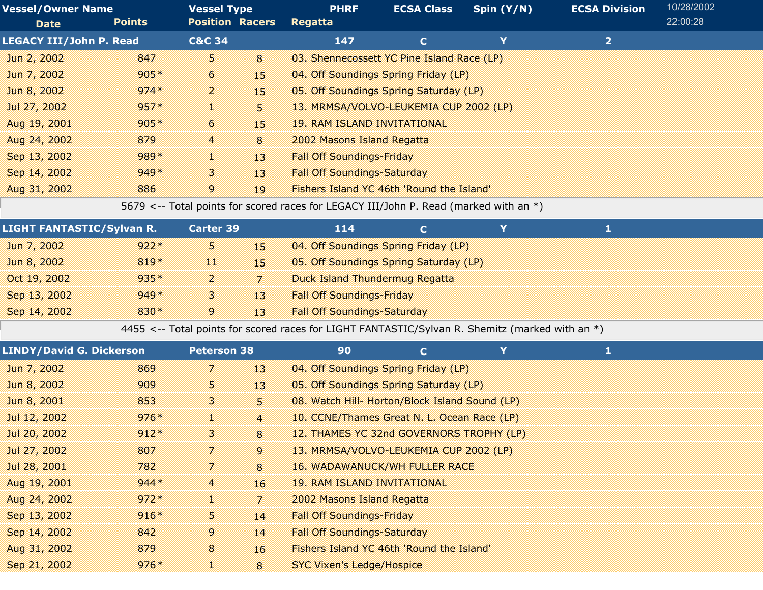| Vessel/Owner Name | | Vessel Type | | PHRF | ECSA Class | Spin (Y/N) | ECSA Division |
|---|---|---|---|---|---|---|---|
| Date | Points | Position | Racers | Regatta | | | |
| **LEGACY III/John P. Read** | | **C&C 34** | | **147** | **C** | **Y** | **2** |
| Jun 2, 2002 | 847 | 5 | 8 | 03. Shennecossett YC Pine Island Race (LP) | | | |
| Jun 7, 2002 | 905* | 6 | 15 | 04. Off Soundings Spring Friday (LP) | | | |
| Jun 8, 2002 | 974* | 2 | 15 | 05. Off Soundings Spring Saturday (LP) | | | |
| Jul 27, 2002 | 957* | 1 | 5 | 13. MRMSA/VOLVO-LEUKEMIA CUP 2002 (LP) | | | |
| Aug 19, 2001 | 905* | 6 | 15 | 19. RAM ISLAND INVITATIONAL | | | |
| Aug 24, 2002 | 879 | 4 | 8 | 2002 Masons Island Regatta | | | |
| Sep 13, 2002 | 989* | 1 | 13 | Fall Off Soundings-Friday | | | |
| Sep 14, 2002 | 949* | 3 | 13 | Fall Off Soundings-Saturday | | | |
| Aug 31, 2002 | 886 | 9 | 19 | Fishers Island YC 46th 'Round the Island' | | | |
| 5679 <-- Total points for scored races for LEGACY III/John P. Read (marked with an *) | | | | | | | |
| **LIGHT FANTASTIC/Sylvan R.** | | **Carter 39** | | **114** | **C** | **Y** | **1** |
| Jun 7, 2002 | 922* | 5 | 15 | 04. Off Soundings Spring Friday (LP) | | | |
| Jun 8, 2002 | 819* | 11 | 15 | 05. Off Soundings Spring Saturday (LP) | | | |
| Oct 19, 2002 | 935* | 2 | 7 | Duck Island Thundermug Regatta | | | |
| Sep 13, 2002 | 949* | 3 | 13 | Fall Off Soundings-Friday | | | |
| Sep 14, 2002 | 830* | 9 | 13 | Fall Off Soundings-Saturday | | | |
| 4455 <-- Total points for scored races for LIGHT FANTASTIC/Sylvan R. Shemitz (marked with an *) | | | | | | | |
| **LINDY/David G. Dickerson** | | **Peterson 38** | | **90** | **C** | **Y** | **1** |
| Jun 7, 2002 | 869 | 7 | 13 | 04. Off Soundings Spring Friday (LP) | | | |
| Jun 8, 2002 | 909 | 5 | 13 | 05. Off Soundings Spring Saturday (LP) | | | |
| Jun 8, 2001 | 853 | 3 | 5 | 08. Watch Hill- Horton/Block Island Sound (LP) | | | |
| Jul 12, 2002 | 976* | 1 | 4 | 10. CCNE/Thames Great N. L. Ocean Race (LP) | | | |
| Jul 20, 2002 | 912* | 3 | 8 | 12. THAMES YC 32nd GOVERNORS TROPHY (LP) | | | |
| Jul 27, 2002 | 807 | 7 | 9 | 13. MRMSA/VOLVO-LEUKEMIA CUP 2002 (LP) | | | |
| Jul 28, 2001 | 782 | 7 | 8 | 16. WADAWANUCK/WH FULLER RACE | | | |
| Aug 19, 2001 | 944* | 4 | 16 | 19. RAM ISLAND INVITATIONAL | | | |
| Aug 24, 2002 | 972* | 1 | 7 | 2002 Masons Island Regatta | | | |
| Sep 13, 2002 | 916* | 5 | 14 | Fall Off Soundings-Friday | | | |
| Sep 14, 2002 | 842 | 9 | 14 | Fall Off Soundings-Saturday | | | |
| Aug 31, 2002 | 879 | 8 | 16 | Fishers Island YC 46th 'Round the Island' | | | |
| Sep 21, 2002 | 976* | 1 | 8 | SYC Vixen's Ledge/Hospice | | | |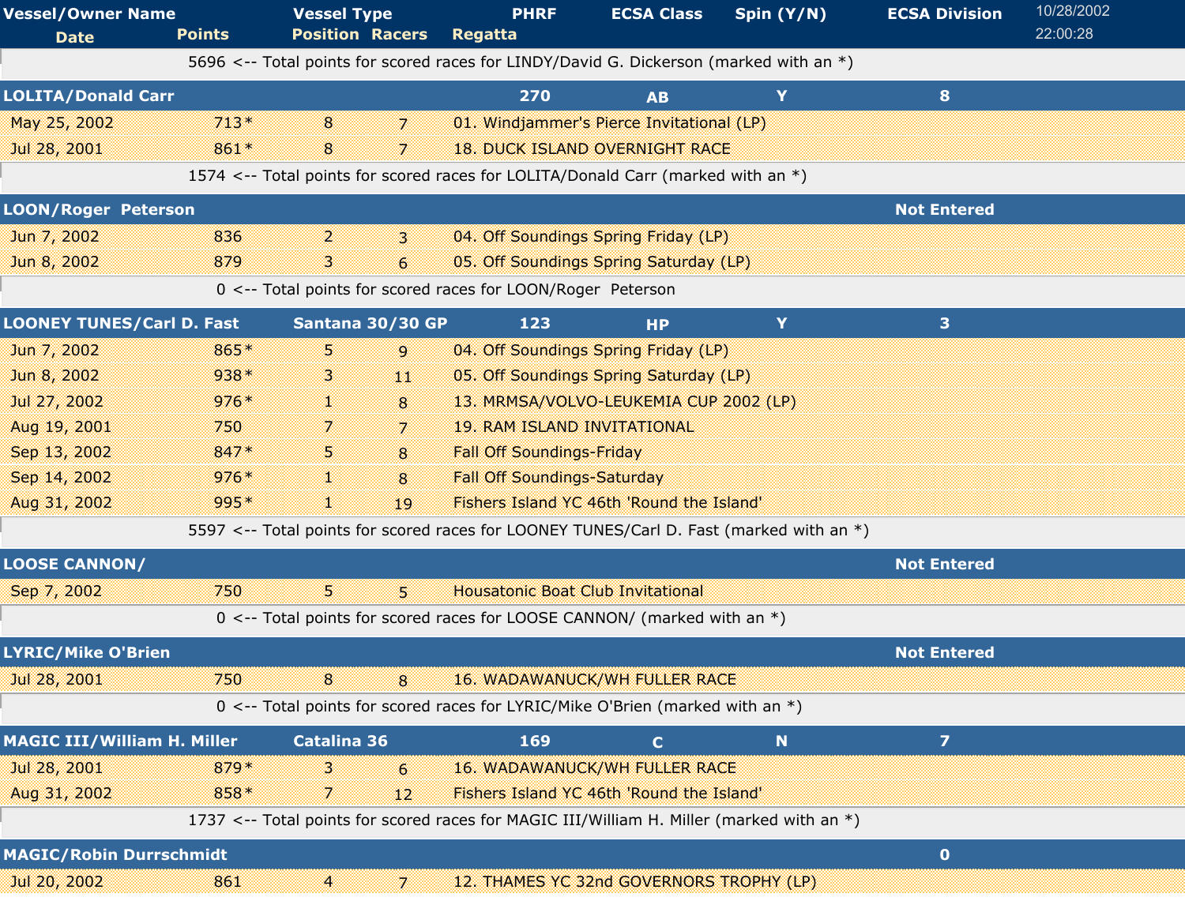| Vessel/Owner Name | Vessel Type | PHRF | ECSA Class | Spin (Y/N) | ECSA Division |
|---|---|---|---|---|---|
| Date | Points | Position | Racers | Regatta | |

5696 <-- Total points for scored races for LINDY/David G. Dickerson (marked with an *)

| LOLITA/Donald Carr | | 270 | AB | Y | 8 |
|---|---|---|---|---|---|
| May 25, 2002 | 713* | 8 | 7 | 01. Windjammer's Pierce Invitational (LP) | |
| Jul 28, 2001 | 861* | 8 | 7 | 18. DUCK ISLAND OVERNIGHT RACE | |

1574 <-- Total points for scored races for LOLITA/Donald Carr (marked with an *)

| LOON/Roger Peterson | | | | | Not Entered |
|---|---|---|---|---|---|
| Jun 7, 2002 | 836 | 2 | 3 | 04. Off Soundings Spring Friday (LP) | |
| Jun 8, 2002 | 879 | 3 | 6 | 05. Off Soundings Spring Saturday (LP) | |

0 <-- Total points for scored races for LOON/Roger Peterson

| LOONEY TUNES/Carl D. Fast | Santana 30/30 GP | 123 | HP | Y | 3 |
|---|---|---|---|---|---|
| Jun 7, 2002 | 865* | 5 | 9 | 04. Off Soundings Spring Friday (LP) | |
| Jun 8, 2002 | 938* | 3 | 11 | 05. Off Soundings Spring Saturday (LP) | |
| Jul 27, 2002 | 976* | 1 | 8 | 13. MRMSA/VOLVO-LEUKEMIA CUP 2002 (LP) | |
| Aug 19, 2001 | 750 | 7 | 7 | 19. RAM ISLAND INVITATIONAL | |
| Sep 13, 2002 | 847* | 5 | 8 | Fall Off Soundings-Friday | |
| Sep 14, 2002 | 976* | 1 | 8 | Fall Off Soundings-Saturday | |
| Aug 31, 2002 | 995* | 1 | 19 | Fishers Island YC 46th 'Round the Island' | |

5597 <-- Total points for scored races for LOONEY TUNES/Carl D. Fast (marked with an *)

| LOOSE CANNON/ | | | | | Not Entered |
|---|---|---|---|---|---|
| Sep 7, 2002 | 750 | 5 | 5 | Housatonic Boat Club Invitational | |

0 <-- Total points for scored races for LOOSE CANNON/ (marked with an *)

| LYRIC/Mike O'Brien | | | | | Not Entered |
|---|---|---|---|---|---|
| Jul 28, 2001 | 750 | 8 | 8 | 16. WADAWANUCK/WH FULLER RACE | |

0 <-- Total points for scored races for LYRIC/Mike O'Brien (marked with an *)

| MAGIC III/William H. Miller | Catalina 36 | 169 | C | N | 7 |
|---|---|---|---|---|---|
| Jul 28, 2001 | 879* | 3 | 6 | 16. WADAWANUCK/WH FULLER RACE | |
| Aug 31, 2002 | 858* | 7 | 12 | Fishers Island YC 46th 'Round the Island' | |

1737 <-- Total points for scored races for MAGIC III/William H. Miller (marked with an *)

| MAGIC/Robin Durrschmidt | | | | | 0 |
|---|---|---|---|---|---|
| Jul 20, 2002 | 861 | 4 | 7 | 12. THAMES YC 32nd GOVERNORS TROPHY (LP) | |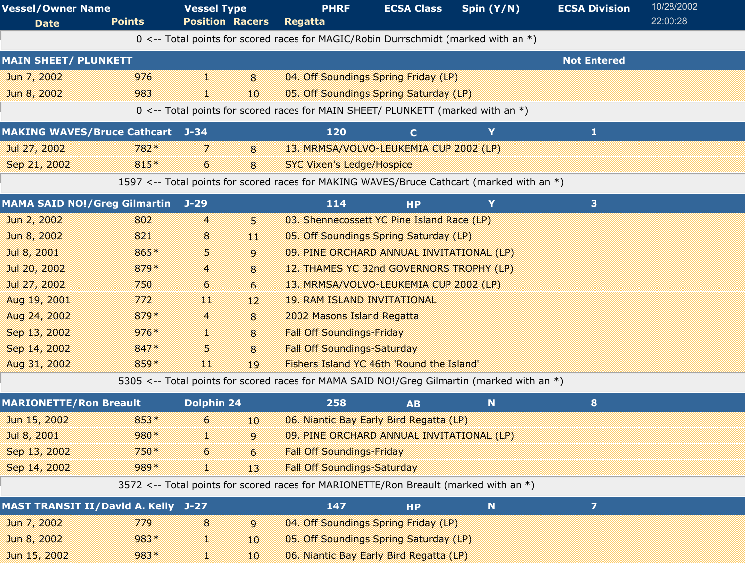| Vessel/Owner Name | | Vessel Type | | PHRF | ECSA Class | Spin (Y/N) | ECSA Division |
|---|---|---|---|---|---|---|---|
| Date | Points | Position | Racers | Regatta | | | |

10/28/2002
22:00:28

0 <-- Total points for scored races for MAGIC/Robin Durrschmidt (marked with an *)

| MAIN SHEET/ PLUNKETT | | | | | Not Entered |
|---|---|---|---|---|---|
| Jun 7, 2002 | 976 | 1 | 8 | 04. Off Soundings Spring Friday (LP) | |
| Jun 8, 2002 | 983 | 1 | 10 | 05. Off Soundings Spring Saturday (LP) | |

0 <-- Total points for scored races for MAIN SHEET/ PLUNKETT (marked with an *)

| MAKING WAVES/Bruce Cathcart | J-34 | 120 | C | Y | 1 |
|---|---|---|---|---|---|
| Jul 27, 2002 | 782* | 7 | 8 | 13. MRMSA/VOLVO-LEUKEMIA CUP 2002 (LP) | |
| Sep 21, 2002 | 815* | 6 | 8 | SYC Vixen's Ledge/Hospice | |

1597 <-- Total points for scored races for MAKING WAVES/Bruce Cathcart (marked with an *)

| MAMA SAID NO!/Greg Gilmartin | J-29 | 114 | HP | Y | 3 |
|---|---|---|---|---|---|
| Jun 2, 2002 | 802 | 4 | 5 | 03. Shennecossett YC Pine Island Race (LP) | |
| Jun 8, 2002 | 821 | 8 | 11 | 05. Off Soundings Spring Saturday (LP) | |
| Jul 8, 2001 | 865* | 5 | 9 | 09. PINE ORCHARD ANNUAL INVITATIONAL (LP) | |
| Jul 20, 2002 | 879* | 4 | 8 | 12. THAMES YC 32nd GOVERNORS TROPHY (LP) | |
| Jul 27, 2002 | 750 | 6 | 6 | 13. MRMSA/VOLVO-LEUKEMIA CUP 2002 (LP) | |
| Aug 19, 2001 | 772 | 11 | 12 | 19. RAM ISLAND INVITATIONAL | |
| Aug 24, 2002 | 879* | 4 | 8 | 2002 Masons Island Regatta | |
| Sep 13, 2002 | 976* | 1 | 8 | Fall Off Soundings-Friday | |
| Sep 14, 2002 | 847* | 5 | 8 | Fall Off Soundings-Saturday | |
| Aug 31, 2002 | 859* | 11 | 19 | Fishers Island YC 46th 'Round the Island' | |

5305 <-- Total points for scored races for MAMA SAID NO!/Greg Gilmartin (marked with an *)

| MARIONETTE/Ron Breault | Dolphin 24 | 258 | AB | N | 8 |
|---|---|---|---|---|---|
| Jun 15, 2002 | 853* | 6 | 10 | 06. Niantic Bay Early Bird Regatta (LP) | |
| Jul 8, 2001 | 980* | 1 | 9 | 09. PINE ORCHARD ANNUAL INVITATIONAL (LP) | |
| Sep 13, 2002 | 750* | 6 | 6 | Fall Off Soundings-Friday | |
| Sep 14, 2002 | 989* | 1 | 13 | Fall Off Soundings-Saturday | |

3572 <-- Total points for scored races for MARIONETTE/Ron Breault (marked with an *)

| MAST TRANSIT II/David A. Kelly | J-27 | 147 | HP | N | 7 |
|---|---|---|---|---|---|
| Jun 7, 2002 | 779 | 8 | 9 | 04. Off Soundings Spring Friday (LP) | |
| Jun 8, 2002 | 983* | 1 | 10 | 05. Off Soundings Spring Saturday (LP) | |
| Jun 15, 2002 | 983* | 1 | 10 | 06. Niantic Bay Early Bird Regatta (LP) | |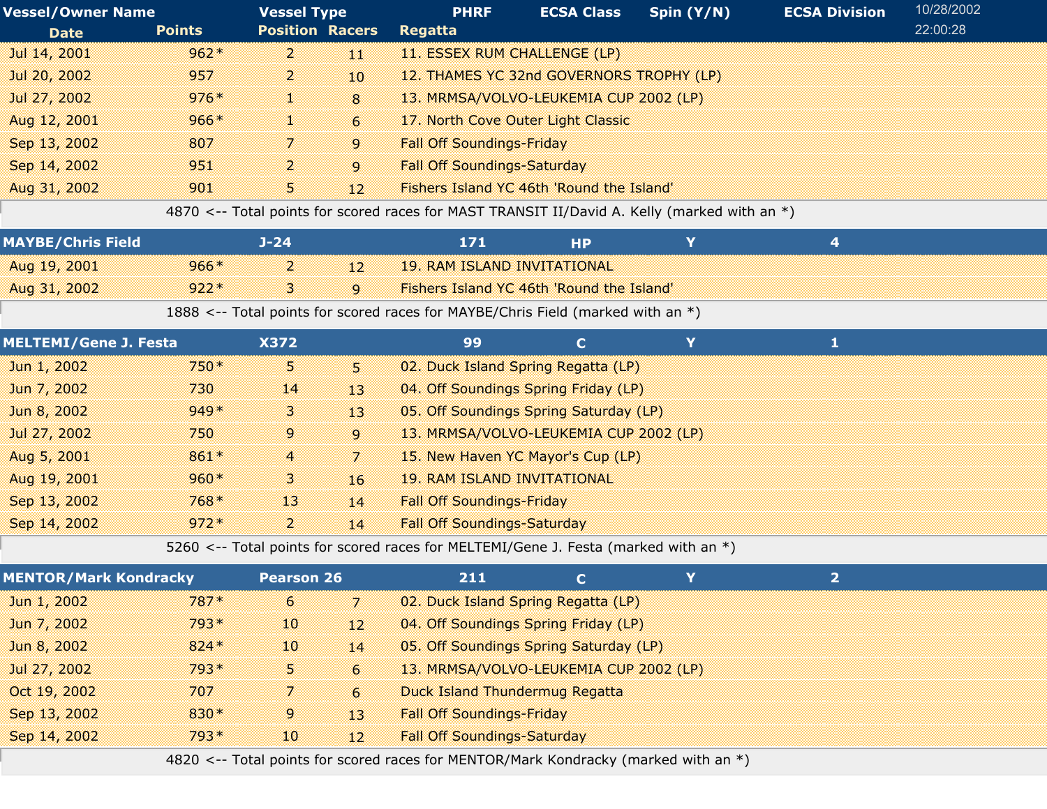| Vessel/Owner Name | | Vessel Type | | PHRF | ECSA Class | Spin (Y/N) | ECSA Division |
|---|---|---|---|---|---|---|---|
| Date | Points | Position | Racers | Regatta | | | |
| Jul 14, 2001 | 962* | 2 | 11 | 11. ESSEX RUM CHALLENGE (LP) | | | |
| Jul 20, 2002 | 957 | 2 | 10 | 12. THAMES YC 32nd GOVERNORS TROPHY (LP) | | | |
| Jul 27, 2002 | 976* | 1 | 8 | 13. MRMSA/VOLVO-LEUKEMIA CUP 2002 (LP) | | | |
| Aug 12, 2001 | 966* | 1 | 6 | 17. North Cove Outer Light Classic | | | |
| Sep 13, 2002 | 807 | 7 | 9 | Fall Off Soundings-Friday | | | |
| Sep 14, 2002 | 951 | 2 | 9 | Fall Off Soundings-Saturday | | | |
| Aug 31, 2002 | 901 | 5 | 12 | Fishers Island YC 46th 'Round the Island' | | | |
| 4870 <-- Total points for scored races for MAST TRANSIT II/David A. Kelly (marked with an *) | | | | | | | |
| **MAYBE/Chris Field** | | **J-24** | | **171** | **HP** | **Y** | **4** |
| Aug 19, 2001 | 966* | 2 | 12 | 19. RAM ISLAND INVITATIONAL | | | |
| Aug 31, 2002 | 922* | 3 | 9 | Fishers Island YC 46th 'Round the Island' | | | |
| 1888 <-- Total points for scored races for MAYBE/Chris Field (marked with an *) | | | | | | | |
| **MELTEMI/Gene J. Festa** | | **X372** | | **99** | **C** | **Y** | **1** |
| Jun 1, 2002 | 750* | 5 | 5 | 02. Duck Island Spring Regatta (LP) | | | |
| Jun 7, 2002 | 730 | 14 | 13 | 04. Off Soundings Spring Friday (LP) | | | |
| Jun 8, 2002 | 949* | 3 | 13 | 05. Off Soundings Spring Saturday (LP) | | | |
| Jul 27, 2002 | 750 | 9 | 9 | 13. MRMSA/VOLVO-LEUKEMIA CUP 2002 (LP) | | | |
| Aug 5, 2001 | 861* | 4 | 7 | 15. New Haven YC Mayor's Cup (LP) | | | |
| Aug 19, 2001 | 960* | 3 | 16 | 19. RAM ISLAND INVITATIONAL | | | |
| Sep 13, 2002 | 768* | 13 | 14 | Fall Off Soundings-Friday | | | |
| Sep 14, 2002 | 972* | 2 | 14 | Fall Off Soundings-Saturday | | | |
| 5260 <-- Total points for scored races for MELTEMI/Gene J. Festa (marked with an *) | | | | | | | |
| **MENTOR/Mark Kondracky** | | **Pearson 26** | | **211** | **C** | **Y** | **2** |
| Jun 1, 2002 | 787* | 6 | 7 | 02. Duck Island Spring Regatta (LP) | | | |
| Jun 7, 2002 | 793* | 10 | 12 | 04. Off Soundings Spring Friday (LP) | | | |
| Jun 8, 2002 | 824* | 10 | 14 | 05. Off Soundings Spring Saturday (LP) | | | |
| Jul 27, 2002 | 793* | 5 | 6 | 13. MRMSA/VOLVO-LEUKEMIA CUP 2002 (LP) | | | |
| Oct 19, 2002 | 707 | 7 | 6 | Duck Island Thundermug Regatta | | | |
| Sep 13, 2002 | 830* | 9 | 13 | Fall Off Soundings-Friday | | | |
| Sep 14, 2002 | 793* | 10 | 12 | Fall Off Soundings-Saturday | | | |
| 4820 <-- Total points for scored races for MENTOR/Mark Kondracky (marked with an *) | | | | | | | |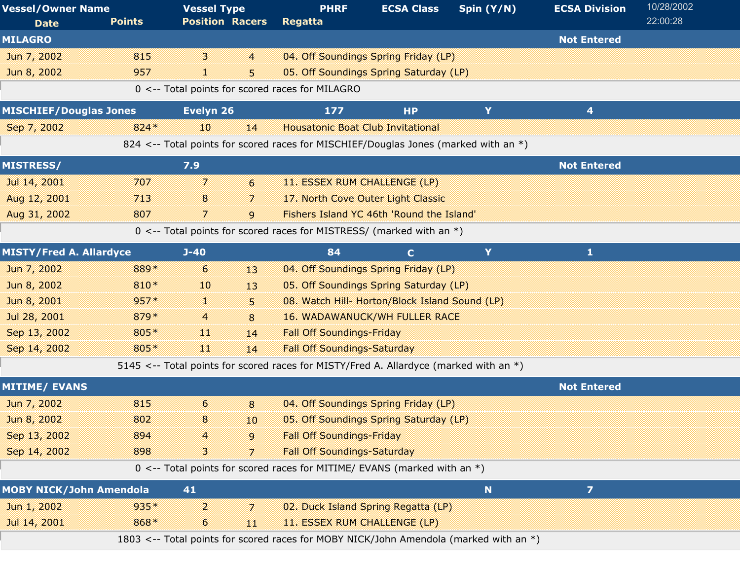| Vessel/Owner Name | Vessel Type | PHRF | ECSA Class | Spin (Y/N) | ECSA Division | 10/28/2002 |
|---|---|---|---|---|---|---|
| Date | Points | Position | Racers | Regatta | | 22:00:28 |

| Date | Points | Position | Racers | Regatta |
|---|---|---|---|---|
| **MILAGRO** | | | | **Not Entered** |
| Jun 7, 2002 | 815 | 3 | 4 | 04. Off Soundings Spring Friday (LP) |
| Jun 8, 2002 | 957 | 1 | 5 | 05. Off Soundings Spring Saturday (LP) |
| | 0 <-- Total points for scored races for MILAGRO | | | |
| **MISCHIEF/Douglas Jones** | **Evelyn 26** | **177** | **HP** | **Y** **4** |
| Sep 7, 2002 | 824* | 10 | 14 | Housatonic Boat Club Invitational |
| | 824 <-- Total points for scored races for MISCHIEF/Douglas Jones (marked with an *) | | | |
| **MISTRESS/** | **7.9** | | | **Not Entered** |
| Jul 14, 2001 | 707 | 7 | 6 | 11. ESSEX RUM CHALLENGE (LP) |
| Aug 12, 2001 | 713 | 8 | 7 | 17. North Cove Outer Light Classic |
| Aug 31, 2002 | 807 | 7 | 9 | Fishers Island YC 46th 'Round the Island' |
| | 0 <-- Total points for scored races for MISTRESS/ (marked with an *) | | | |
| **MISTY/Fred A. Allardyce** | **J-40** | **84** | **C** | **Y** **1** |
| Jun 7, 2002 | 889* | 6 | 13 | 04. Off Soundings Spring Friday (LP) |
| Jun 8, 2002 | 810* | 10 | 13 | 05. Off Soundings Spring Saturday (LP) |
| Jun 8, 2001 | 957* | 1 | 5 | 08. Watch Hill- Horton/Block Island Sound (LP) |
| Jul 28, 2001 | 879* | 4 | 8 | 16. WADAWANUCK/WH FULLER RACE |
| Sep 13, 2002 | 805* | 11 | 14 | Fall Off Soundings-Friday |
| Sep 14, 2002 | 805* | 11 | 14 | Fall Off Soundings-Saturday |
| | 5145 <-- Total points for scored races for MISTY/Fred A. Allardyce (marked with an *) | | | |
| **MITIME/ EVANS** | | | | **Not Entered** |
| Jun 7, 2002 | 815 | 6 | 8 | 04. Off Soundings Spring Friday (LP) |
| Jun 8, 2002 | 802 | 8 | 10 | 05. Off Soundings Spring Saturday (LP) |
| Sep 13, 2002 | 894 | 4 | 9 | Fall Off Soundings-Friday |
| Sep 14, 2002 | 898 | 3 | 7 | Fall Off Soundings-Saturday |
| | 0 <-- Total points for scored races for MITIME/ EVANS (marked with an *) | | | |
| **MOBY NICK/John Amendola** | **41** | | | **N** **7** |
| Jun 1, 2002 | 935* | 2 | 7 | 02. Duck Island Spring Regatta (LP) |
| Jul 14, 2001 | 868* | 6 | 11 | 11. ESSEX RUM CHALLENGE (LP) |
| | 1803 <-- Total points for scored races for MOBY NICK/John Amendola (marked with an *) | | | |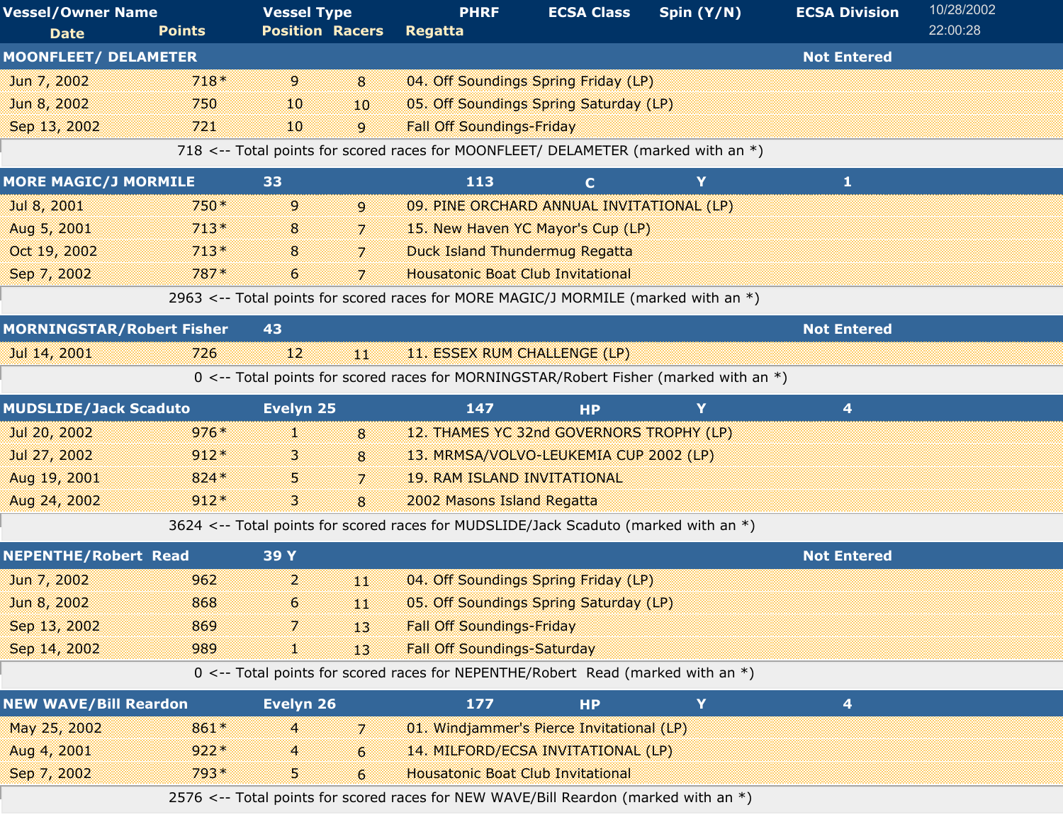| Vessel/Owner Name | | Vessel Type | | PHRF | ECSA Class | Spin (Y/N) | ECSA Division |
|---|---|---|---|---|---|---|---|
| Date | Points | Position | Racers | Regatta | | | |
| **MOONFLEET/ DELAMETER** | | | | | | | Not Entered |
| Jun 7, 2002 | 718* | 9 | 8 | 04. Off Soundings Spring Friday (LP) | | | |
| Jun 8, 2002 | 750 | 10 | 10 | 05. Off Soundings Spring Saturday (LP) | | | |
| Sep 13, 2002 | 721 | 10 | 9 | Fall Off Soundings-Friday | | | |
| 718 <-- Total points for scored races for MOONFLEET/ DELAMETER (marked with an *) | | | | | | | |
| **MORE MAGIC/J MORMILE** | | 33 | | 113 | C | Y | 1 |
| Jul 8, 2001 | 750* | 9 | 9 | 09. PINE ORCHARD ANNUAL INVITATIONAL (LP) | | | |
| Aug 5, 2001 | 713* | 8 | 7 | 15. New Haven YC Mayor's Cup (LP) | | | |
| Oct 19, 2002 | 713* | 8 | 7 | Duck Island Thundermug Regatta | | | |
| Sep 7, 2002 | 787* | 6 | 7 | Housatonic Boat Club Invitational | | | |
| 2963 <-- Total points for scored races for MORE MAGIC/J MORMILE (marked with an *) | | | | | | | |
| **MORNINGSTAR/Robert Fisher** | | 43 | | | | | Not Entered |
| Jul 14, 2001 | 726 | 12 | 11 | 11. ESSEX RUM CHALLENGE (LP) | | | |
| 0 <-- Total points for scored races for MORNINGSTAR/Robert Fisher (marked with an *) | | | | | | | |
| **MUDSLIDE/Jack Scaduto** | | Evelyn 25 | | 147 | HP | Y | 4 |
| Jul 20, 2002 | 976* | 1 | 8 | 12. THAMES YC 32nd GOVERNORS TROPHY (LP) | | | |
| Jul 27, 2002 | 912* | 3 | 8 | 13. MRMSA/VOLVO-LEUKEMIA CUP 2002 (LP) | | | |
| Aug 19, 2001 | 824* | 5 | 7 | 19. RAM ISLAND INVITATIONAL | | | |
| Aug 24, 2002 | 912* | 3 | 8 | 2002 Masons Island Regatta | | | |
| 3624 <-- Total points for scored races for MUDSLIDE/Jack Scaduto (marked with an *) | | | | | | | |
| **NEPENTHE/Robert Read** | | 39 Y | | | | | Not Entered |
| Jun 7, 2002 | 962 | 2 | 11 | 04. Off Soundings Spring Friday (LP) | | | |
| Jun 8, 2002 | 868 | 6 | 11 | 05. Off Soundings Spring Saturday (LP) | | | |
| Sep 13, 2002 | 869 | 7 | 13 | Fall Off Soundings-Friday | | | |
| Sep 14, 2002 | 989 | 1 | 13 | Fall Off Soundings-Saturday | | | |
| 0 <-- Total points for scored races for NEPENTHE/Robert Read (marked with an *) | | | | | | | |
| **NEW WAVE/Bill Reardon** | | Evelyn 26 | | 177 | HP | Y | 4 |
| May 25, 2002 | 861* | 4 | 7 | 01. Windjammer's Pierce Invitational (LP) | | | |
| Aug 4, 2001 | 922* | 4 | 6 | 14. MILFORD/ECSA INVITATIONAL (LP) | | | |
| Sep 7, 2002 | 793* | 5 | 6 | Housatonic Boat Club Invitational | | | |
| 2576 <-- Total points for scored races for NEW WAVE/Bill Reardon (marked with an *) | | | | | | | |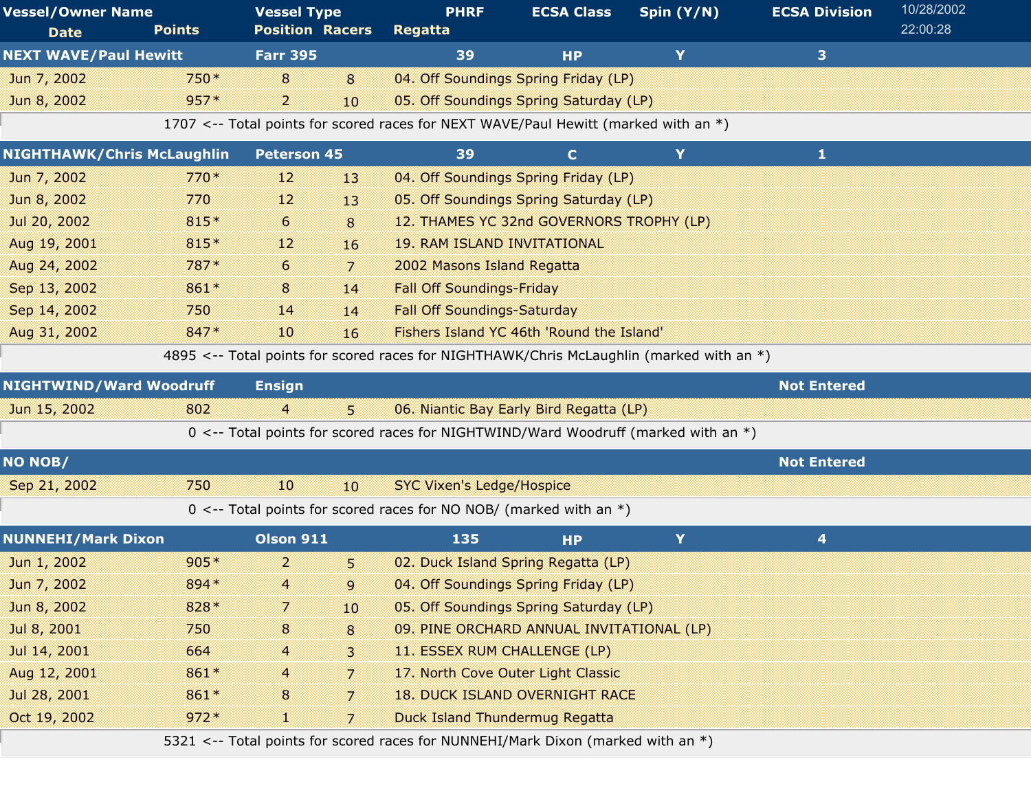| Vessel/Owner Name | | Vessel Type | | PHRF | ECSA Class | Spin (Y/N) | ECSA Division |
|---|---|---|---|---|---|---|---|
| Date | Points | Position | Racers | Regatta | | | |
| **NEXT WAVE/Paul Hewitt** | | **Farr 395** | | **39** | **HP** | **Y** | **3** |
| Jun 7, 2002 | 750* | 8 | 8 | 04. Off Soundings Spring Friday (LP) | | | |
| Jun 8, 2002 | 957* | 2 | 10 | 05. Off Soundings Spring Saturday (LP) | | | |
| | 1707 <-- Total points for scored races for NEXT WAVE/Paul Hewitt (marked with an *) | | | | | | |
| **NIGHTHAWK/Chris McLaughlin** | | **Peterson 45** | | **39** | **C** | **Y** | **1** |
| Jun 7, 2002 | 770* | 12 | 13 | 04. Off Soundings Spring Friday (LP) | | | |
| Jun 8, 2002 | 770 | 12 | 13 | 05. Off Soundings Spring Saturday (LP) | | | |
| Jul 20, 2002 | 815* | 6 | 8 | 12. THAMES YC 32nd GOVERNORS TROPHY (LP) | | | |
| Aug 19, 2001 | 815* | 12 | 16 | 19. RAM ISLAND INVITATIONAL | | | |
| Aug 24, 2002 | 787* | 6 | 7 | 2002 Masons Island Regatta | | | |
| Sep 13, 2002 | 861* | 8 | 14 | Fall Off Soundings-Friday | | | |
| Sep 14, 2002 | 750 | 14 | 14 | Fall Off Soundings-Saturday | | | |
| Aug 31, 2002 | 847* | 10 | 16 | Fishers Island YC 46th 'Round the Island' | | | |
| | 4895 <-- Total points for scored races for NIGHTHAWK/Chris McLaughlin (marked with an *) | | | | | | |
| **NIGHTWIND/Ward Woodruff** | | **Ensign** | | | | | **Not Entered** |
| Jun 15, 2002 | 802 | 4 | 5 | 06. Niantic Bay Early Bird Regatta (LP) | | | |
| | 0 <-- Total points for scored races for NIGHTWIND/Ward Woodruff (marked with an *) | | | | | | |
| **NO NOB/** | | | | | | | **Not Entered** |
| Sep 21, 2002 | 750 | 10 | 10 | SYC Vixen's Ledge/Hospice | | | |
| | 0 <-- Total points for scored races for NO NOB/ (marked with an *) | | | | | | |
| **NUNNEHI/Mark Dixon** | | **Olson 911** | | **135** | **HP** | **Y** | **4** |
| Jun 1, 2002 | 905* | 2 | 5 | 02. Duck Island Spring Regatta (LP) | | | |
| Jun 7, 2002 | 894* | 4 | 9 | 04. Off Soundings Spring Friday (LP) | | | |
| Jun 8, 2002 | 828* | 7 | 10 | 05. Off Soundings Spring Saturday (LP) | | | |
| Jul 8, 2001 | 750 | 8 | 8 | 09. PINE ORCHARD ANNUAL INVITATIONAL (LP) | | | |
| Jul 14, 2001 | 664 | 4 | 3 | 11. ESSEX RUM CHALLENGE (LP) | | | |
| Aug 12, 2001 | 861* | 4 | 7 | 17. North Cove Outer Light Classic | | | |
| Jul 28, 2001 | 861* | 8 | 7 | 18. DUCK ISLAND OVERNIGHT RACE | | | |
| Oct 19, 2002 | 972* | 1 | 7 | Duck Island Thundermug Regatta | | | |
| | 5321 <-- Total points for scored races for NUNNEHI/Mark Dixon (marked with an *) | | | | | | |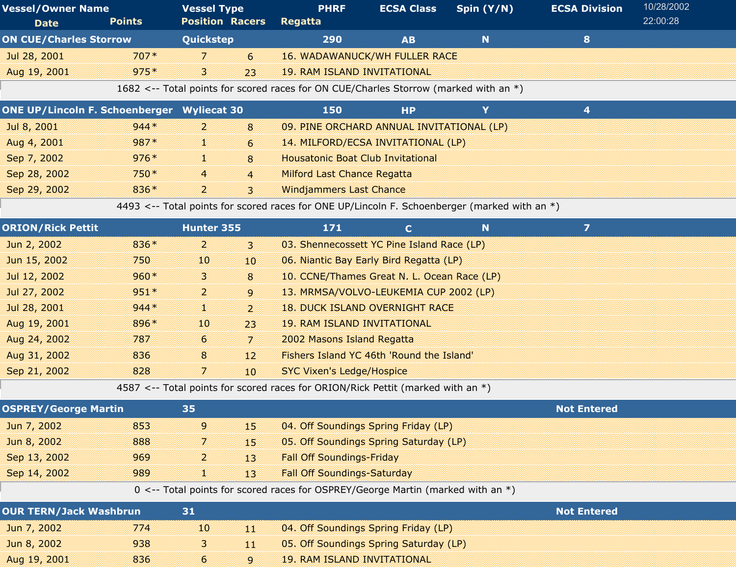| Vessel/Owner Name | | Vessel Type | | PHRF | ECSA Class | Spin (Y/N) | ECSA Division |
|---|---|---|---|---|---|---|---|
| Date | Points | Position | Racers | Regatta | | | |
| **ON CUE/Charles Storrow** | | **Quickstep** | | **290** | **AB** | **N** | **8** |
| Jul 28, 2001 | 707* | 7 | 6 | 16. WADAWANUCK/WH FULLER RACE | | | |
| Aug 19, 2001 | 975* | 3 | 23 | 19. RAM ISLAND INVITATIONAL | | | |
| 1682 <-- Total points for scored races for ON CUE/Charles Storrow (marked with an *) | | | | | | | |
| **ONE UP/Lincoln F. Schoenberger** | | **Wyliecat 30** | | **150** | **HP** | **Y** | **4** |
| Jul 8, 2001 | 944* | 2 | 8 | 09. PINE ORCHARD ANNUAL INVITATIONAL (LP) | | | |
| Aug 4, 2001 | 987* | 1 | 6 | 14. MILFORD/ECSA INVITATIONAL (LP) | | | |
| Sep 7, 2002 | 976* | 1 | 8 | Housatonic Boat Club Invitational | | | |
| Sep 28, 2002 | 750* | 4 | 4 | Milford Last Chance Regatta | | | |
| Sep 29, 2002 | 836* | 2 | 3 | Windjammers Last Chance | | | |
| 4493 <-- Total points for scored races for ONE UP/Lincoln F. Schoenberger (marked with an *) | | | | | | | |
| **ORION/Rick Pettit** | | **Hunter 355** | | **171** | **C** | **N** | **7** |
| Jun 2, 2002 | 836* | 2 | 3 | 03. Shennecossett YC Pine Island Race (LP) | | | |
| Jun 15, 2002 | 750 | 10 | 10 | 06. Niantic Bay Early Bird Regatta (LP) | | | |
| Jul 12, 2002 | 960* | 3 | 8 | 10. CCNE/Thames Great N. L. Ocean Race (LP) | | | |
| Jul 27, 2002 | 951* | 2 | 9 | 13. MRMSA/VOLVO-LEUKEMIA CUP 2002 (LP) | | | |
| Jul 28, 2001 | 944* | 1 | 2 | 18. DUCK ISLAND OVERNIGHT RACE | | | |
| Aug 19, 2001 | 896* | 10 | 23 | 19. RAM ISLAND INVITATIONAL | | | |
| Aug 24, 2002 | 787 | 6 | 7 | 2002 Masons Island Regatta | | | |
| Aug 31, 2002 | 836 | 8 | 12 | Fishers Island YC 46th 'Round the Island' | | | |
| Sep 21, 2002 | 828 | 7 | 10 | SYC Vixen's Ledge/Hospice | | | |
| 4587 <-- Total points for scored races for ORION/Rick Pettit (marked with an *) | | | | | | | |
| **OSPREY/George Martin** | | **35** | | | | | **Not Entered** |
| Jun 7, 2002 | 853 | 9 | 15 | 04. Off Soundings Spring Friday (LP) | | | |
| Jun 8, 2002 | 888 | 7 | 15 | 05. Off Soundings Spring Saturday (LP) | | | |
| Sep 13, 2002 | 969 | 2 | 13 | Fall Off Soundings-Friday | | | |
| Sep 14, 2002 | 989 | 1 | 13 | Fall Off Soundings-Saturday | | | |
| 0 <-- Total points for scored races for OSPREY/George Martin (marked with an *) | | | | | | | |
| **OUR TERN/Jack Washbrun** | | **31** | | | | | **Not Entered** |
| Jun 7, 2002 | 774 | 10 | 11 | 04. Off Soundings Spring Friday (LP) | | | |
| Jun 8, 2002 | 938 | 3 | 11 | 05. Off Soundings Spring Saturday (LP) | | | |
| Aug 19, 2001 | 836 | 6 | 9 | 19. RAM ISLAND INVITATIONAL | | | |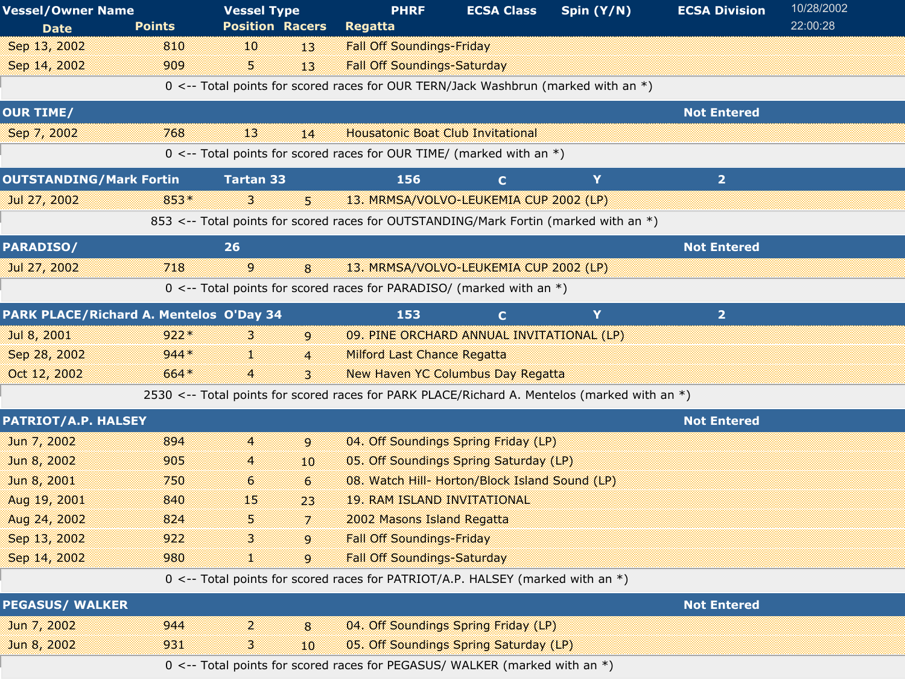| Vessel/Owner Name | | Vessel Type | | PHRF | ECSA Class | Spin (Y/N) | ECSA Division |
|---|---|---|---|---|---|---|---|
| Date | Points | Position | Racers | Regatta | | | |
| Sep 13, 2002 | 810 | 10 | 13 | Fall Off Soundings-Friday | | | |
| Sep 14, 2002 | 909 | 5 | 13 | Fall Off Soundings-Saturday | | | |
| | 0 <-- Total points for scored races for OUR TERN/Jack Washbrun (marked with an *) | | | | | | |
| **OUR TIME/** | | | | | | | **Not Entered** |
| Sep 7, 2002 | 768 | 13 | 14 | Housatonic Boat Club Invitational | | | |
| | 0 <-- Total points for scored races for OUR TIME/ (marked with an *) | | | | | | |
| **OUTSTANDING/Mark Fortin** | | **Tartan 33** | | **156** | **C** | **Y** | **2** |
| Jul 27, 2002 | 853* | 3 | 5 | 13. MRMSA/VOLVO-LEUKEMIA CUP 2002 (LP) | | | |
| | 853 <-- Total points for scored races for OUTSTANDING/Mark Fortin (marked with an *) | | | | | | |
| **PARADISO/** | | **26** | | | | | **Not Entered** |
| Jul 27, 2002 | 718 | 9 | 8 | 13. MRMSA/VOLVO-LEUKEMIA CUP 2002 (LP) | | | |
| | 0 <-- Total points for scored races for PARADISO/ (marked with an *) | | | | | | |
| **PARK PLACE/Richard A. Mentelos** | | **O'Day 34** | | **153** | **C** | **Y** | **2** |
| Jul 8, 2001 | 922* | 3 | 9 | 09. PINE ORCHARD ANNUAL INVITATIONAL (LP) | | | |
| Sep 28, 2002 | 944* | 1 | 4 | Milford Last Chance Regatta | | | |
| Oct 12, 2002 | 664* | 4 | 3 | New Haven YC Columbus Day Regatta | | | |
| | 2530 <-- Total points for scored races for PARK PLACE/Richard A. Mentelos (marked with an *) | | | | | | |
| **PATRIOT/A.P. HALSEY** | | | | | | | **Not Entered** |
| Jun 7, 2002 | 894 | 4 | 9 | 04. Off Soundings Spring Friday (LP) | | | |
| Jun 8, 2002 | 905 | 4 | 10 | 05. Off Soundings Spring Saturday (LP) | | | |
| Jun 8, 2001 | 750 | 6 | 6 | 08. Watch Hill- Horton/Block Island Sound (LP) | | | |
| Aug 19, 2001 | 840 | 15 | 23 | 19. RAM ISLAND INVITATIONAL | | | |
| Aug 24, 2002 | 824 | 5 | 7 | 2002 Masons Island Regatta | | | |
| Sep 13, 2002 | 922 | 3 | 9 | Fall Off Soundings-Friday | | | |
| Sep 14, 2002 | 980 | 1 | 9 | Fall Off Soundings-Saturday | | | |
| | 0 <-- Total points for scored races for PATRIOT/A.P. HALSEY (marked with an *) | | | | | | |
| **PEGASUS/ WALKER** | | | | | | | **Not Entered** |
| Jun 7, 2002 | 944 | 2 | 8 | 04. Off Soundings Spring Friday (LP) | | | |
| Jun 8, 2002 | 931 | 3 | 10 | 05. Off Soundings Spring Saturday (LP) | | | |
| | 0 <-- Total points for scored races for PEGASUS/ WALKER (marked with an *) | | | | | | |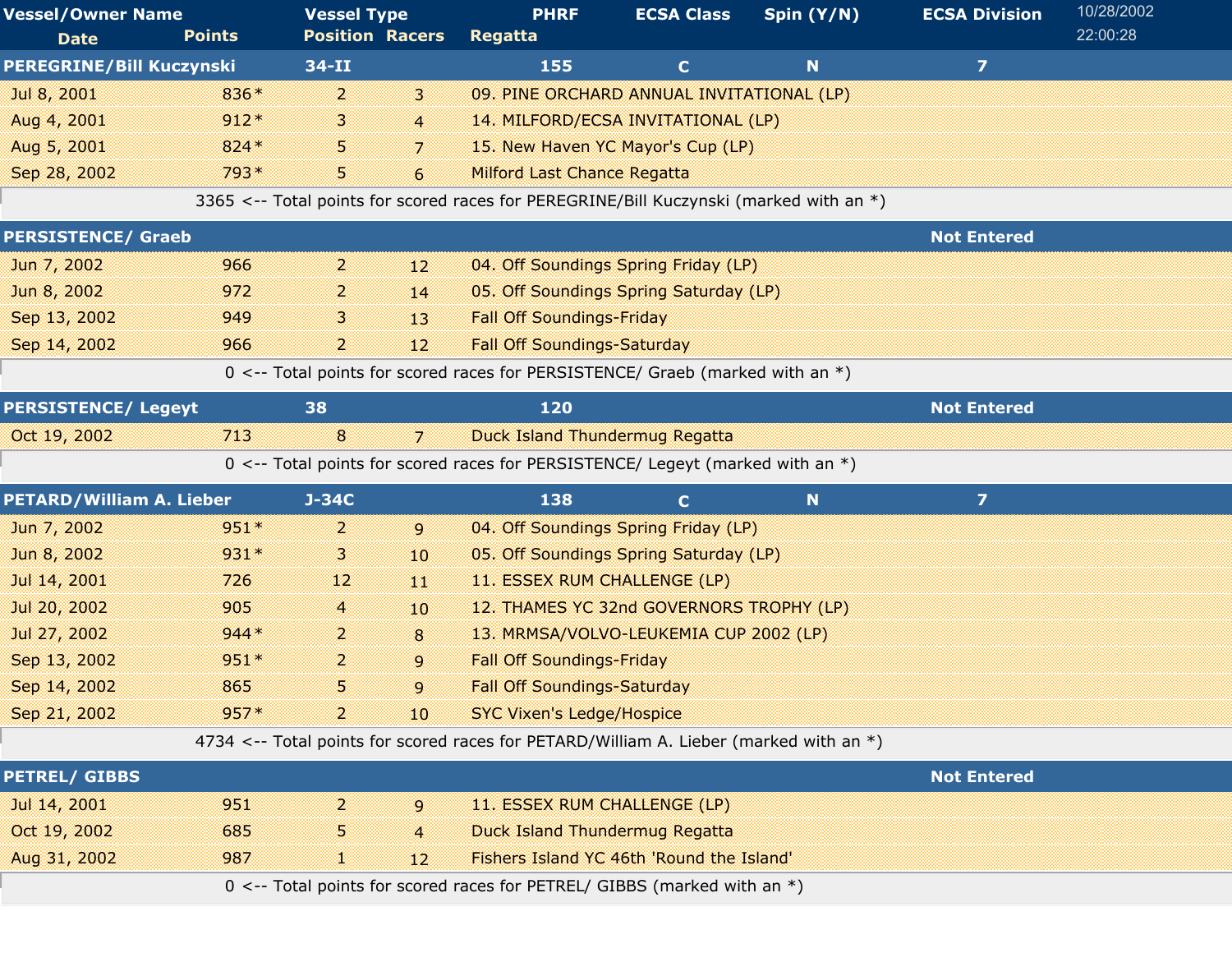| Vessel/Owner Name | | Vessel Type | | PHRF | ECSA Class | Spin (Y/N) | ECSA Division |
|---|---|---|---|---|---|---|---|
| Date | Points | Position | Racers | Regatta | | | |
| **PEREGRINE/Bill Kuczynski** | | **34-II** | | **155** | **C** | **N** | **7** |
| Jul 8, 2001 | 836* | 2 | 3 | 09. PINE ORCHARD ANNUAL INVITATIONAL (LP) | | | |
| Aug 4, 2001 | 912* | 3 | 4 | 14. MILFORD/ECSA INVITATIONAL (LP) | | | |
| Aug 5, 2001 | 824* | 5 | 7 | 15. New Haven YC Mayor's Cup (LP) | | | |
| Sep 28, 2002 | 793* | 5 | 6 | Milford Last Chance Regatta | | | |
| 3365 <-- Total points for scored races for PEREGRINE/Bill Kuczynski (marked with an *) | | | | | | | |
| **PERSISTENCE/ Graeb** | | | | | | | **Not Entered** |
| Jun 7, 2002 | 966 | 2 | 12 | 04. Off Soundings Spring Friday (LP) | | | |
| Jun 8, 2002 | 972 | 2 | 14 | 05. Off Soundings Spring Saturday (LP) | | | |
| Sep 13, 2002 | 949 | 3 | 13 | Fall Off Soundings-Friday | | | |
| Sep 14, 2002 | 966 | 2 | 12 | Fall Off Soundings-Saturday | | | |
| 0 <-- Total points for scored races for PERSISTENCE/ Graeb (marked with an *) | | | | | | | |
| **PERSISTENCE/ Legeyt** | | **38** | | **120** | | | **Not Entered** |
| Oct 19, 2002 | 713 | 8 | 7 | Duck Island Thundermug Regatta | | | |
| 0 <-- Total points for scored races for PERSISTENCE/ Legeyt (marked with an *) | | | | | | | |
| **PETARD/William A. Lieber** | | **J-34C** | | **138** | **C** | **N** | **7** |
| Jun 7, 2002 | 951* | 2 | 9 | 04. Off Soundings Spring Friday (LP) | | | |
| Jun 8, 2002 | 931* | 3 | 10 | 05. Off Soundings Spring Saturday (LP) | | | |
| Jul 14, 2001 | 726 | 12 | 11 | 11. ESSEX RUM CHALLENGE (LP) | | | |
| Jul 20, 2002 | 905 | 4 | 10 | 12. THAMES YC 32nd GOVERNORS TROPHY (LP) | | | |
| Jul 27, 2002 | 944* | 2 | 8 | 13. MRMSA/VOLVO-LEUKEMIA CUP 2002 (LP) | | | |
| Sep 13, 2002 | 951* | 2 | 9 | Fall Off Soundings-Friday | | | |
| Sep 14, 2002 | 865 | 5 | 9 | Fall Off Soundings-Saturday | | | |
| Sep 21, 2002 | 957* | 2 | 10 | SYC Vixen's Ledge/Hospice | | | |
| 4734 <-- Total points for scored races for PETARD/William A. Lieber (marked with an *) | | | | | | | |
| **PETREL/ GIBBS** | | | | | | | **Not Entered** |
| Jul 14, 2001 | 951 | 2 | 9 | 11. ESSEX RUM CHALLENGE (LP) | | | |
| Oct 19, 2002 | 685 | 5 | 4 | Duck Island Thundermug Regatta | | | |
| Aug 31, 2002 | 987 | 1 | 12 | Fishers Island YC 46th 'Round the Island' | | | |
| 0 <-- Total points for scored races for PETREL/ GIBBS (marked with an *) | | | | | | | |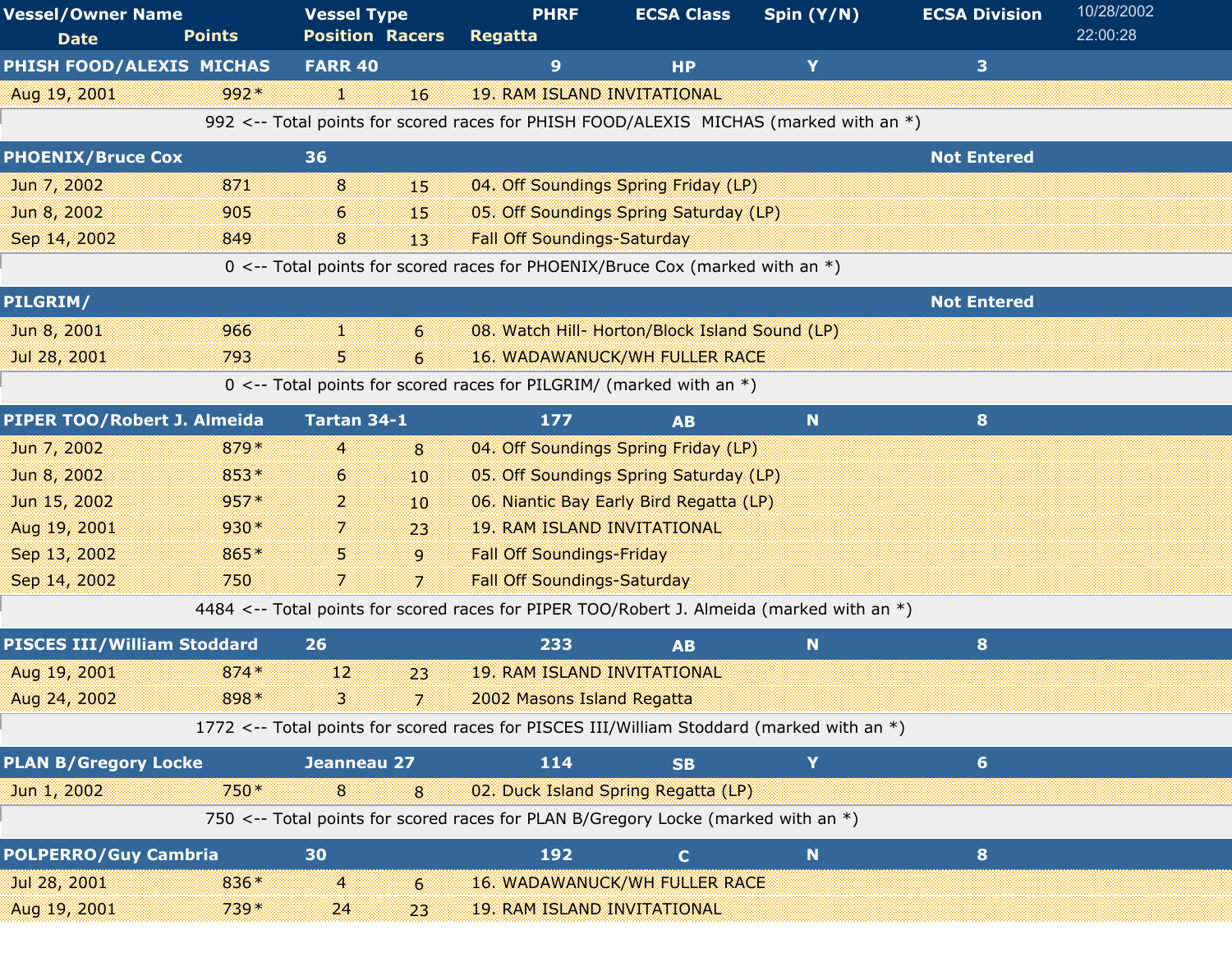| Vessel/Owner Name | | Vessel Type | | PHRF | ECSA Class | Spin (Y/N) | ECSA Division |
|---|---|---|---|---|---|---|---|
| Date | Points | Position | Racers | Regatta | | | |
| **PHISH FOOD/ALEXIS MICHAS** | | **FARR 40** | | **9** | **HP** | **Y** | **3** |
| Aug 19, 2001 | 992* | 1 | 16 | 19. RAM ISLAND INVITATIONAL | | | |
| 992 <-- Total points for scored races for PHISH FOOD/ALEXIS MICHAS (marked with an *) | | | | | | | |
| **PHOENIX/Bruce Cox** | | **36** | | | | | **Not Entered** |
| Jun 7, 2002 | 871 | 8 | 15 | 04. Off Soundings Spring Friday (LP) | | | |
| Jun 8, 2002 | 905 | 6 | 15 | 05. Off Soundings Spring Saturday (LP) | | | |
| Sep 14, 2002 | 849 | 8 | 13 | Fall Off Soundings-Saturday | | | |
| 0 <-- Total points for scored races for PHOENIX/Bruce Cox (marked with an *) | | | | | | | |
| **PILGRIM/** | | | | | | | **Not Entered** |
| Jun 8, 2001 | 966 | 1 | 6 | 08. Watch Hill- Horton/Block Island Sound (LP) | | | |
| Jul 28, 2001 | 793 | 5 | 6 | 16. WADAWANUCK/WH FULLER RACE | | | |
| 0 <-- Total points for scored races for PILGRIM/ (marked with an *) | | | | | | | |
| **PIPER TOO/Robert J. Almeida** | | **Tartan 34-1** | | **177** | **AB** | **N** | **8** |
| Jun 7, 2002 | 879* | 4 | 8 | 04. Off Soundings Spring Friday (LP) | | | |
| Jun 8, 2002 | 853* | 6 | 10 | 05. Off Soundings Spring Saturday (LP) | | | |
| Jun 15, 2002 | 957* | 2 | 10 | 06. Niantic Bay Early Bird Regatta (LP) | | | |
| Aug 19, 2001 | 930* | 7 | 23 | 19. RAM ISLAND INVITATIONAL | | | |
| Sep 13, 2002 | 865* | 5 | 9 | Fall Off Soundings-Friday | | | |
| Sep 14, 2002 | 750 | 7 | 7 | Fall Off Soundings-Saturday | | | |
| 4484 <-- Total points for scored races for PIPER TOO/Robert J. Almeida (marked with an *) | | | | | | | |
| **PISCES III/William Stoddard** | | **26** | | **233** | **AB** | **N** | **8** |
| Aug 19, 2001 | 874* | 12 | 23 | 19. RAM ISLAND INVITATIONAL | | | |
| Aug 24, 2002 | 898* | 3 | 7 | 2002 Masons Island Regatta | | | |
| 1772 <-- Total points for scored races for PISCES III/William Stoddard (marked with an *) | | | | | | | |
| **PLAN B/Gregory Locke** | | **Jeanneau 27** | | **114** | **SB** | **Y** | **6** |
| Jun 1, 2002 | 750* | 8 | 8 | 02. Duck Island Spring Regatta (LP) | | | |
| 750 <-- Total points for scored races for PLAN B/Gregory Locke (marked with an *) | | | | | | | |
| **POLPERRO/Guy Cambria** | | **30** | | **192** | **C** | **N** | **8** |
| Jul 28, 2001 | 836* | 4 | 6 | 16. WADAWANUCK/WH FULLER RACE | | | |
| Aug 19, 2001 | 739* | 24 | 23 | 19. RAM ISLAND INVITATIONAL | | | |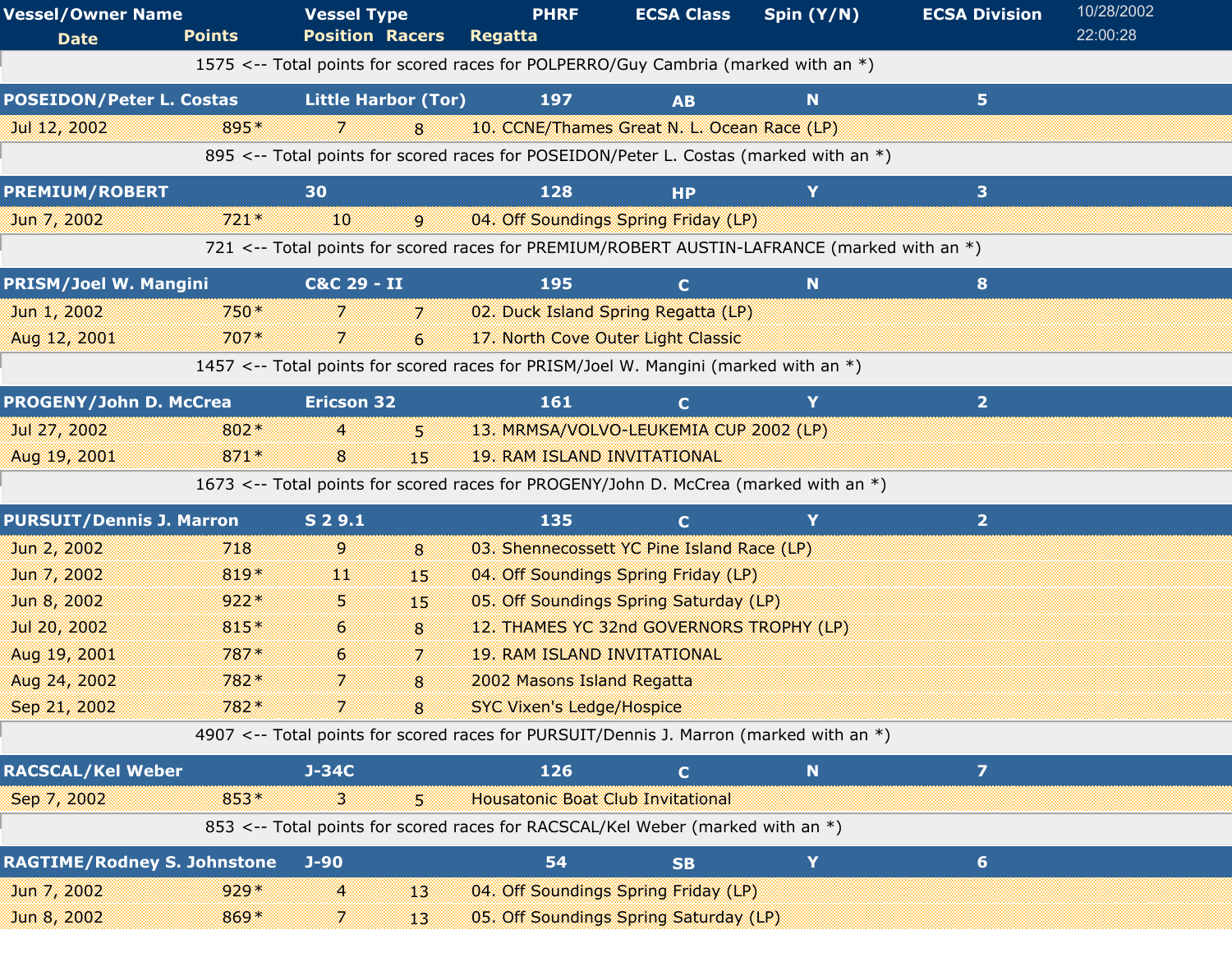| Vessel/Owner Name | | Vessel Type | | PHRF | ECSA Class | Spin (Y/N) | ECSA Division |
|---|---|---|---|---|---|---|---|
| Date | Points | Position | Racers | Regatta | | | |
| | 1575 <-- Total points for scored races for POLPERRO/Guy Cambria (marked with an *) | | | | | | |
| **POSEIDON/Peter L. Costas** | | **Little Harbor (Tor)** | | **197** | **AB** | **N** | **5** |
| Jul 12, 2002 | 895* | 7 | 8 | 10. CCNE/Thames Great N. L. Ocean Race (LP) | | | |
| | 895 <-- Total points for scored races for POSEIDON/Peter L. Costas (marked with an *) | | | | | | |
| **PREMIUM/ROBERT** | | **30** | | **128** | **HP** | **Y** | **3** |
| Jun 7, 2002 | 721* | 10 | 9 | 04. Off Soundings Spring Friday (LP) | | | |
| | 721 <-- Total points for scored races for PREMIUM/ROBERT AUSTIN-LAFRANCE (marked with an *) | | | | | | |
| **PRISM/Joel W. Mangini** | | **C&C 29 - II** | | **195** | **C** | **N** | **8** |
| Jun 1, 2002 | 750* | 7 | 7 | 02. Duck Island Spring Regatta (LP) | | | |
| Aug 12, 2001 | 707* | 7 | 6 | 17. North Cove Outer Light Classic | | | |
| | 1457 <-- Total points for scored races for PRISM/Joel W. Mangini (marked with an *) | | | | | | |
| **PROGENY/John D. McCrea** | | **Ericson 32** | | **161** | **C** | **Y** | **2** |
| Jul 27, 2002 | 802* | 4 | 5 | 13. MRMSA/VOLVO-LEUKEMIA CUP 2002 (LP) | | | |
| Aug 19, 2001 | 871* | 8 | 15 | 19. RAM ISLAND INVITATIONAL | | | |
| | 1673 <-- Total points for scored races for PROGENY/John D. McCrea (marked with an *) | | | | | | |
| **PURSUIT/Dennis J. Marron** | | **S 2 9.1** | | **135** | **C** | **Y** | **2** |
| Jun 2, 2002 | 718 | 9 | 8 | 03. Shennecossett YC Pine Island Race (LP) | | | |
| Jun 7, 2002 | 819* | 11 | 15 | 04. Off Soundings Spring Friday (LP) | | | |
| Jun 8, 2002 | 922* | 5 | 15 | 05. Off Soundings Spring Saturday (LP) | | | |
| Jul 20, 2002 | 815* | 6 | 8 | 12. THAMES YC 32nd GOVERNORS TROPHY (LP) | | | |
| Aug 19, 2001 | 787* | 6 | 7 | 19. RAM ISLAND INVITATIONAL | | | |
| Aug 24, 2002 | 782* | 7 | 8 | 2002 Masons Island Regatta | | | |
| Sep 21, 2002 | 782* | 7 | 8 | SYC Vixen's Ledge/Hospice | | | |
| | 4907 <-- Total points for scored races for PURSUIT/Dennis J. Marron (marked with an *) | | | | | | |
| **RACSCAL/Kel Weber** | | **J-34C** | | **126** | **C** | **N** | **7** |
| Sep 7, 2002 | 853* | 3 | 5 | Housatonic Boat Club Invitational | | | |
| | 853 <-- Total points for scored races for RACSCAL/Kel Weber (marked with an *) | | | | | | |
| **RAGTIME/Rodney S. Johnstone** | | **J-90** | | **54** | **SB** | **Y** | **6** |
| Jun 7, 2002 | 929* | 4 | 13 | 04. Off Soundings Spring Friday (LP) | | | |
| Jun 8, 2002 | 869* | 7 | 13 | 05. Off Soundings Spring Saturday (LP) | | | |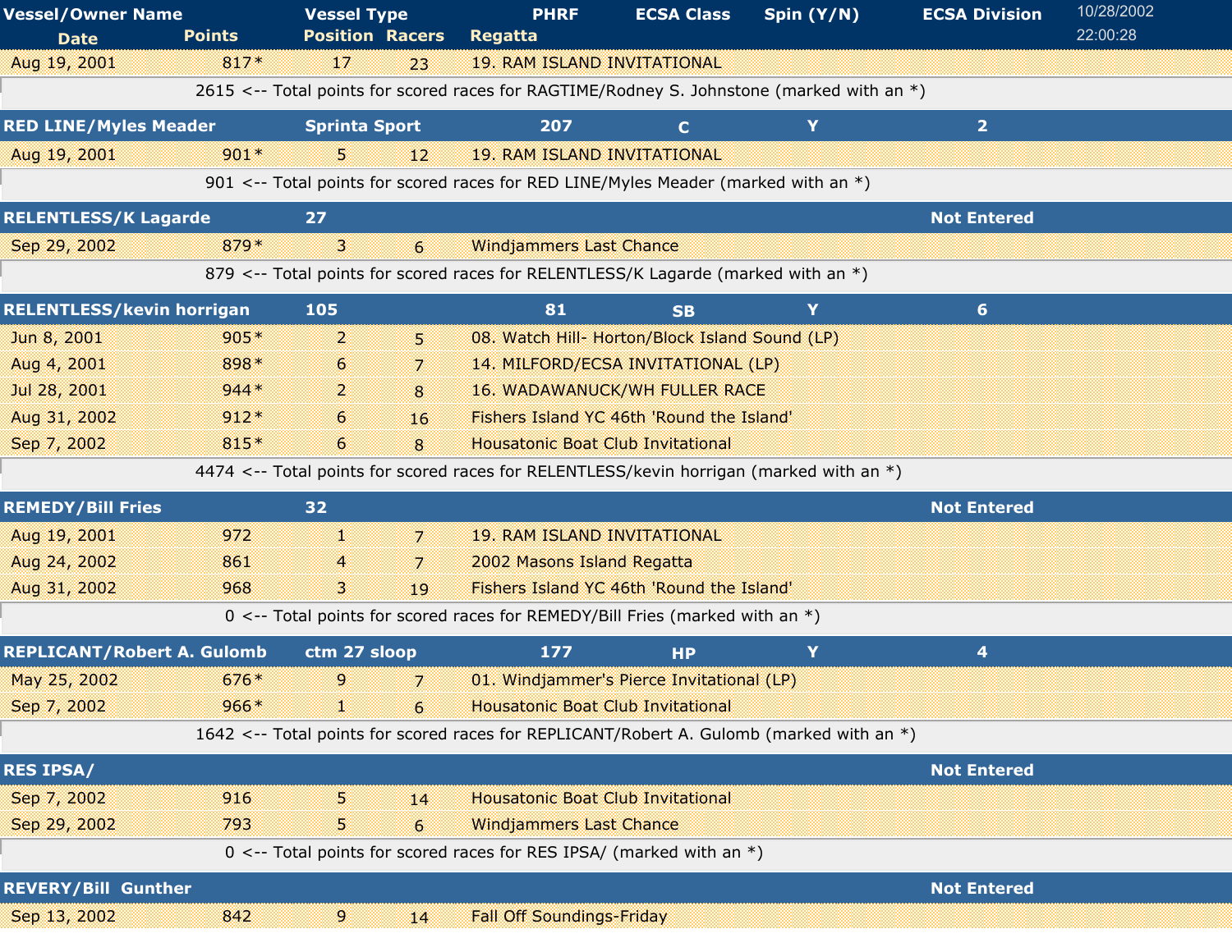| Vessel/Owner Name | Vessel Type | PHRF | ECSA Class | Spin (Y/N) | ECSA Division |
|---|---|---|---|---|---|
| Date / Points | Position / Racers | Regatta | | | |

| Date | Points | Position | Racers | Regatta |
|---|---|---|---|---|
| Aug 19, 2001 | 817* | 17 | 23 | 19. RAM ISLAND INVITATIONAL |

2615 <-- Total points for scored races for RAGTIME/Rodney S. Johnstone (marked with an *)

**RED LINE/Myles Meader** | Sprinta Sport | 207 | C | Y | 2

| Date | Points | Position | Racers | Regatta |
|---|---|---|---|---|
| Aug 19, 2001 | 901* | 5 | 12 | 19. RAM ISLAND INVITATIONAL |

901 <-- Total points for scored races for RED LINE/Myles Meader (marked with an *)

**RELENTLESS/K Lagarde** | 27 | | | | Not Entered

| Date | Points | Position | Racers | Regatta |
|---|---|---|---|---|
| Sep 29, 2002 | 879* | 3 | 6 | Windjammers Last Chance |

879 <-- Total points for scored races for RELENTLESS/K Lagarde (marked with an *)

**RELENTLESS/kevin horrigan** | 105 | 81 | SB | Y | 6

| Date | Points | Position | Racers | Regatta |
|---|---|---|---|---|
| Jun 8, 2001 | 905* | 2 | 5 | 08. Watch Hill- Horton/Block Island Sound (LP) |
| Aug 4, 2001 | 898* | 6 | 7 | 14. MILFORD/ECSA INVITATIONAL (LP) |
| Jul 28, 2001 | 944* | 2 | 8 | 16. WADAWANUCK/WH FULLER RACE |
| Aug 31, 2002 | 912* | 6 | 16 | Fishers Island YC 46th 'Round the Island' |
| Sep 7, 2002 | 815* | 6 | 8 | Housatonic Boat Club Invitational |

4474 <-- Total points for scored races for RELENTLESS/kevin horrigan (marked with an *)

**REMEDY/Bill Fries** | 32 | | | | Not Entered

| Date | Points | Position | Racers | Regatta |
|---|---|---|---|---|
| Aug 19, 2001 | 972 | 1 | 7 | 19. RAM ISLAND INVITATIONAL |
| Aug 24, 2002 | 861 | 4 | 7 | 2002 Masons Island Regatta |
| Aug 31, 2002 | 968 | 3 | 19 | Fishers Island YC 46th 'Round the Island' |

0 <-- Total points for scored races for REMEDY/Bill Fries (marked with an *)

**REPLICANT/Robert A. Gulomb** | ctm 27 sloop | 177 | HP | Y | 4

| Date | Points | Position | Racers | Regatta |
|---|---|---|---|---|
| May 25, 2002 | 676* | 9 | 7 | 01. Windjammer's Pierce Invitational (LP) |
| Sep 7, 2002 | 966* | 1 | 6 | Housatonic Boat Club Invitational |

1642 <-- Total points for scored races for REPLICANT/Robert A. Gulomb (marked with an *)

**RES IPSA/** | | | | | Not Entered

| Date | Points | Position | Racers | Regatta |
|---|---|---|---|---|
| Sep 7, 2002 | 916 | 5 | 14 | Housatonic Boat Club Invitational |
| Sep 29, 2002 | 793 | 5 | 6 | Windjammers Last Chance |

0 <-- Total points for scored races for RES IPSA/ (marked with an *)

**REVERY/Bill Gunther** | | | | | Not Entered

| Date | Points | Position | Racers | Regatta |
|---|---|---|---|---|
| Sep 13, 2002 | 842 | 9 | 14 | Fall Off Soundings-Friday |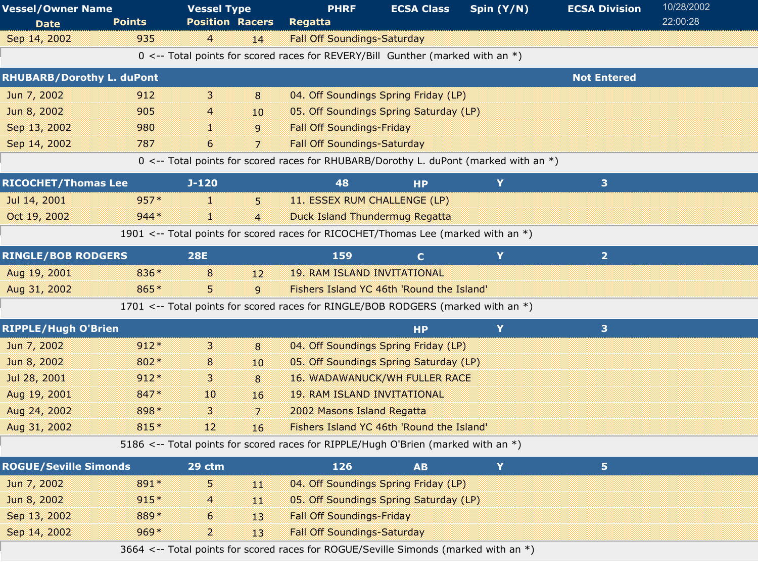| Vessel/Owner Name | | Vessel Type | | PHRF | ECSA Class | Spin (Y/N) | ECSA Division |
|---|---|---|---|---|---|---|---|
| Date | Points | Position | Racers | Regatta | | | |
| Sep 14, 2002 | 935 | 4 | 14 | Fall Off Soundings-Saturday | | | |
| 0 <-- Total points for scored races for REVERY/Bill Gunther (marked with an *) | | | | | | | |
| RHUBARB/Dorothy L. duPont | | | | | | | Not Entered |
| Jun 7, 2002 | 912 | 3 | 8 | 04. Off Soundings Spring Friday (LP) | | | |
| Jun 8, 2002 | 905 | 4 | 10 | 05. Off Soundings Spring Saturday (LP) | | | |
| Sep 13, 2002 | 980 | 1 | 9 | Fall Off Soundings-Friday | | | |
| Sep 14, 2002 | 787 | 6 | 7 | Fall Off Soundings-Saturday | | | |
| 0 <-- Total points for scored races for RHUBARB/Dorothy L. duPont (marked with an *) | | | | | | | |
| RICOCHET/Thomas Lee | | J-120 | | 48 | HP | Y | 3 |
| Jul 14, 2001 | 957* | 1 | 5 | 11. ESSEX RUM CHALLENGE (LP) | | | |
| Oct 19, 2002 | 944* | 1 | 4 | Duck Island Thundermug Regatta | | | |
| 1901 <-- Total points for scored races for RICOCHET/Thomas Lee (marked with an *) | | | | | | | |
| RINGLE/BOB RODGERS | | 28E | | 159 | C | Y | 2 |
| Aug 19, 2001 | 836* | 8 | 12 | 19. RAM ISLAND INVITATIONAL | | | |
| Aug 31, 2002 | 865* | 5 | 9 | Fishers Island YC 46th 'Round the Island' | | | |
| 1701 <-- Total points for scored races for RINGLE/BOB RODGERS (marked with an *) | | | | | | | |
| RIPPLE/Hugh O'Brien | | | | | HP | Y | 3 |
| Jun 7, 2002 | 912* | 3 | 8 | 04. Off Soundings Spring Friday (LP) | | | |
| Jun 8, 2002 | 802* | 8 | 10 | 05. Off Soundings Spring Saturday (LP) | | | |
| Jul 28, 2001 | 912* | 3 | 8 | 16. WADAWANUCK/WH FULLER RACE | | | |
| Aug 19, 2001 | 847* | 10 | 16 | 19. RAM ISLAND INVITATIONAL | | | |
| Aug 24, 2002 | 898* | 3 | 7 | 2002 Masons Island Regatta | | | |
| Aug 31, 2002 | 815* | 12 | 16 | Fishers Island YC 46th 'Round the Island' | | | |
| 5186 <-- Total points for scored races for RIPPLE/Hugh O'Brien (marked with an *) | | | | | | | |
| ROGUE/Seville Simonds | | 29 ctm | | 126 | AB | Y | 5 |
| Jun 7, 2002 | 891* | 5 | 11 | 04. Off Soundings Spring Friday (LP) | | | |
| Jun 8, 2002 | 915* | 4 | 11 | 05. Off Soundings Spring Saturday (LP) | | | |
| Sep 13, 2002 | 889* | 6 | 13 | Fall Off Soundings-Friday | | | |
| Sep 14, 2002 | 969* | 2 | 13 | Fall Off Soundings-Saturday | | | |
| 3664 <-- Total points for scored races for ROGUE/Seville Simonds (marked with an *) | | | | | | | |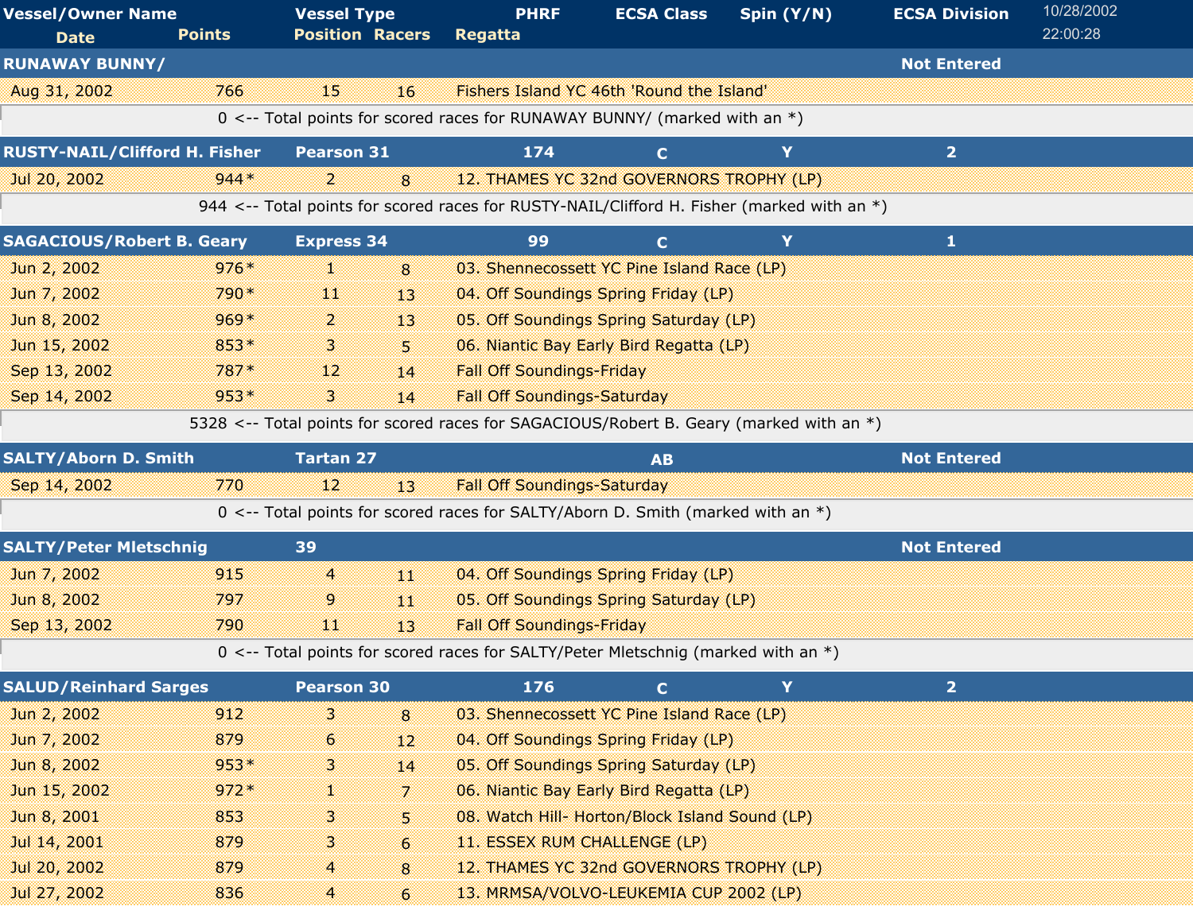| Vessel/Owner Name | Vessel Type | PHRF | ECSA Class | Spin (Y/N) | ECSA Division |
|---|---|---|---|---|---|
| **Date** | **Points** | **Position** | **Racers** | **Regatta** | |

10/28/2002 22:00:28

| Vessel/Owner Name | Vessel Type | PHRF | ECSA Class | Spin (Y/N) | ECSA Division |
|---|---|---|---|---|---|
| **RUNAWAY BUNNY/** | | | | | **Not Entered** |

| Date | Points | Position | Racers | Regatta |
|---|---|---|---|---|
| Aug 31, 2002 | 766 | 15 | 16 | Fishers Island YC 46th 'Round the Island' |

0 <-- Total points for scored races for RUNAWAY BUNNY/ (marked with an *)

| Vessel/Owner Name | Vessel Type | PHRF | ECSA Class | Spin (Y/N) | ECSA Division |
|---|---|---|---|---|---|
| **RUSTY-NAIL/Clifford H. Fisher** | **Pearson 31** | **174** | **C** | **Y** | **2** |

| Date | Points | Position | Racers | Regatta |
|---|---|---|---|---|
| Jul 20, 2002 | 944* | 2 | 8 | 12. THAMES YC 32nd GOVERNORS TROPHY (LP) |

944 <-- Total points for scored races for RUSTY-NAIL/Clifford H. Fisher (marked with an *)

| Vessel/Owner Name | Vessel Type | PHRF | ECSA Class | Spin (Y/N) | ECSA Division |
|---|---|---|---|---|---|
| **SAGACIOUS/Robert B. Geary** | **Express 34** | **99** | **C** | **Y** | **1** |

| Date | Points | Position | Racers | Regatta |
|---|---|---|---|---|
| Jun 2, 2002 | 976* | 1 | 8 | 03. Shennecossett YC Pine Island Race (LP) |
| Jun 7, 2002 | 790* | 11 | 13 | 04. Off Soundings Spring Friday (LP) |
| Jun 8, 2002 | 969* | 2 | 13 | 05. Off Soundings Spring Saturday (LP) |
| Jun 15, 2002 | 853* | 3 | 5 | 06. Niantic Bay Early Bird Regatta (LP) |
| Sep 13, 2002 | 787* | 12 | 14 | Fall Off Soundings-Friday |
| Sep 14, 2002 | 953* | 3 | 14 | Fall Off Soundings-Saturday |

5328 <-- Total points for scored races for SAGACIOUS/Robert B. Geary (marked with an *)

| Vessel/Owner Name | Vessel Type | PHRF | ECSA Class | Spin (Y/N) | ECSA Division |
|---|---|---|---|---|---|
| **SALTY/Aborn D. Smith** | **Tartan 27** | | **AB** | | **Not Entered** |

| Date | Points | Position | Racers | Regatta |
|---|---|---|---|---|
| Sep 14, 2002 | 770 | 12 | 13 | Fall Off Soundings-Saturday |

0 <-- Total points for scored races for SALTY/Aborn D. Smith (marked with an *)

| Vessel/Owner Name | Vessel Type | PHRF | ECSA Class | Spin (Y/N) | ECSA Division |
|---|---|---|---|---|---|
| **SALTY/Peter Mletschnig** | **39** | | | | **Not Entered** |

| Date | Points | Position | Racers | Regatta |
|---|---|---|---|---|
| Jun 7, 2002 | 915 | 4 | 11 | 04. Off Soundings Spring Friday (LP) |
| Jun 8, 2002 | 797 | 9 | 11 | 05. Off Soundings Spring Saturday (LP) |
| Sep 13, 2002 | 790 | 11 | 13 | Fall Off Soundings-Friday |

0 <-- Total points for scored races for SALTY/Peter Mletschnig (marked with an *)

| Vessel/Owner Name | Vessel Type | PHRF | ECSA Class | Spin (Y/N) | ECSA Division |
|---|---|---|---|---|---|
| **SALUD/Reinhard Sarges** | **Pearson 30** | **176** | **C** | **Y** | **2** |

| Date | Points | Position | Racers | Regatta |
|---|---|---|---|---|
| Jun 2, 2002 | 912 | 3 | 8 | 03. Shennecossett YC Pine Island Race (LP) |
| Jun 7, 2002 | 879 | 6 | 12 | 04. Off Soundings Spring Friday (LP) |
| Jun 8, 2002 | 953* | 3 | 14 | 05. Off Soundings Spring Saturday (LP) |
| Jun 15, 2002 | 972* | 1 | 7 | 06. Niantic Bay Early Bird Regatta (LP) |
| Jun 8, 2001 | 853 | 3 | 5 | 08. Watch Hill- Horton/Block Island Sound (LP) |
| Jul 14, 2001 | 879 | 3 | 6 | 11. ESSEX RUM CHALLENGE (LP) |
| Jul 20, 2002 | 879 | 4 | 8 | 12. THAMES YC 32nd GOVERNORS TROPHY (LP) |
| Jul 27, 2002 | 836 | 4 | 6 | 13. MRMSA/VOLVO-LEUKEMIA CUP 2002 (LP) |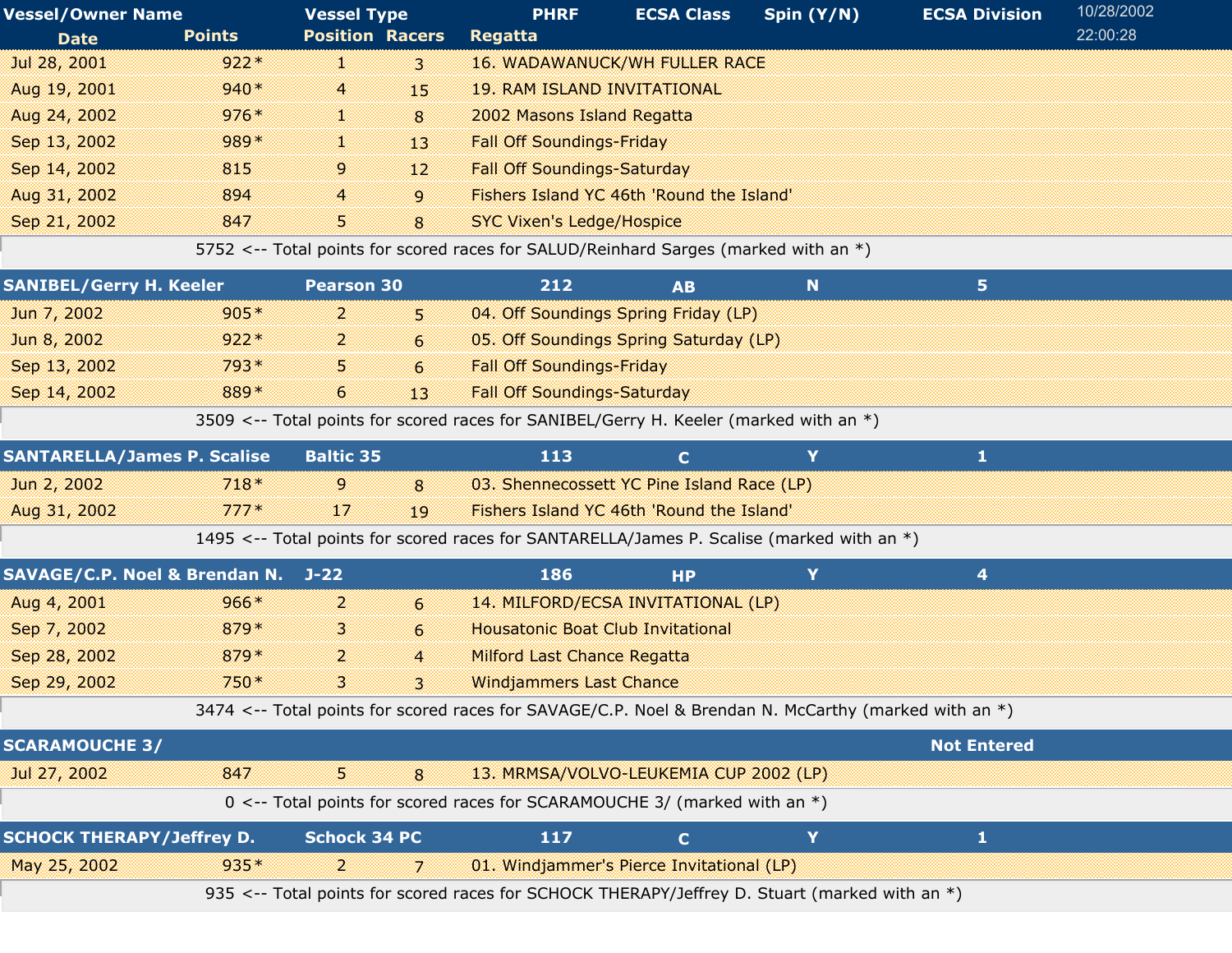| Vessel/Owner Name | | Vessel Type | | PHRF | ECSA Class | Spin (Y/N) | ECSA Division |
|---|---|---|---|---|---|---|---|
| Date | Points | Position | Racers | Regatta | | | |
| Jul 28, 2001 | 922* | 1 | 3 | 16. WADAWANUCK/WH FULLER RACE | | | |
| Aug 19, 2001 | 940* | 4 | 15 | 19. RAM ISLAND INVITATIONAL | | | |
| Aug 24, 2002 | 976* | 1 | 8 | 2002 Masons Island Regatta | | | |
| Sep 13, 2002 | 989* | 1 | 13 | Fall Off Soundings-Friday | | | |
| Sep 14, 2002 | 815 | 9 | 12 | Fall Off Soundings-Saturday | | | |
| Aug 31, 2002 | 894 | 4 | 9 | Fishers Island YC 46th 'Round the Island' | | | |
| Sep 21, 2002 | 847 | 5 | 8 | SYC Vixen's Ledge/Hospice | | | |
| 5752 <-- Total points for scored races for SALUD/Reinhard Sarges (marked with an *) | | | | | | | |
| **SANIBEL/Gerry H. Keeler** | | **Pearson 30** | | **212** | **AB** | **N** | **5** |
| Jun 7, 2002 | 905* | 2 | 5 | 04. Off Soundings Spring Friday (LP) | | | |
| Jun 8, 2002 | 922* | 2 | 6 | 05. Off Soundings Spring Saturday (LP) | | | |
| Sep 13, 2002 | 793* | 5 | 6 | Fall Off Soundings-Friday | | | |
| Sep 14, 2002 | 889* | 6 | 13 | Fall Off Soundings-Saturday | | | |
| 3509 <-- Total points for scored races for SANIBEL/Gerry H. Keeler (marked with an *) | | | | | | | |
| **SANTARELLA/James P. Scalise** | | **Baltic 35** | | **113** | **C** | **Y** | **1** |
| Jun 2, 2002 | 718* | 9 | 8 | 03. Shennecossett YC Pine Island Race (LP) | | | |
| Aug 31, 2002 | 777* | 17 | 19 | Fishers Island YC 46th 'Round the Island' | | | |
| 1495 <-- Total points for scored races for SANTARELLA/James P. Scalise (marked with an *) | | | | | | | |
| **SAVAGE/C.P. Noel & Brendan N.** | | **J-22** | | **186** | **HP** | **Y** | **4** |
| Aug 4, 2001 | 966* | 2 | 6 | 14. MILFORD/ECSA INVITATIONAL (LP) | | | |
| Sep 7, 2002 | 879* | 3 | 6 | Housatonic Boat Club Invitational | | | |
| Sep 28, 2002 | 879* | 2 | 4 | Milford Last Chance Regatta | | | |
| Sep 29, 2002 | 750* | 3 | 3 | Windjammers Last Chance | | | |
| 3474 <-- Total points for scored races for SAVAGE/C.P. Noel & Brendan N. McCarthy (marked with an *) | | | | | | | |
| **SCARAMOUCHE 3/** | | | | | | | **Not Entered** |
| Jul 27, 2002 | 847 | 5 | 8 | 13. MRMSA/VOLVO-LEUKEMIA CUP 2002 (LP) | | | |
| 0 <-- Total points for scored races for SCARAMOUCHE 3/ (marked with an *) | | | | | | | |
| **SCHOCK THERAPY/Jeffrey D.** | | **Schock 34 PC** | | **117** | **C** | **Y** | **1** |
| May 25, 2002 | 935* | 2 | 7 | 01. Windjammer's Pierce Invitational (LP) | | | |
| 935 <-- Total points for scored races for SCHOCK THERAPY/Jeffrey D. Stuart (marked with an *) | | | | | | | |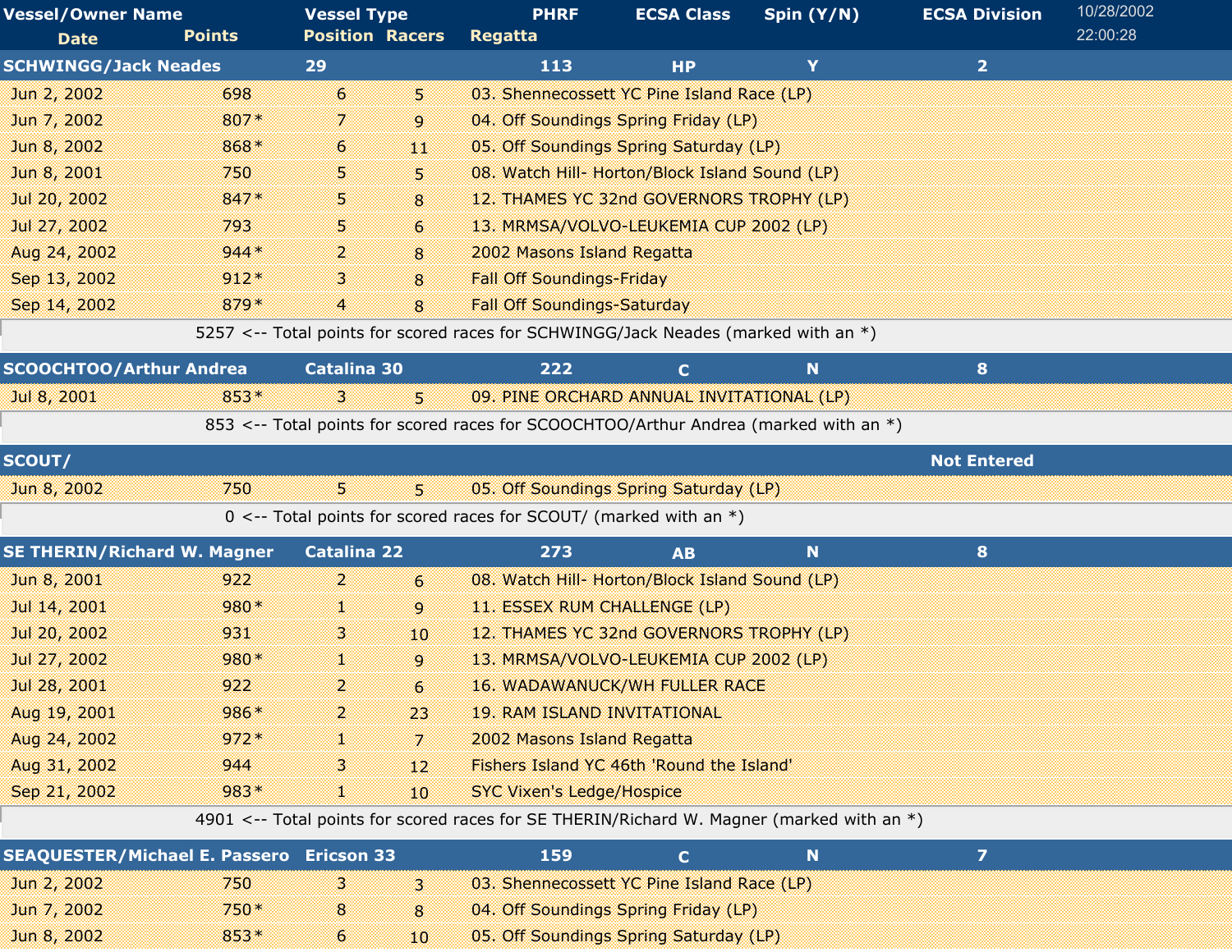| Vessel/Owner Name | | Vessel Type | | PHRF | ECSA Class | Spin (Y/N) | ECSA Division |
|---|---|---|---|---|---|---|---|
| Date | Points | Position | Racers | Regatta | | | |
| **SCHWINGG/Jack Neades** | | **29** | | **113** | **HP** | **Y** | **2** |
| Jun 2, 2002 | 698 | 6 | 5 | 03. Shennecossett YC Pine Island Race (LP) | | | |
| Jun 7, 2002 | 807* | 7 | 9 | 04. Off Soundings Spring Friday (LP) | | | |
| Jun 8, 2002 | 868* | 6 | 11 | 05. Off Soundings Spring Saturday (LP) | | | |
| Jun 8, 2001 | 750 | 5 | 5 | 08. Watch Hill- Horton/Block Island Sound (LP) | | | |
| Jul 20, 2002 | 847* | 5 | 8 | 12. THAMES YC 32nd GOVERNORS TROPHY (LP) | | | |
| Jul 27, 2002 | 793 | 5 | 6 | 13. MRMSA/VOLVO-LEUKEMIA CUP 2002 (LP) | | | |
| Aug 24, 2002 | 944* | 2 | 8 | 2002 Masons Island Regatta | | | |
| Sep 13, 2002 | 912* | 3 | 8 | Fall Off Soundings-Friday | | | |
| Sep 14, 2002 | 879* | 4 | 8 | Fall Off Soundings-Saturday | | | |
| 5257 <-- Total points for scored races for SCHWINGG/Jack Neades (marked with an *) | | | | | | | |
| **SCOOCHTOO/Arthur Andrea** | | **Catalina 30** | | **222** | **C** | **N** | **8** |
| Jul 8, 2001 | 853* | 3 | 5 | 09. PINE ORCHARD ANNUAL INVITATIONAL (LP) | | | |
| 853 <-- Total points for scored races for SCOOCHTOO/Arthur Andrea (marked with an *) | | | | | | | |
| **SCOUT/** | | | | | | | **Not Entered** |
| Jun 8, 2002 | 750 | 5 | 5 | 05. Off Soundings Spring Saturday (LP) | | | |
| 0 <-- Total points for scored races for SCOUT/ (marked with an *) | | | | | | | |
| **SE THERIN/Richard W. Magner** | | **Catalina 22** | | **273** | **AB** | **N** | **8** |
| Jun 8, 2001 | 922 | 2 | 6 | 08. Watch Hill- Horton/Block Island Sound (LP) | | | |
| Jul 14, 2001 | 980* | 1 | 9 | 11. ESSEX RUM CHALLENGE (LP) | | | |
| Jul 20, 2002 | 931 | 3 | 10 | 12. THAMES YC 32nd GOVERNORS TROPHY (LP) | | | |
| Jul 27, 2002 | 980* | 1 | 9 | 13. MRMSA/VOLVO-LEUKEMIA CUP 2002 (LP) | | | |
| Jul 28, 2001 | 922 | 2 | 6 | 16. WADAWANUCK/WH FULLER RACE | | | |
| Aug 19, 2001 | 986* | 2 | 23 | 19. RAM ISLAND INVITATIONAL | | | |
| Aug 24, 2002 | 972* | 1 | 7 | 2002 Masons Island Regatta | | | |
| Aug 31, 2002 | 944 | 3 | 12 | Fishers Island YC 46th 'Round the Island' | | | |
| Sep 21, 2002 | 983* | 1 | 10 | SYC Vixen's Ledge/Hospice | | | |
| 4901 <-- Total points for scored races for SE THERIN/Richard W. Magner (marked with an *) | | | | | | | |
| **SEAQUESTER/Michael E. Passero** | | **Ericson 33** | | **159** | **C** | **N** | **7** |
| Jun 2, 2002 | 750 | 3 | 3 | 03. Shennecossett YC Pine Island Race (LP) | | | |
| Jun 7, 2002 | 750* | 8 | 8 | 04. Off Soundings Spring Friday (LP) | | | |
| Jun 8, 2002 | 853* | 6 | 10 | 05. Off Soundings Spring Saturday (LP) | | | |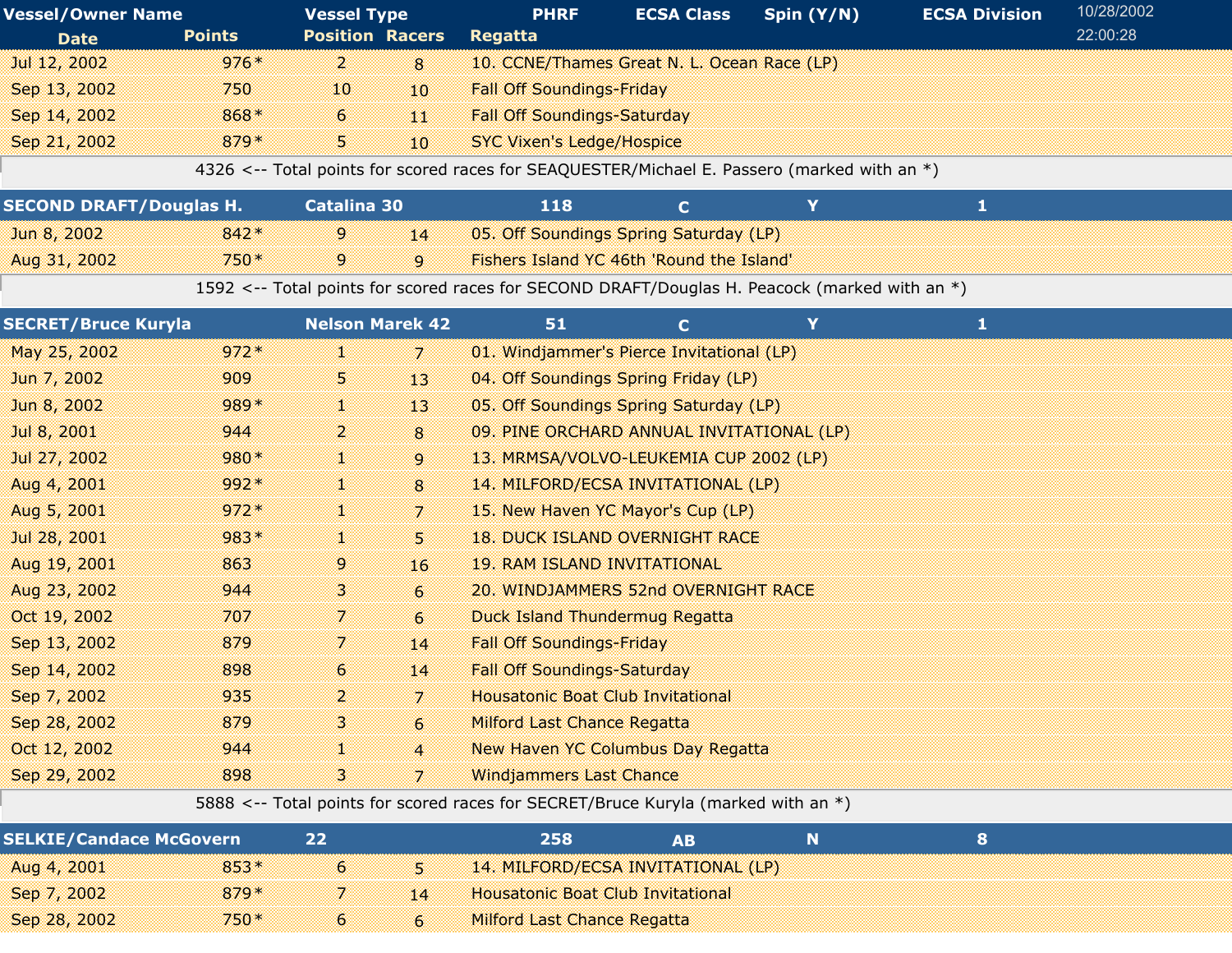| Vessel/Owner Name | | Vessel Type | | PHRF | ECSA Class | Spin (Y/N) | ECSA Division |
|---|---|---|---|---|---|---|---|
| Date | Points | Position | Racers | Regatta | | | |
| Jul 12, 2002 | 976* | 2 | 8 | 10. CCNE/Thames Great N. L. Ocean Race (LP) | | | |
| Sep 13, 2002 | 750 | 10 | 10 | Fall Off Soundings-Friday | | | |
| Sep 14, 2002 | 868* | 6 | 11 | Fall Off Soundings-Saturday | | | |
| Sep 21, 2002 | 879* | 5 | 10 | SYC Vixen's Ledge/Hospice | | | |
| 4326 <-- Total points for scored races for SEAQUESTER/Michael E. Passero (marked with an *) | | | | | | | |
| **SECOND DRAFT/Douglas H.** | | **Catalina 30** | | **118** | **C** | **Y** | **1** |
| Jun 8, 2002 | 842* | 9 | 14 | 05. Off Soundings Spring Saturday (LP) | | | |
| Aug 31, 2002 | 750* | 9 | 9 | Fishers Island YC 46th 'Round the Island' | | | |
| 1592 <-- Total points for scored races for SECOND DRAFT/Douglas H. Peacock (marked with an *) | | | | | | | |
| **SECRET/Bruce Kuryla** | | **Nelson Marek 42** | | **51** | **C** | **Y** | **1** |
| May 25, 2002 | 972* | 1 | 7 | 01. Windjammer's Pierce Invitational (LP) | | | |
| Jun 7, 2002 | 909 | 5 | 13 | 04. Off Soundings Spring Friday (LP) | | | |
| Jun 8, 2002 | 989* | 1 | 13 | 05. Off Soundings Spring Saturday (LP) | | | |
| Jul 8, 2001 | 944 | 2 | 8 | 09. PINE ORCHARD ANNUAL INVITATIONAL (LP) | | | |
| Jul 27, 2002 | 980* | 1 | 9 | 13. MRMSA/VOLVO-LEUKEMIA CUP 2002 (LP) | | | |
| Aug 4, 2001 | 992* | 1 | 8 | 14. MILFORD/ECSA INVITATIONAL (LP) | | | |
| Aug 5, 2001 | 972* | 1 | 7 | 15. New Haven YC Mayor's Cup (LP) | | | |
| Jul 28, 2001 | 983* | 1 | 5 | 18. DUCK ISLAND OVERNIGHT RACE | | | |
| Aug 19, 2001 | 863 | 9 | 16 | 19. RAM ISLAND INVITATIONAL | | | |
| Aug 23, 2002 | 944 | 3 | 6 | 20. WINDJAMMERS 52nd OVERNIGHT RACE | | | |
| Oct 19, 2002 | 707 | 7 | 6 | Duck Island Thundermug Regatta | | | |
| Sep 13, 2002 | 879 | 7 | 14 | Fall Off Soundings-Friday | | | |
| Sep 14, 2002 | 898 | 6 | 14 | Fall Off Soundings-Saturday | | | |
| Sep 7, 2002 | 935 | 2 | 7 | Housatonic Boat Club Invitational | | | |
| Sep 28, 2002 | 879 | 3 | 6 | Milford Last Chance Regatta | | | |
| Oct 12, 2002 | 944 | 1 | 4 | New Haven YC Columbus Day Regatta | | | |
| Sep 29, 2002 | 898 | 3 | 7 | Windjammers Last Chance | | | |
| 5888 <-- Total points for scored races for SECRET/Bruce Kuryla (marked with an *) | | | | | | | |
| **SELKIE/Candace McGovern** | | **22** | | **258** | **AB** | **N** | **8** |
| Aug 4, 2001 | 853* | 6 | 5 | 14. MILFORD/ECSA INVITATIONAL (LP) | | | |
| Sep 7, 2002 | 879* | 7 | 14 | Housatonic Boat Club Invitational | | | |
| Sep 28, 2002 | 750* | 6 | 6 | Milford Last Chance Regatta | | | |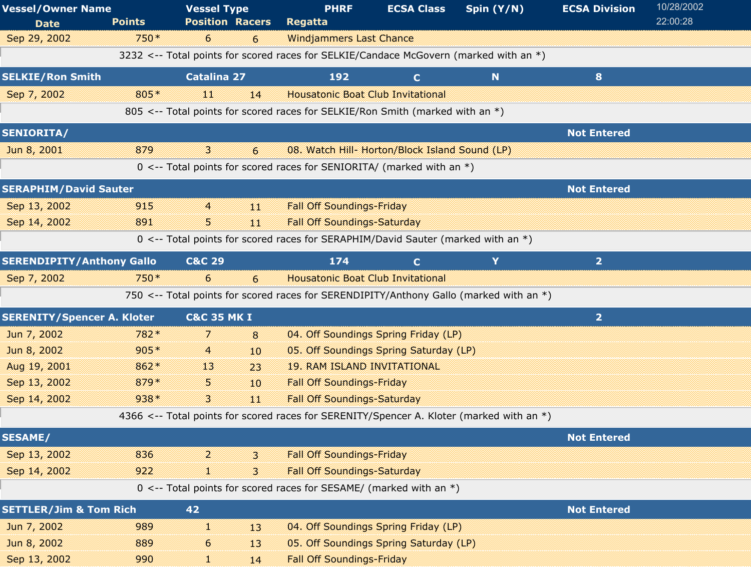| Vessel/Owner Name | | Vessel Type | | PHRF | ECSA Class | Spin (Y/N) | ECSA Division |
|---|---|---|---|---|---|---|---|
| **Date** | **Points** | **Position** | **Racers** | **Regatta** | | | |
| Sep 29, 2002 | 750* | 6 | 6 | Windjammers Last Chance | | | |
| | 3232 <-- Total points for scored races for SELKIE/Candace McGovern (marked with an *) | | | | | | |
| **SELKIE/Ron Smith** | | **Catalina 27** | | **192** | **C** | **N** | **8** |
| Sep 7, 2002 | 805* | 11 | 14 | Housatonic Boat Club Invitational | | | |
| | 805 <-- Total points for scored races for SELKIE/Ron Smith (marked with an *) | | | | | | |
| **SENIORITA/** | | | | | | | **Not Entered** |
| Jun 8, 2001 | 879 | 3 | 6 | 08. Watch Hill- Horton/Block Island Sound (LP) | | | |
| | 0 <-- Total points for scored races for SENIORITA/ (marked with an *) | | | | | | |
| **SERAPHIM/David Sauter** | | | | | | | **Not Entered** |
| Sep 13, 2002 | 915 | 4 | 11 | Fall Off Soundings-Friday | | | |
| Sep 14, 2002 | 891 | 5 | 11 | Fall Off Soundings-Saturday | | | |
| | 0 <-- Total points for scored races for SERAPHIM/David Sauter (marked with an *) | | | | | | |
| **SERENDIPITY/Anthony Gallo** | | **C&C 29** | | **174** | **C** | **Y** | **2** |
| Sep 7, 2002 | 750* | 6 | 6 | Housatonic Boat Club Invitational | | | |
| | 750 <-- Total points for scored races for SERENDIPITY/Anthony Gallo (marked with an *) | | | | | | |
| **SERENITY/Spencer A. Kloter** | | **C&C 35 MK I** | | | | | **2** |
| Jun 7, 2002 | 782* | 7 | 8 | 04. Off Soundings Spring Friday (LP) | | | |
| Jun 8, 2002 | 905* | 4 | 10 | 05. Off Soundings Spring Saturday (LP) | | | |
| Aug 19, 2001 | 862* | 13 | 23 | 19. RAM ISLAND INVITATIONAL | | | |
| Sep 13, 2002 | 879* | 5 | 10 | Fall Off Soundings-Friday | | | |
| Sep 14, 2002 | 938* | 3 | 11 | Fall Off Soundings-Saturday | | | |
| | 4366 <-- Total points for scored races for SERENITY/Spencer A. Kloter (marked with an *) | | | | | | |
| **SESAME/** | | | | | | | **Not Entered** |
| Sep 13, 2002 | 836 | 2 | 3 | Fall Off Soundings-Friday | | | |
| Sep 14, 2002 | 922 | 1 | 3 | Fall Off Soundings-Saturday | | | |
| | 0 <-- Total points for scored races for SESAME/ (marked with an *) | | | | | | |
| **SETTLER/Jim & Tom Rich** | | **42** | | | | | **Not Entered** |
| Jun 7, 2002 | 989 | 1 | 13 | 04. Off Soundings Spring Friday (LP) | | | |
| Jun 8, 2002 | 889 | 6 | 13 | 05. Off Soundings Spring Saturday (LP) | | | |
| Sep 13, 2002 | 990 | 1 | 14 | Fall Off Soundings-Friday | | | |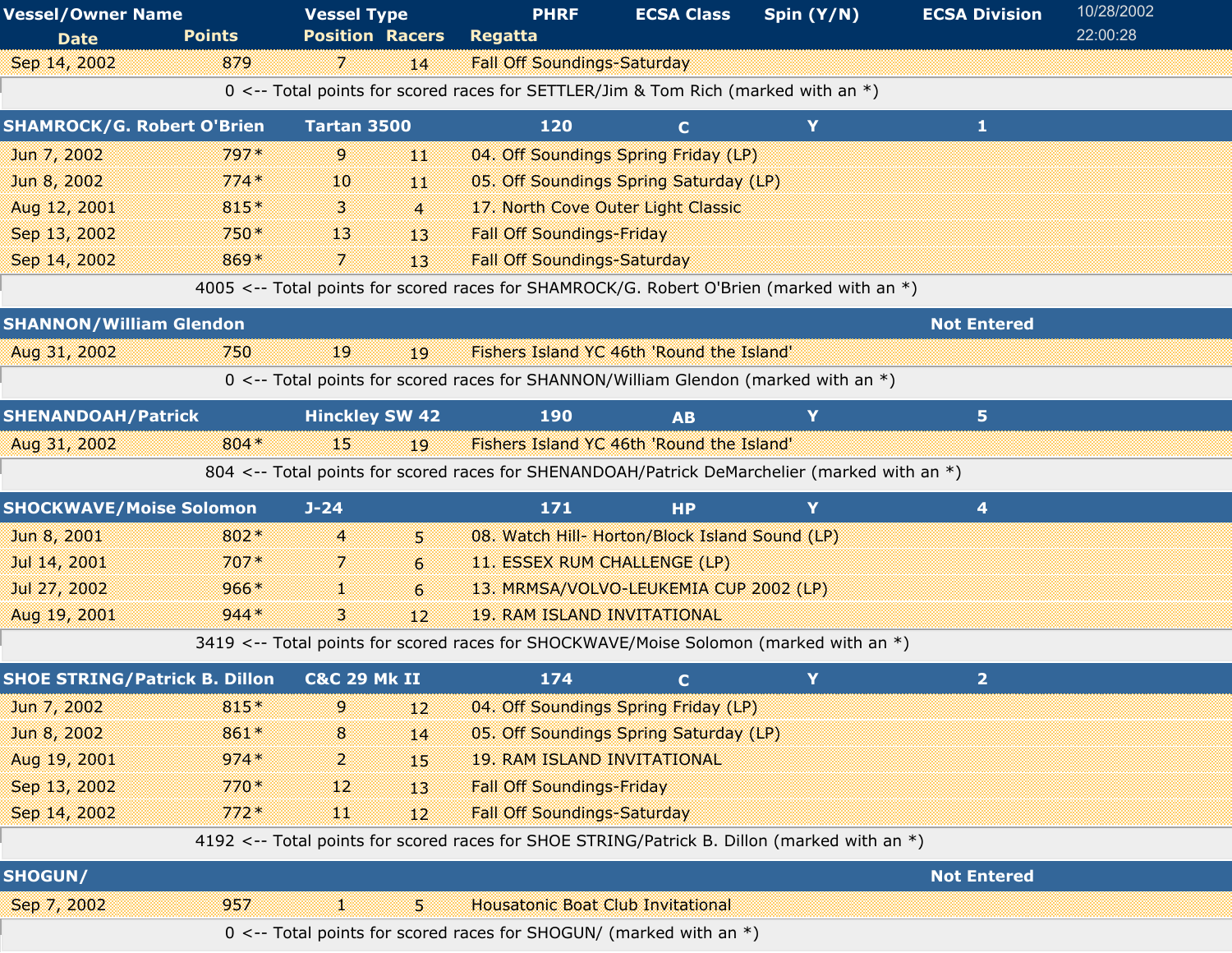| Vessel/Owner Name | | Vessel Type | | PHRF | ECSA Class | Spin (Y/N) | ECSA Division |
|---|---|---|---|---|---|---|---|
| Date | Points | Position | Racers | Regatta | | | |
| Sep 14, 2002 | 879 | 7 | 14 | Fall Off Soundings-Saturday | | | |
| | | | | 0 <-- Total points for scored races for SETTLER/Jim & Tom Rich (marked with an *) | | | |
| **SHAMROCK/G. Robert O'Brien** | | **Tartan 3500** | | **120** | **C** | **Y** | **1** |
| Jun 7, 2002 | 797* | 9 | 11 | 04. Off Soundings Spring Friday (LP) | | | |
| Jun 8, 2002 | 774* | 10 | 11 | 05. Off Soundings Spring Saturday (LP) | | | |
| Aug 12, 2001 | 815* | 3 | 4 | 17. North Cove Outer Light Classic | | | |
| Sep 13, 2002 | 750* | 13 | 13 | Fall Off Soundings-Friday | | | |
| Sep 14, 2002 | 869* | 7 | 13 | Fall Off Soundings-Saturday | | | |
| | | | | 4005 <-- Total points for scored races for SHAMROCK/G. Robert O'Brien (marked with an *) | | | |
| **SHANNON/William Glendon** | | | | | | | **Not Entered** |
| Aug 31, 2002 | 750 | 19 | 19 | Fishers Island YC 46th 'Round the Island' | | | |
| | | | | 0 <-- Total points for scored races for SHANNON/William Glendon (marked with an *) | | | |
| **SHENANDOAH/Patrick** | | **Hinckley SW 42** | | **190** | **AB** | **Y** | **5** |
| Aug 31, 2002 | 804* | 15 | 19 | Fishers Island YC 46th 'Round the Island' | | | |
| | | | | 804 <-- Total points for scored races for SHENANDOAH/Patrick DeMarchelier (marked with an *) | | | |
| **SHOCKWAVE/Moise Solomon** | | **J-24** | | **171** | **HP** | **Y** | **4** |
| Jun 8, 2001 | 802* | 4 | 5 | 08. Watch Hill- Horton/Block Island Sound (LP) | | | |
| Jul 14, 2001 | 707* | 7 | 6 | 11. ESSEX RUM CHALLENGE (LP) | | | |
| Jul 27, 2002 | 966* | 1 | 6 | 13. MRMSA/VOLVO-LEUKEMIA CUP 2002 (LP) | | | |
| Aug 19, 2001 | 944* | 3 | 12 | 19. RAM ISLAND INVITATIONAL | | | |
| | | | | 3419 <-- Total points for scored races for SHOCKWAVE/Moise Solomon (marked with an *) | | | |
| **SHOE STRING/Patrick B. Dillon** | | **C&C 29 Mk II** | | **174** | **C** | **Y** | **2** |
| Jun 7, 2002 | 815* | 9 | 12 | 04. Off Soundings Spring Friday (LP) | | | |
| Jun 8, 2002 | 861* | 8 | 14 | 05. Off Soundings Spring Saturday (LP) | | | |
| Aug 19, 2001 | 974* | 2 | 15 | 19. RAM ISLAND INVITATIONAL | | | |
| Sep 13, 2002 | 770* | 12 | 13 | Fall Off Soundings-Friday | | | |
| Sep 14, 2002 | 772* | 11 | 12 | Fall Off Soundings-Saturday | | | |
| | | | | 4192 <-- Total points for scored races for SHOE STRING/Patrick B. Dillon (marked with an *) | | | |
| **SHOGUN/** | | | | | | | **Not Entered** |
| Sep 7, 2002 | 957 | 1 | 5 | Housatonic Boat Club Invitational | | | |
| | | | | 0 <-- Total points for scored races for SHOGUN/ (marked with an *) | | | |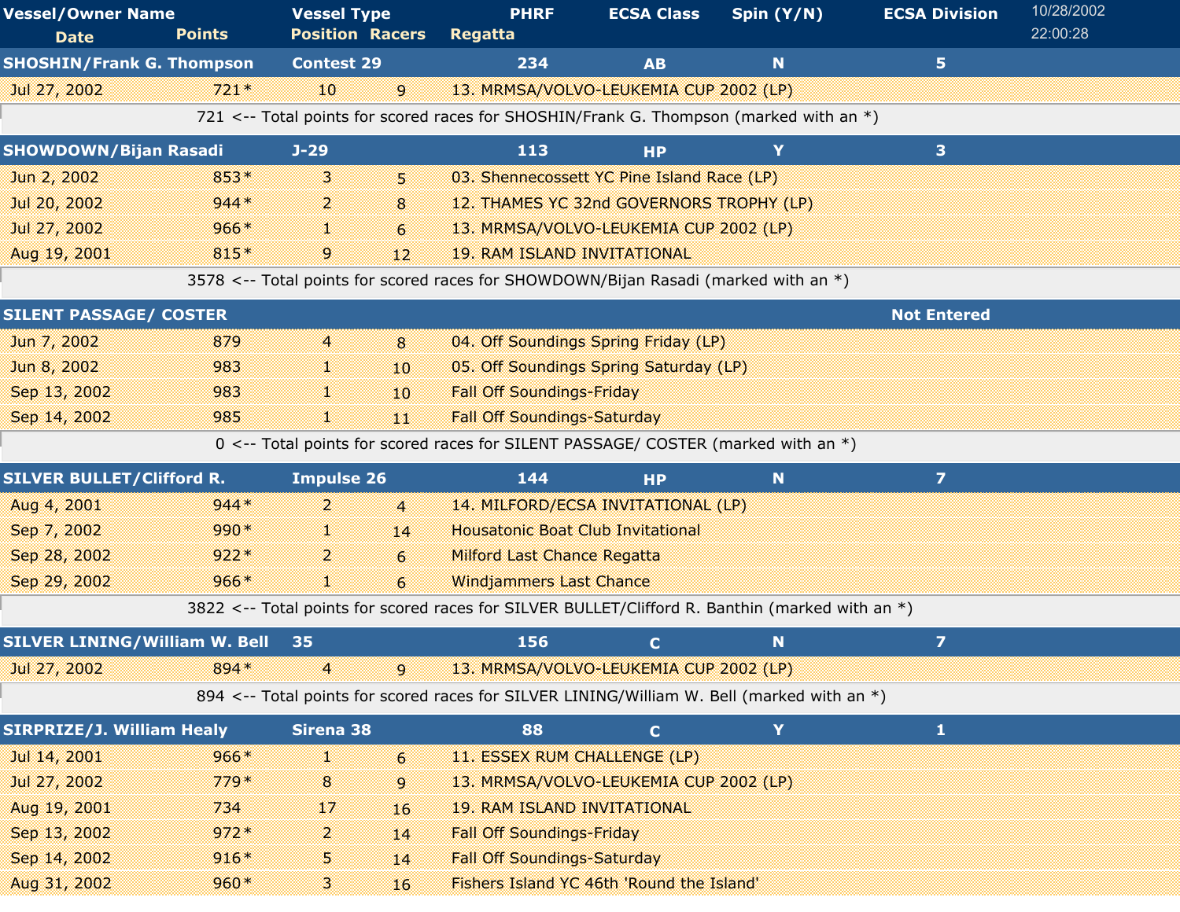| Vessel/Owner Name | | Vessel Type | | PHRF | ECSA Class | Spin (Y/N) | ECSA Division |
|---|---|---|---|---|---|---|---|
| Date | Points | Position | Racers | Regatta | | | |
| **SHOSHIN/Frank G. Thompson** | | **Contest 29** | | **234** | **AB** | **N** | **5** |
| Jul 27, 2002 | 721* | 10 | 9 | 13. MRMSA/VOLVO-LEUKEMIA CUP 2002 (LP) | | | |
| 721 <-- Total points for scored races for SHOSHIN/Frank G. Thompson (marked with an *) | | | | | | | |
| **SHOWDOWN/Bijan Rasadi** | | **J-29** | | **113** | **HP** | **Y** | **3** |
| Jun 2, 2002 | 853* | 3 | 5 | 03. Shennecossett YC Pine Island Race (LP) | | | |
| Jul 20, 2002 | 944* | 2 | 8 | 12. THAMES YC 32nd GOVERNORS TROPHY (LP) | | | |
| Jul 27, 2002 | 966* | 1 | 6 | 13. MRMSA/VOLVO-LEUKEMIA CUP 2002 (LP) | | | |
| Aug 19, 2001 | 815* | 9 | 12 | 19. RAM ISLAND INVITATIONAL | | | |
| 3578 <-- Total points for scored races for SHOWDOWN/Bijan Rasadi (marked with an *) | | | | | | | |
| **SILENT PASSAGE/ COSTER** | | | | | | | **Not Entered** |
| Jun 7, 2002 | 879 | 4 | 8 | 04. Off Soundings Spring Friday (LP) | | | |
| Jun 8, 2002 | 983 | 1 | 10 | 05. Off Soundings Spring Saturday (LP) | | | |
| Sep 13, 2002 | 983 | 1 | 10 | Fall Off Soundings-Friday | | | |
| Sep 14, 2002 | 985 | 1 | 11 | Fall Off Soundings-Saturday | | | |
| 0 <-- Total points for scored races for SILENT PASSAGE/ COSTER (marked with an *) | | | | | | | |
| **SILVER BULLET/Clifford R.** | | **Impulse 26** | | **144** | **HP** | **N** | **7** |
| Aug 4, 2001 | 944* | 2 | 4 | 14. MILFORD/ECSA INVITATIONAL (LP) | | | |
| Sep 7, 2002 | 990* | 1 | 14 | Housatonic Boat Club Invitational | | | |
| Sep 28, 2002 | 922* | 2 | 6 | Milford Last Chance Regatta | | | |
| Sep 29, 2002 | 966* | 1 | 6 | Windjammers Last Chance | | | |
| 3822 <-- Total points for scored races for SILVER BULLET/Clifford R. Banthin (marked with an *) | | | | | | | |
| **SILVER LINING/William W. Bell** | | **35** | | **156** | **C** | **N** | **7** |
| Jul 27, 2002 | 894* | 4 | 9 | 13. MRMSA/VOLVO-LEUKEMIA CUP 2002 (LP) | | | |
| 894 <-- Total points for scored races for SILVER LINING/William W. Bell (marked with an *) | | | | | | | |
| **SIRPRIZE/J. William Healy** | | **Sirena 38** | | **88** | **C** | **Y** | **1** |
| Jul 14, 2001 | 966* | 1 | 6 | 11. ESSEX RUM CHALLENGE (LP) | | | |
| Jul 27, 2002 | 779* | 8 | 9 | 13. MRMSA/VOLVO-LEUKEMIA CUP 2002 (LP) | | | |
| Aug 19, 2001 | 734 | 17 | 16 | 19. RAM ISLAND INVITATIONAL | | | |
| Sep 13, 2002 | 972* | 2 | 14 | Fall Off Soundings-Friday | | | |
| Sep 14, 2002 | 916* | 5 | 14 | Fall Off Soundings-Saturday | | | |
| Aug 31, 2002 | 960* | 3 | 16 | Fishers Island YC 46th 'Round the Island' | | | |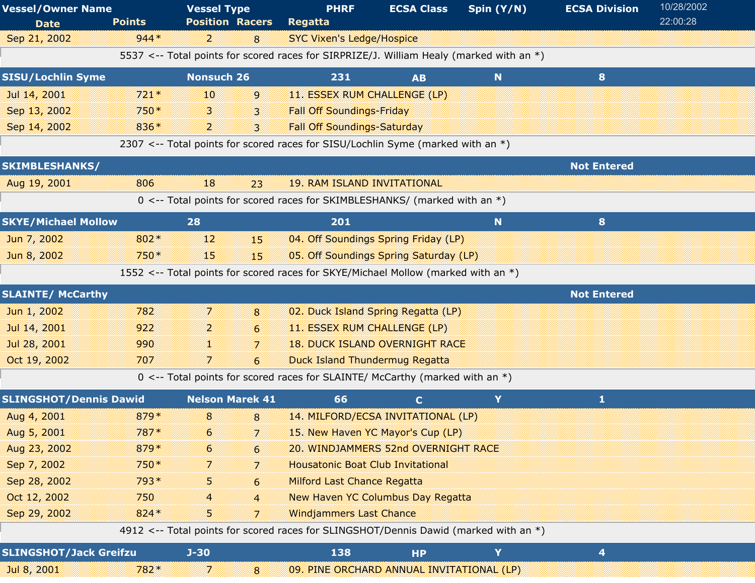| Vessel/Owner Name | | Vessel Type | | PHRF | ECSA Class | Spin (Y/N) | ECSA Division |
|---|---|---|---|---|---|---|---|
| Date | Points | Position | Racers | Regatta | | | |
| Sep 21, 2002 | 944* | 2 | 8 | SYC Vixen's Ledge/Hospice | | | |
| | 5537 <-- Total points for scored races for SIRPRIZE/J. William Healy (marked with an *) | | | | | | |
| SISU/Lochlin Syme | | Nonsuch 26 | | 231 | AB | N | 8 |
| Jul 14, 2001 | 721* | 10 | 9 | 11. ESSEX RUM CHALLENGE (LP) | | | |
| Sep 13, 2002 | 750* | 3 | 3 | Fall Off Soundings-Friday | | | |
| Sep 14, 2002 | 836* | 2 | 3 | Fall Off Soundings-Saturday | | | |
| | 2307 <-- Total points for scored races for SISU/Lochlin Syme (marked with an *) | | | | | | |
| SKIMBLESHANKS/ | | | | | | | Not Entered |
| Aug 19, 2001 | 806 | 18 | 23 | 19. RAM ISLAND INVITATIONAL | | | |
| | 0 <-- Total points for scored races for SKIMBLESHANKS/ (marked with an *) | | | | | | |
| SKYE/Michael Mollow | | 28 | | 201 | | N | 8 |
| Jun 7, 2002 | 802* | 12 | 15 | 04. Off Soundings Spring Friday (LP) | | | |
| Jun 8, 2002 | 750* | 15 | 15 | 05. Off Soundings Spring Saturday (LP) | | | |
| | 1552 <-- Total points for scored races for SKYE/Michael Mollow (marked with an *) | | | | | | |
| SLAINTE/ McCarthy | | | | | | | Not Entered |
| Jun 1, 2002 | 782 | 7 | 8 | 02. Duck Island Spring Regatta (LP) | | | |
| Jul 14, 2001 | 922 | 2 | 6 | 11. ESSEX RUM CHALLENGE (LP) | | | |
| Jul 28, 2001 | 990 | 1 | 7 | 18. DUCK ISLAND OVERNIGHT RACE | | | |
| Oct 19, 2002 | 707 | 7 | 6 | Duck Island Thundermug Regatta | | | |
| | 0 <-- Total points for scored races for SLAINTE/ McCarthy (marked with an *) | | | | | | |
| SLINGSHOT/Dennis Dawid | | Nelson Marek 41 | | 66 | C | Y | 1 |
| Aug 4, 2001 | 879* | 8 | 8 | 14. MILFORD/ECSA INVITATIONAL (LP) | | | |
| Aug 5, 2001 | 787* | 6 | 7 | 15. New Haven YC Mayor's Cup (LP) | | | |
| Aug 23, 2002 | 879* | 6 | 6 | 20. WINDJAMMERS 52nd OVERNIGHT RACE | | | |
| Sep 7, 2002 | 750* | 7 | 7 | Housatonic Boat Club Invitational | | | |
| Sep 28, 2002 | 793* | 5 | 6 | Milford Last Chance Regatta | | | |
| Oct 12, 2002 | 750 | 4 | 4 | New Haven YC Columbus Day Regatta | | | |
| Sep 29, 2002 | 824* | 5 | 7 | Windjammers Last Chance | | | |
| | 4912 <-- Total points for scored races for SLINGSHOT/Dennis Dawid (marked with an *) | | | | | | |
| SLINGSHOT/Jack Greifzu | | J-30 | | 138 | HP | Y | 4 |
| Jul 8, 2001 | 782* | 7 | 8 | 09. PINE ORCHARD ANNUAL INVITATIONAL (LP) | | | |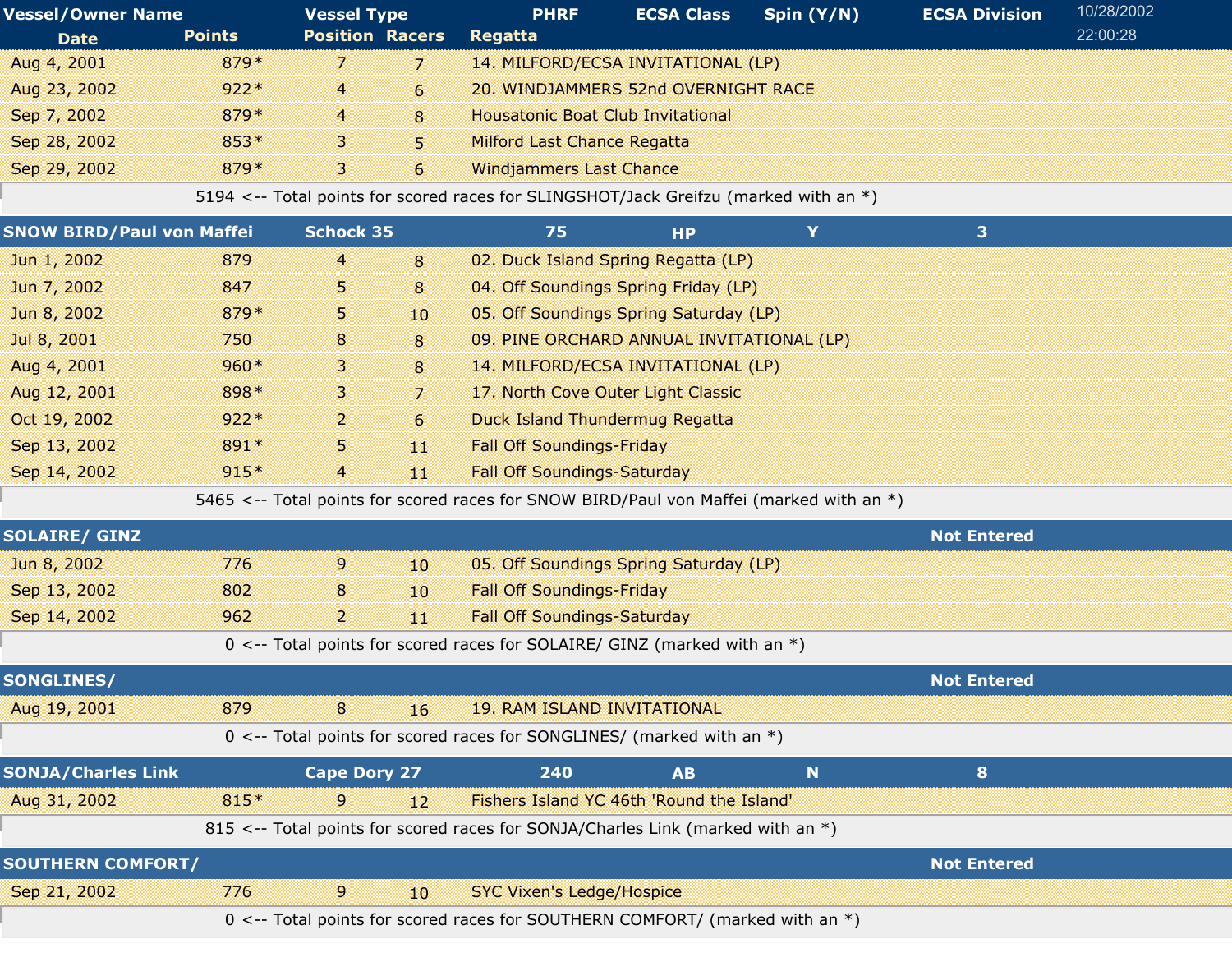| Vessel/Owner Name | | Vessel Type | | PHRF | ECSA Class | Spin (Y/N) | ECSA Division |
|---|---|---|---|---|---|---|---|
| Date | Points | Position | Racers | Regatta | | | |
| Aug 4, 2001 | 879* | 7 | 7 | 14. MILFORD/ECSA INVITATIONAL (LP) | | | |
| Aug 23, 2002 | 922* | 4 | 6 | 20. WINDJAMMERS 52nd OVERNIGHT RACE | | | |
| Sep 7, 2002 | 879* | 4 | 8 | Housatonic Boat Club Invitational | | | |
| Sep 28, 2002 | 853* | 3 | 5 | Milford Last Chance Regatta | | | |
| Sep 29, 2002 | 879* | 3 | 6 | Windjammers Last Chance | | | |
| | 5194 <-- Total points for scored races for SLINGSHOT/Jack Greifzu (marked with an *) | | | | | | |
| **SNOW BIRD/Paul von Maffei** | | **Schock 35** | | **75** | **HP** | **Y** | **3** |
| Jun 1, 2002 | 879 | 4 | 8 | 02. Duck Island Spring Regatta (LP) | | | |
| Jun 7, 2002 | 847 | 5 | 8 | 04. Off Soundings Spring Friday (LP) | | | |
| Jun 8, 2002 | 879* | 5 | 10 | 05. Off Soundings Spring Saturday (LP) | | | |
| Jul 8, 2001 | 750 | 8 | 8 | 09. PINE ORCHARD ANNUAL INVITATIONAL (LP) | | | |
| Aug 4, 2001 | 960* | 3 | 8 | 14. MILFORD/ECSA INVITATIONAL (LP) | | | |
| Aug 12, 2001 | 898* | 3 | 7 | 17. North Cove Outer Light Classic | | | |
| Oct 19, 2002 | 922* | 2 | 6 | Duck Island Thundermug Regatta | | | |
| Sep 13, 2002 | 891* | 5 | 11 | Fall Off Soundings-Friday | | | |
| Sep 14, 2002 | 915* | 4 | 11 | Fall Off Soundings-Saturday | | | |
| | 5465 <-- Total points for scored races for SNOW BIRD/Paul von Maffei (marked with an *) | | | | | | |
| **SOLAIRE/ GINZ** | | | | | | | **Not Entered** |
| Jun 8, 2002 | 776 | 9 | 10 | 05. Off Soundings Spring Saturday (LP) | | | |
| Sep 13, 2002 | 802 | 8 | 10 | Fall Off Soundings-Friday | | | |
| Sep 14, 2002 | 962 | 2 | 11 | Fall Off Soundings-Saturday | | | |
| | 0 <-- Total points for scored races for SOLAIRE/ GINZ (marked with an *) | | | | | | |
| **SONGLINES/** | | | | | | | **Not Entered** |
| Aug 19, 2001 | 879 | 8 | 16 | 19. RAM ISLAND INVITATIONAL | | | |
| | 0 <-- Total points for scored races for SONGLINES/ (marked with an *) | | | | | | |
| **SONJA/Charles Link** | | **Cape Dory 27** | | **240** | **AB** | **N** | **8** |
| Aug 31, 2002 | 815* | 9 | 12 | Fishers Island YC 46th 'Round the Island' | | | |
| | 815 <-- Total points for scored races for SONJA/Charles Link (marked with an *) | | | | | | |
| **SOUTHERN COMFORT/** | | | | | | | **Not Entered** |
| Sep 21, 2002 | 776 | 9 | 10 | SYC Vixen's Ledge/Hospice | | | |
| | 0 <-- Total points for scored races for SOUTHERN COMFORT/ (marked with an *) | | | | | | |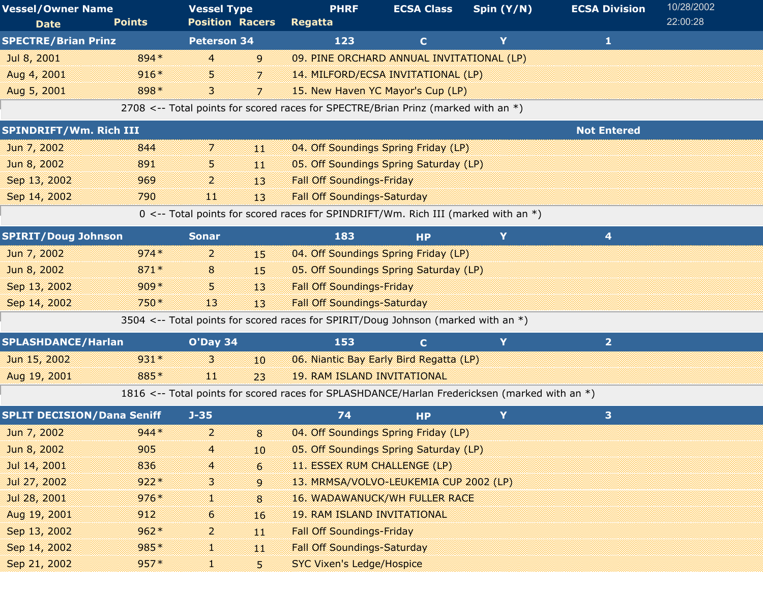| Vessel/Owner Name | | Vessel Type | | PHRF | ECSA Class | Spin (Y/N) | ECSA Division |
|---|---|---|---|---|---|---|---|
| Date | Points | Position | Racers | Regatta | | | |
| **SPECTRE/Brian Prinz** | | **Peterson 34** | | **123** | **C** | **Y** | **1** |
| Jul 8, 2001 | 894* | 4 | 9 | 09. PINE ORCHARD ANNUAL INVITATIONAL (LP) | | | |
| Aug 4, 2001 | 916* | 5 | 7 | 14. MILFORD/ECSA INVITATIONAL (LP) | | | |
| Aug 5, 2001 | 898* | 3 | 7 | 15. New Haven YC Mayor's Cup (LP) | | | |
| 2708 <-- Total points for scored races for SPECTRE/Brian Prinz (marked with an *) | | | | | | | |
| **SPINDRIFT/Wm. Rich III** | | | | | | | **Not Entered** |
| Jun 7, 2002 | 844 | 7 | 11 | 04. Off Soundings Spring Friday (LP) | | | |
| Jun 8, 2002 | 891 | 5 | 11 | 05. Off Soundings Spring Saturday (LP) | | | |
| Sep 13, 2002 | 969 | 2 | 13 | Fall Off Soundings-Friday | | | |
| Sep 14, 2002 | 790 | 11 | 13 | Fall Off Soundings-Saturday | | | |
| 0 <-- Total points for scored races for SPINDRIFT/Wm. Rich III (marked with an *) | | | | | | | |
| **SPIRIT/Doug Johnson** | | **Sonar** | | **183** | **HP** | **Y** | **4** |
| Jun 7, 2002 | 974* | 2 | 15 | 04. Off Soundings Spring Friday (LP) | | | |
| Jun 8, 2002 | 871* | 8 | 15 | 05. Off Soundings Spring Saturday (LP) | | | |
| Sep 13, 2002 | 909* | 5 | 13 | Fall Off Soundings-Friday | | | |
| Sep 14, 2002 | 750* | 13 | 13 | Fall Off Soundings-Saturday | | | |
| 3504 <-- Total points for scored races for SPIRIT/Doug Johnson (marked with an *) | | | | | | | |
| **SPLASHDANCE/Harlan** | | **O'Day 34** | | **153** | **C** | **Y** | **2** |
| Jun 15, 2002 | 931* | 3 | 10 | 06. Niantic Bay Early Bird Regatta (LP) | | | |
| Aug 19, 2001 | 885* | 11 | 23 | 19. RAM ISLAND INVITATIONAL | | | |
| 1816 <-- Total points for scored races for SPLASHDANCE/Harlan Fredericksen (marked with an *) | | | | | | | |
| **SPLIT DECISION/Dana Seniff** | | **J-35** | | **74** | **HP** | **Y** | **3** |
| Jun 7, 2002 | 944* | 2 | 8 | 04. Off Soundings Spring Friday (LP) | | | |
| Jun 8, 2002 | 905 | 4 | 10 | 05. Off Soundings Spring Saturday (LP) | | | |
| Jul 14, 2001 | 836 | 4 | 6 | 11. ESSEX RUM CHALLENGE (LP) | | | |
| Jul 27, 2002 | 922* | 3 | 9 | 13. MRMSA/VOLVO-LEUKEMIA CUP 2002 (LP) | | | |
| Jul 28, 2001 | 976* | 1 | 8 | 16. WADAWANUCK/WH FULLER RACE | | | |
| Aug 19, 2001 | 912 | 6 | 16 | 19. RAM ISLAND INVITATIONAL | | | |
| Sep 13, 2002 | 962* | 2 | 11 | Fall Off Soundings-Friday | | | |
| Sep 14, 2002 | 985* | 1 | 11 | Fall Off Soundings-Saturday | | | |
| Sep 21, 2002 | 957* | 1 | 5 | SYC Vixen's Ledge/Hospice | | | |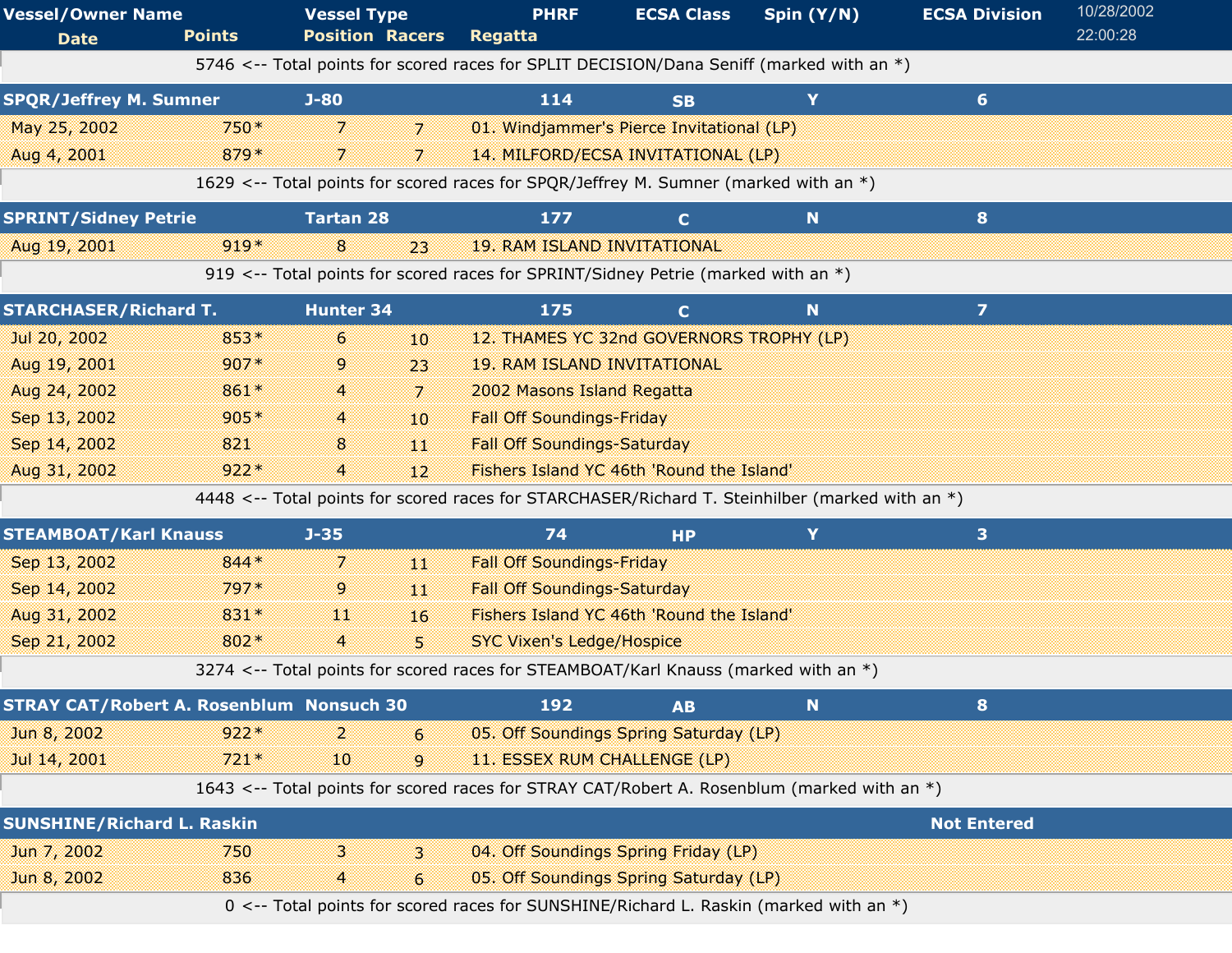| Vessel/Owner Name<br>Date | Points | Vessel Type<br>Position | Racers | PHRF<br>Regatta | ECSA Class | Spin (Y/N) | ECSA Division |
|---|---|---|---|---|---|---|---|
| 5746 <-- Total points for scored races for SPLIT DECISION/Dana Seniff (marked with an *) | | | | | | | |
| **SPQR/Jeffrey M. Sumner** | | **J-80** | | **114** | **SB** | **Y** | **6** |
| May 25, 2002 | 750* | 7 | 7 | 01. Windjammer's Pierce Invitational (LP) | | | |
| Aug 4, 2001 | 879* | 7 | 7 | 14. MILFORD/ECSA INVITATIONAL (LP) | | | |
| 1629 <-- Total points for scored races for SPQR/Jeffrey M. Sumner (marked with an *) | | | | | | | |
| **SPRINT/Sidney Petrie** | | **Tartan 28** | | **177** | **C** | **N** | **8** |
| Aug 19, 2001 | 919* | 8 | 23 | 19. RAM ISLAND INVITATIONAL | | | |
| 919 <-- Total points for scored races for SPRINT/Sidney Petrie (marked with an *) | | | | | | | |
| **STARCHASER/Richard T.** | | **Hunter 34** | | **175** | **C** | **N** | **7** |
| Jul 20, 2002 | 853* | 6 | 10 | 12. THAMES YC 32nd GOVERNORS TROPHY (LP) | | | |
| Aug 19, 2001 | 907* | 9 | 23 | 19. RAM ISLAND INVITATIONAL | | | |
| Aug 24, 2002 | 861* | 4 | 7 | 2002 Masons Island Regatta | | | |
| Sep 13, 2002 | 905* | 4 | 10 | Fall Off Soundings-Friday | | | |
| Sep 14, 2002 | 821 | 8 | 11 | Fall Off Soundings-Saturday | | | |
| Aug 31, 2002 | 922* | 4 | 12 | Fishers Island YC 46th 'Round the Island' | | | |
| 4448 <-- Total points for scored races for STARCHASER/Richard T. Steinhilber (marked with an *) | | | | | | | |
| **STEAMBOAT/Karl Knauss** | | **J-35** | | **74** | **HP** | **Y** | **3** |
| Sep 13, 2002 | 844* | 7 | 11 | Fall Off Soundings-Friday | | | |
| Sep 14, 2002 | 797* | 9 | 11 | Fall Off Soundings-Saturday | | | |
| Aug 31, 2002 | 831* | 11 | 16 | Fishers Island YC 46th 'Round the Island' | | | |
| Sep 21, 2002 | 802* | 4 | 5 | SYC Vixen's Ledge/Hospice | | | |
| 3274 <-- Total points for scored races for STEAMBOAT/Karl Knauss (marked with an *) | | | | | | | |
| **STRAY CAT/Robert A. Rosenblum** | | **Nonsuch 30** | | **192** | **AB** | **N** | **8** |
| Jun 8, 2002 | 922* | 2 | 6 | 05. Off Soundings Spring Saturday (LP) | | | |
| Jul 14, 2001 | 721* | 10 | 9 | 11. ESSEX RUM CHALLENGE (LP) | | | |
| 1643 <-- Total points for scored races for STRAY CAT/Robert A. Rosenblum (marked with an *) | | | | | | | |
| **SUNSHINE/Richard L. Raskin** | | | | | | | **Not Entered** |
| Jun 7, 2002 | 750 | 3 | 3 | 04. Off Soundings Spring Friday (LP) | | | |
| Jun 8, 2002 | 836 | 4 | 6 | 05. Off Soundings Spring Saturday (LP) | | | |
| 0 <-- Total points for scored races for SUNSHINE/Richard L. Raskin (marked with an *) | | | | | | | |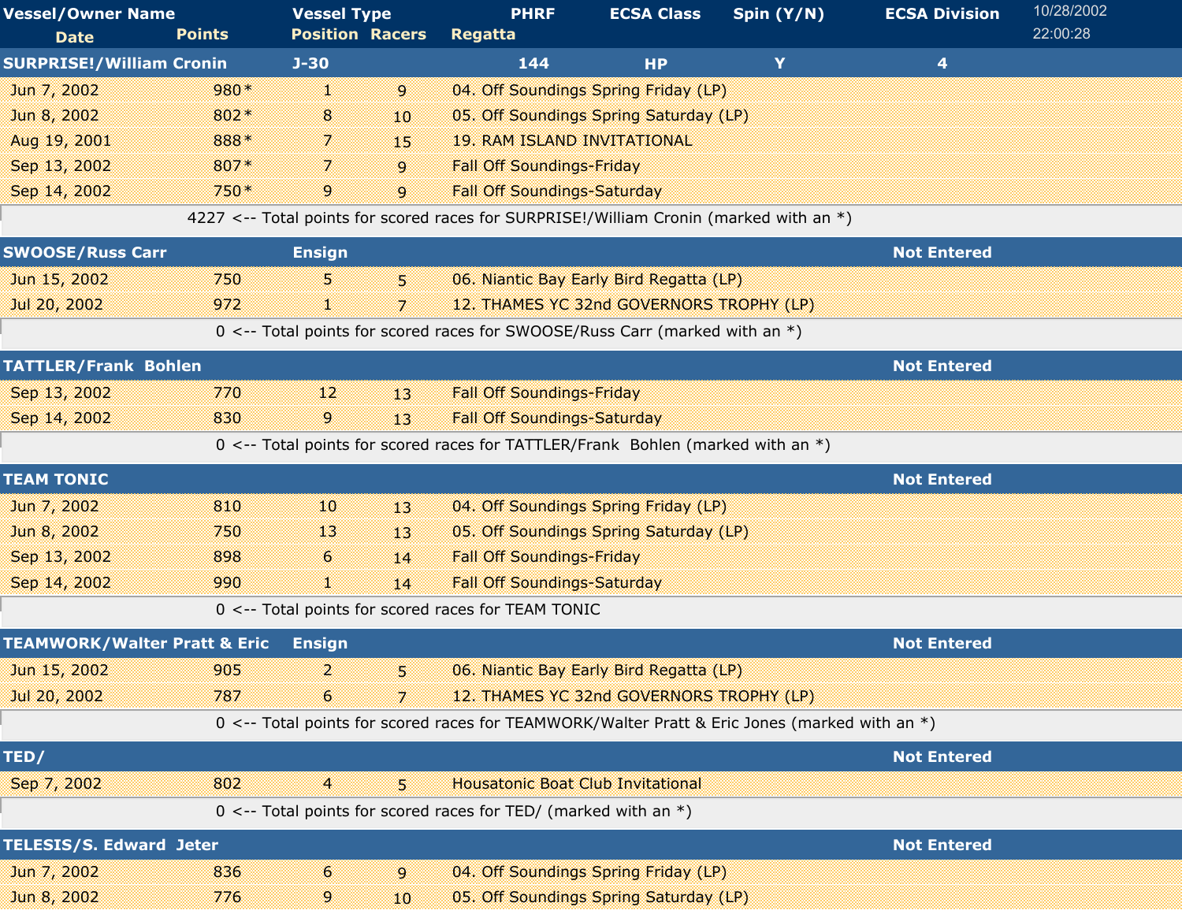| Vessel/Owner Name | | Vessel Type | | PHRF | ECSA Class | Spin (Y/N) | ECSA Division |
|---|---|---|---|---|---|---|---|
| Date | Points | Position | Racers | Regatta | | | |
| **SURPRISE!/William Cronin** | | **J-30** | | **144** | **HP** | **Y** | **4** |
| Jun 7, 2002 | 980* | 1 | 9 | 04. Off Soundings Spring Friday (LP) | | | |
| Jun 8, 2002 | 802* | 8 | 10 | 05. Off Soundings Spring Saturday (LP) | | | |
| Aug 19, 2001 | 888* | 7 | 15 | 19. RAM ISLAND INVITATIONAL | | | |
| Sep 13, 2002 | 807* | 7 | 9 | Fall Off Soundings-Friday | | | |
| Sep 14, 2002 | 750* | 9 | 9 | Fall Off Soundings-Saturday | | | |
| | 4227 <-- Total points for scored races for SURPRISE!/William Cronin (marked with an *) | | | | | | |
| **SWOOSE/Russ Carr** | | **Ensign** | | | | | **Not Entered** |
| Jun 15, 2002 | 750 | 5 | 5 | 06. Niantic Bay Early Bird Regatta (LP) | | | |
| Jul 20, 2002 | 972 | 1 | 7 | 12. THAMES YC 32nd GOVERNORS TROPHY (LP) | | | |
| | 0 <-- Total points for scored races for SWOOSE/Russ Carr (marked with an *) | | | | | | |
| **TATTLER/Frank Bohlen** | | | | | | | **Not Entered** |
| Sep 13, 2002 | 770 | 12 | 13 | Fall Off Soundings-Friday | | | |
| Sep 14, 2002 | 830 | 9 | 13 | Fall Off Soundings-Saturday | | | |
| | 0 <-- Total points for scored races for TATTLER/Frank Bohlen (marked with an *) | | | | | | |
| **TEAM TONIC** | | | | | | | **Not Entered** |
| Jun 7, 2002 | 810 | 10 | 13 | 04. Off Soundings Spring Friday (LP) | | | |
| Jun 8, 2002 | 750 | 13 | 13 | 05. Off Soundings Spring Saturday (LP) | | | |
| Sep 13, 2002 | 898 | 6 | 14 | Fall Off Soundings-Friday | | | |
| Sep 14, 2002 | 990 | 1 | 14 | Fall Off Soundings-Saturday | | | |
| | 0 <-- Total points for scored races for TEAM TONIC | | | | | | |
| **TEAMWORK/Walter Pratt & Eric** | | **Ensign** | | | | | **Not Entered** |
| Jun 15, 2002 | 905 | 2 | 5 | 06. Niantic Bay Early Bird Regatta (LP) | | | |
| Jul 20, 2002 | 787 | 6 | 7 | 12. THAMES YC 32nd GOVERNORS TROPHY (LP) | | | |
| | 0 <-- Total points for scored races for TEAMWORK/Walter Pratt & Eric Jones (marked with an *) | | | | | | |
| **TED/** | | | | | | | **Not Entered** |
| Sep 7, 2002 | 802 | 4 | 5 | Housatonic Boat Club Invitational | | | |
| | 0 <-- Total points for scored races for TED/ (marked with an *) | | | | | | |
| **TELESIS/S. Edward Jeter** | | | | | | | **Not Entered** |
| Jun 7, 2002 | 836 | 6 | 9 | 04. Off Soundings Spring Friday (LP) | | | |
| Jun 8, 2002 | 776 | 9 | 10 | 05. Off Soundings Spring Saturday (LP) | | | |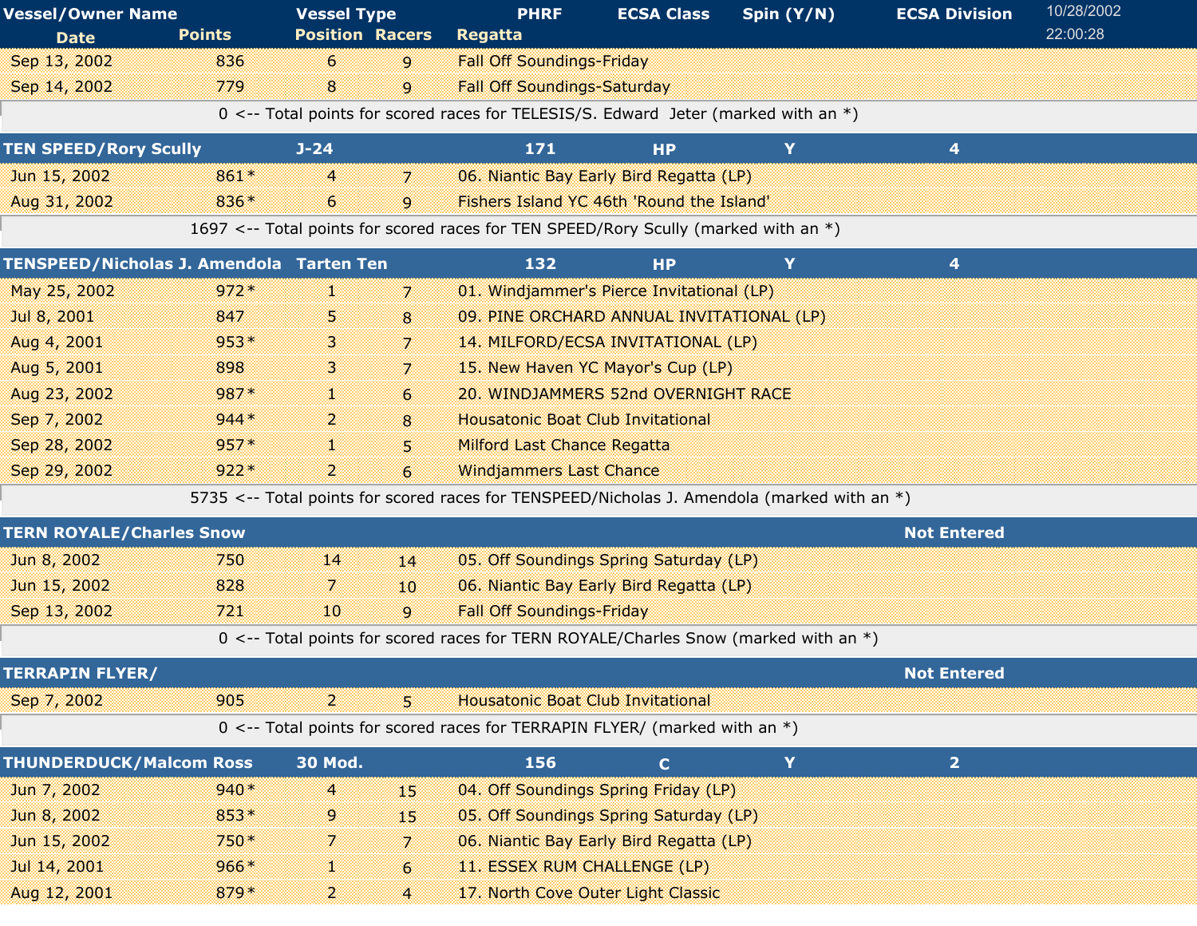| Vessel/Owner Name | Vessel Type | | PHRF | ECSA Class | Spin (Y/N) | ECSA Division |
|---|---|---|---|---|---|---|
| **Date** | **Points** | **Position** | **Racers** | **Regatta** | | |
| Sep 13, 2002 | 836 | 6 | 9 | Fall Off Soundings-Friday | | |
| Sep 14, 2002 | 779 | 8 | 9 | Fall Off Soundings-Saturday | | |
| 0 <-- Total points for scored races for TELESIS/S. Edward Jeter (marked with an *) | | | | | | |
| **TEN SPEED/Rory Scully** | **J-24** | | **171** | **HP** | **Y** | **4** |
| Jun 15, 2002 | 861* | 4 | 7 | 06. Niantic Bay Early Bird Regatta (LP) | | |
| Aug 31, 2002 | 836* | 6 | 9 | Fishers Island YC 46th 'Round the Island' | | |
| 1697 <-- Total points for scored races for TEN SPEED/Rory Scully (marked with an *) | | | | | | |
| **TENSPEED/Nicholas J. Amendola** | **Tarten Ten** | | **132** | **HP** | **Y** | **4** |
| May 25, 2002 | 972* | 1 | 7 | 01. Windjammer's Pierce Invitational (LP) | | |
| Jul 8, 2001 | 847 | 5 | 8 | 09. PINE ORCHARD ANNUAL INVITATIONAL (LP) | | |
| Aug 4, 2001 | 953* | 3 | 7 | 14. MILFORD/ECSA INVITATIONAL (LP) | | |
| Aug 5, 2001 | 898 | 3 | 7 | 15. New Haven YC Mayor's Cup (LP) | | |
| Aug 23, 2002 | 987* | 1 | 6 | 20. WINDJAMMERS 52nd OVERNIGHT RACE | | |
| Sep 7, 2002 | 944* | 2 | 8 | Housatonic Boat Club Invitational | | |
| Sep 28, 2002 | 957* | 1 | 5 | Milford Last Chance Regatta | | |
| Sep 29, 2002 | 922* | 2 | 6 | Windjammers Last Chance | | |
| 5735 <-- Total points for scored races for TENSPEED/Nicholas J. Amendola (marked with an *) | | | | | | |
| **TERN ROYALE/Charles Snow** | | | | | | **Not Entered** |
| Jun 8, 2002 | 750 | 14 | 14 | 05. Off Soundings Spring Saturday (LP) | | |
| Jun 15, 2002 | 828 | 7 | 10 | 06. Niantic Bay Early Bird Regatta (LP) | | |
| Sep 13, 2002 | 721 | 10 | 9 | Fall Off Soundings-Friday | | |
| 0 <-- Total points for scored races for TERN ROYALE/Charles Snow (marked with an *) | | | | | | |
| **TERRAPIN FLYER/** | | | | | | **Not Entered** |
| Sep 7, 2002 | 905 | 2 | 5 | Housatonic Boat Club Invitational | | |
| 0 <-- Total points for scored races for TERRAPIN FLYER/ (marked with an *) | | | | | | |
| **THUNDERDUCK/Malcom Ross** | **30 Mod.** | | **156** | **C** | **Y** | **2** |
| Jun 7, 2002 | 940* | 4 | 15 | 04. Off Soundings Spring Friday (LP) | | |
| Jun 8, 2002 | 853* | 9 | 15 | 05. Off Soundings Spring Saturday (LP) | | |
| Jun 15, 2002 | 750* | 7 | 7 | 06. Niantic Bay Early Bird Regatta (LP) | | |
| Jul 14, 2001 | 966* | 1 | 6 | 11. ESSEX RUM CHALLENGE (LP) | | |
| Aug 12, 2001 | 879* | 2 | 4 | 17. North Cove Outer Light Classic | | |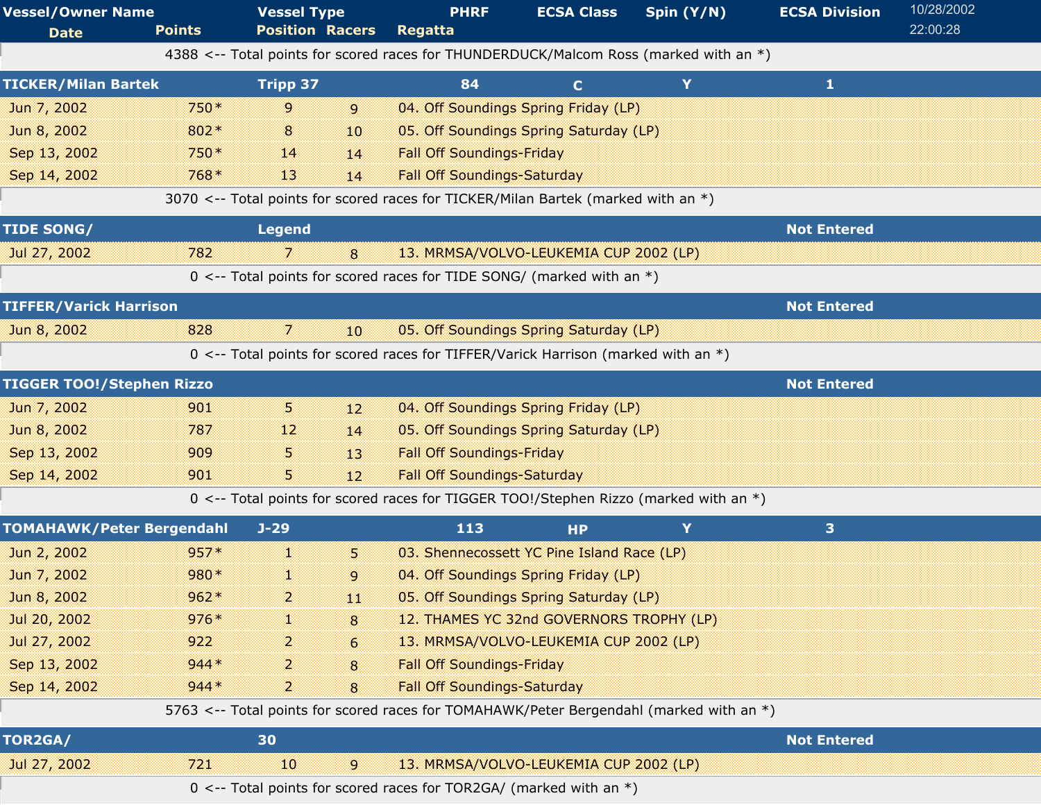| Vessel/Owner Name | | Vessel Type | | PHRF | ECSA Class | Spin (Y/N) | ECSA Division |
|---|---|---|---|---|---|---|---|
| Date | Points | Position | Racers | Regatta | | | |
| | 4388 <-- Total points for scored races for THUNDERDUCK/Malcom Ross (marked with an *) | | | | | | |
| **TICKER/Milan Bartek** | | **Tripp 37** | | **84** | **C** | **Y** | **1** |
| Jun 7, 2002 | 750* | 9 | 9 | 04. Off Soundings Spring Friday (LP) | | | |
| Jun 8, 2002 | 802* | 8 | 10 | 05. Off Soundings Spring Saturday (LP) | | | |
| Sep 13, 2002 | 750* | 14 | 14 | Fall Off Soundings-Friday | | | |
| Sep 14, 2002 | 768* | 13 | 14 | Fall Off Soundings-Saturday | | | |
| | 3070 <-- Total points for scored races for TICKER/Milan Bartek (marked with an *) | | | | | | |
| **TIDE SONG/** | | **Legend** | | | | | **Not Entered** |
| Jul 27, 2002 | 782 | 7 | 8 | 13. MRMSA/VOLVO-LEUKEMIA CUP 2002 (LP) | | | |
| | 0 <-- Total points for scored races for TIDE SONG/ (marked with an *) | | | | | | |
| **TIFFER/Varick Harrison** | | | | | | | **Not Entered** |
| Jun 8, 2002 | 828 | 7 | 10 | 05. Off Soundings Spring Saturday (LP) | | | |
| | 0 <-- Total points for scored races for TIFFER/Varick Harrison (marked with an *) | | | | | | |
| **TIGGER TOO!/Stephen Rizzo** | | | | | | | **Not Entered** |
| Jun 7, 2002 | 901 | 5 | 12 | 04. Off Soundings Spring Friday (LP) | | | |
| Jun 8, 2002 | 787 | 12 | 14 | 05. Off Soundings Spring Saturday (LP) | | | |
| Sep 13, 2002 | 909 | 5 | 13 | Fall Off Soundings-Friday | | | |
| Sep 14, 2002 | 901 | 5 | 12 | Fall Off Soundings-Saturday | | | |
| | 0 <-- Total points for scored races for TIGGER TOO!/Stephen Rizzo (marked with an *) | | | | | | |
| **TOMAHAWK/Peter Bergendahl** | | **J-29** | | **113** | **HP** | **Y** | **3** |
| Jun 2, 2002 | 957* | 1 | 5 | 03. Shennecossett YC Pine Island Race (LP) | | | |
| Jun 7, 2002 | 980* | 1 | 9 | 04. Off Soundings Spring Friday (LP) | | | |
| Jun 8, 2002 | 962* | 2 | 11 | 05. Off Soundings Spring Saturday (LP) | | | |
| Jul 20, 2002 | 976* | 1 | 8 | 12. THAMES YC 32nd GOVERNORS TROPHY (LP) | | | |
| Jul 27, 2002 | 922 | 2 | 6 | 13. MRMSA/VOLVO-LEUKEMIA CUP 2002 (LP) | | | |
| Sep 13, 2002 | 944* | 2 | 8 | Fall Off Soundings-Friday | | | |
| Sep 14, 2002 | 944* | 2 | 8 | Fall Off Soundings-Saturday | | | |
| | 5763 <-- Total points for scored races for TOMAHAWK/Peter Bergendahl (marked with an *) | | | | | | |
| **TOR2GA/** | | **30** | | | | | **Not Entered** |
| Jul 27, 2002 | 721 | 10 | 9 | 13. MRMSA/VOLVO-LEUKEMIA CUP 2002 (LP) | | | |
| | 0 <-- Total points for scored races for TOR2GA/ (marked with an *) | | | | | | |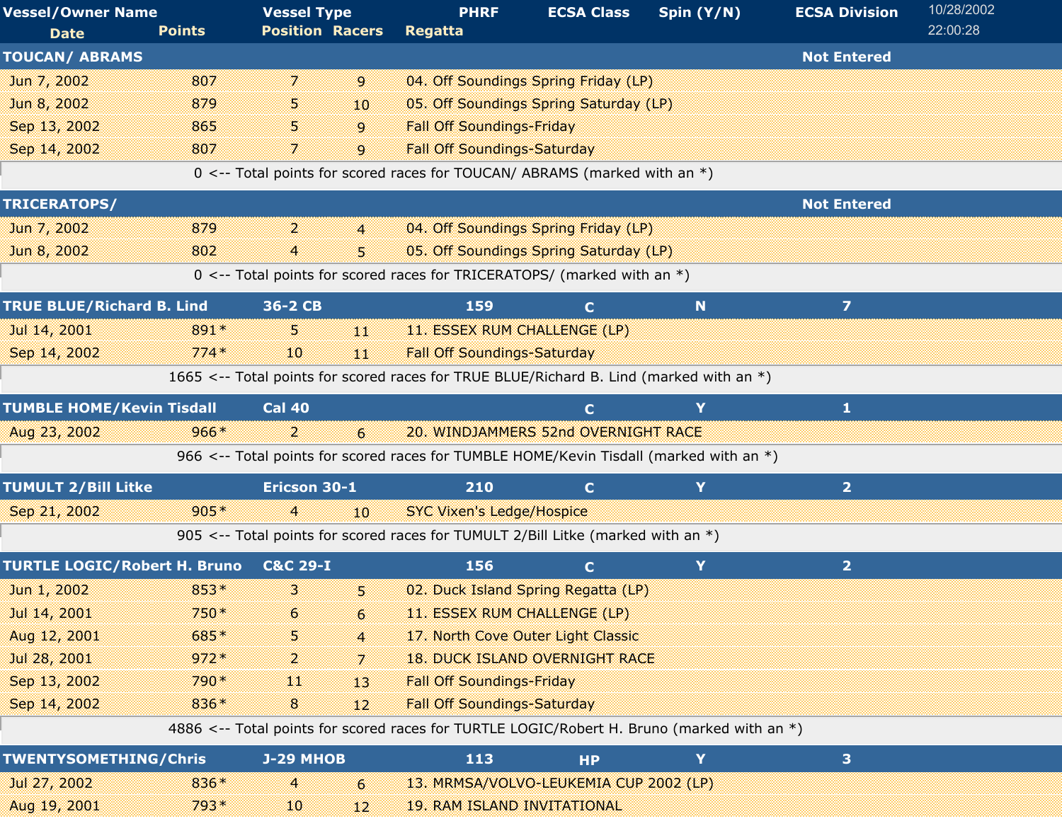| Vessel/Owner Name | Vessel Type | PHRF | ECSA Class | Spin (Y/N) | ECSA Division |
|---|---|---|---|---|---|
| Date / Points | Position / Racers | Regatta | | | |

10/28/2002
22:00:28

| Vessel/Owner Name | Vessel Type | PHRF | ECSA Class | Spin (Y/N) | ECSA Division |
|---|---|---|---|---|---|
| **TOUCAN/ ABRAMS** | | | | | **Not Entered** |

| Date | Points | Position | Racers | Regatta |
|---|---|---|---|---|
| Jun 7, 2002 | 807 | 7 | 9 | 04. Off Soundings Spring Friday (LP) |
| Jun 8, 2002 | 879 | 5 | 10 | 05. Off Soundings Spring Saturday (LP) |
| Sep 13, 2002 | 865 | 5 | 9 | Fall Off Soundings-Friday |
| Sep 14, 2002 | 807 | 7 | 9 | Fall Off Soundings-Saturday |

0 <-- Total points for scored races for TOUCAN/ ABRAMS (marked with an *)

| Vessel/Owner Name | Vessel Type | PHRF | ECSA Class | Spin (Y/N) | ECSA Division |
|---|---|---|---|---|---|
| **TRICERATOPS/** | | | | | **Not Entered** |

| Date | Points | Position | Racers | Regatta |
|---|---|---|---|---|
| Jun 7, 2002 | 879 | 2 | 4 | 04. Off Soundings Spring Friday (LP) |
| Jun 8, 2002 | 802 | 4 | 5 | 05. Off Soundings Spring Saturday (LP) |

0 <-- Total points for scored races for TRICERATOPS/ (marked with an *)

| Vessel/Owner Name | Vessel Type | PHRF | ECSA Class | Spin (Y/N) | ECSA Division |
|---|---|---|---|---|---|
| **TRUE BLUE/Richard B. Lind** | **36-2 CB** | **159** | **C** | **N** | **7** |

| Date | Points | Position | Racers | Regatta |
|---|---|---|---|---|
| Jul 14, 2001 | 891* | 5 | 11 | 11. ESSEX RUM CHALLENGE (LP) |
| Sep 14, 2002 | 774* | 10 | 11 | Fall Off Soundings-Saturday |

1665 <-- Total points for scored races for TRUE BLUE/Richard B. Lind (marked with an *)

| Vessel/Owner Name | Vessel Type | PHRF | ECSA Class | Spin (Y/N) | ECSA Division |
|---|---|---|---|---|---|
| **TUMBLE HOME/Kevin Tisdall** | **Cal 40** | | **C** | **Y** | **1** |

| Date | Points | Position | Racers | Regatta |
|---|---|---|---|---|
| Aug 23, 2002 | 966* | 2 | 6 | 20. WINDJAMMERS 52nd OVERNIGHT RACE |

966 <-- Total points for scored races for TUMBLE HOME/Kevin Tisdall (marked with an *)

| Vessel/Owner Name | Vessel Type | PHRF | ECSA Class | Spin (Y/N) | ECSA Division |
|---|---|---|---|---|---|
| **TUMULT 2/Bill Litke** | **Ericson 30-1** | **210** | **C** | **Y** | **2** |

| Date | Points | Position | Racers | Regatta |
|---|---|---|---|---|
| Sep 21, 2002 | 905* | 4 | 10 | SYC Vixen's Ledge/Hospice |

905 <-- Total points for scored races for TUMULT 2/Bill Litke (marked with an *)

| Vessel/Owner Name | Vessel Type | PHRF | ECSA Class | Spin (Y/N) | ECSA Division |
|---|---|---|---|---|---|
| **TURTLE LOGIC/Robert H. Bruno** | **C&C 29-I** | **156** | **C** | **Y** | **2** |

| Date | Points | Position | Racers | Regatta |
|---|---|---|---|---|
| Jun 1, 2002 | 853* | 3 | 5 | 02. Duck Island Spring Regatta (LP) |
| Jul 14, 2001 | 750* | 6 | 6 | 11. ESSEX RUM CHALLENGE (LP) |
| Aug 12, 2001 | 685* | 5 | 4 | 17. North Cove Outer Light Classic |
| Jul 28, 2001 | 972* | 2 | 7 | 18. DUCK ISLAND OVERNIGHT RACE |
| Sep 13, 2002 | 790* | 11 | 13 | Fall Off Soundings-Friday |
| Sep 14, 2002 | 836* | 8 | 12 | Fall Off Soundings-Saturday |

4886 <-- Total points for scored races for TURTLE LOGIC/Robert H. Bruno (marked with an *)

| Vessel/Owner Name | Vessel Type | PHRF | ECSA Class | Spin (Y/N) | ECSA Division |
|---|---|---|---|---|---|
| **TWENTYSOMETHING/Chris** | **J-29 MHOB** | **113** | **HP** | **Y** | **3** |

| Date | Points | Position | Racers | Regatta |
|---|---|---|---|---|
| Jul 27, 2002 | 836* | 4 | 6 | 13. MRMSA/VOLVO-LEUKEMIA CUP 2002 (LP) |
| Aug 19, 2001 | 793* | 10 | 12 | 19. RAM ISLAND INVITATIONAL |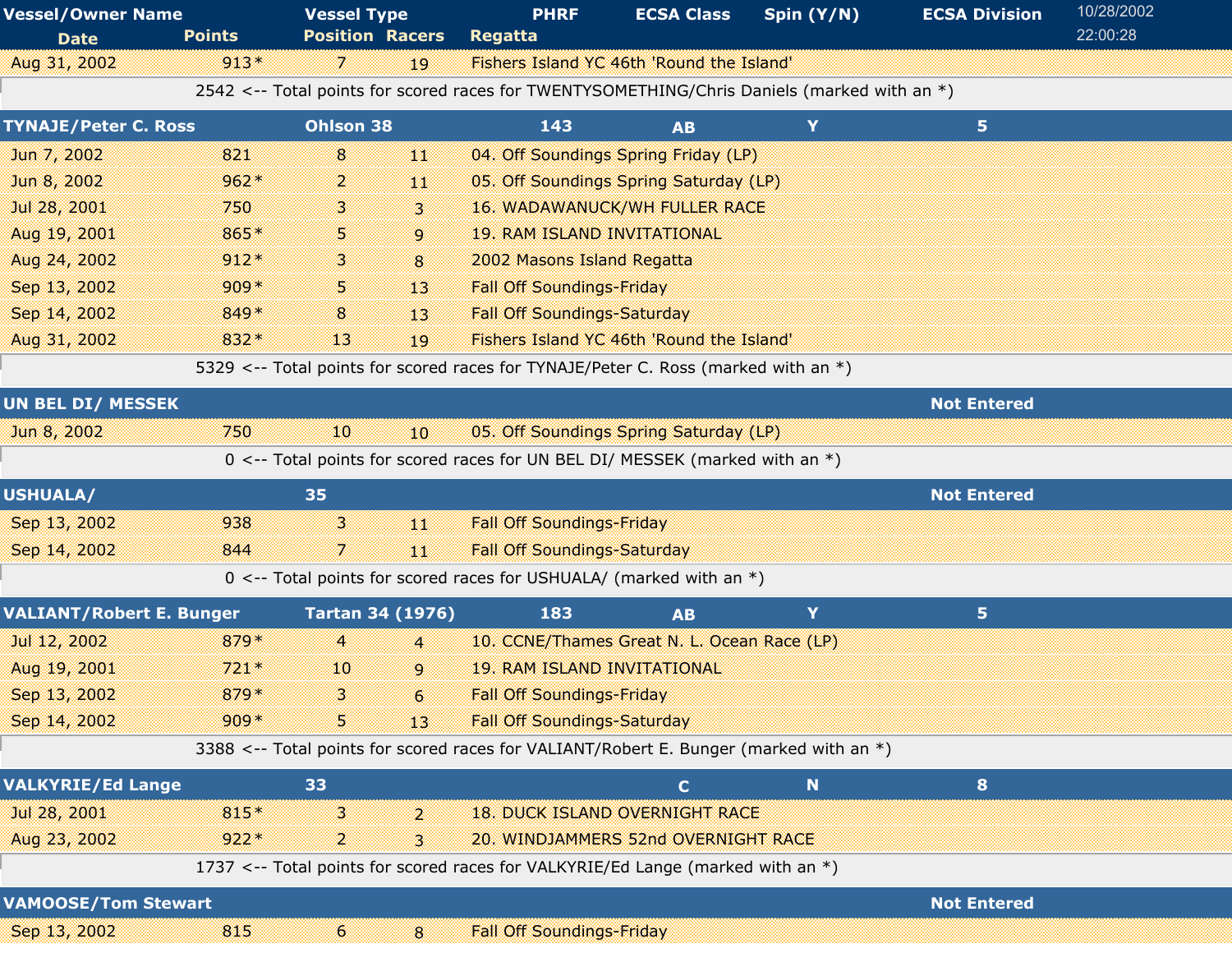| Vessel/Owner Name<br>Date | Points | Vessel Type<br>Position | Racers | PHRF<br>Regatta | ECSA Class | Spin (Y/N) | ECSA Division |
|---|---|---|---|---|---|---|---|
| Aug 31, 2002 | 913* | 7 | 19 | Fishers Island YC 46th 'Round the Island' | | | |
| 2542 <-- Total points for scored races for TWENTYSOMETHING/Chris Daniels (marked with an *) | | | | | | | |
| **TYNAJE/Peter C. Ross** | | **Ohlson 38** | | **143** | **AB** | **Y** | **5** |
| Jun 7, 2002 | 821 | 8 | 11 | 04. Off Soundings Spring Friday (LP) | | | |
| Jun 8, 2002 | 962* | 2 | 11 | 05. Off Soundings Spring Saturday (LP) | | | |
| Jul 28, 2001 | 750 | 3 | 3 | 16. WADAWANUCK/WH FULLER RACE | | | |
| Aug 19, 2001 | 865* | 5 | 9 | 19. RAM ISLAND INVITATIONAL | | | |
| Aug 24, 2002 | 912* | 3 | 8 | 2002 Masons Island Regatta | | | |
| Sep 13, 2002 | 909* | 5 | 13 | Fall Off Soundings-Friday | | | |
| Sep 14, 2002 | 849* | 8 | 13 | Fall Off Soundings-Saturday | | | |
| Aug 31, 2002 | 832* | 13 | 19 | Fishers Island YC 46th 'Round the Island' | | | |
| 5329 <-- Total points for scored races for TYNAJE/Peter C. Ross (marked with an *) | | | | | | | |
| **UN BEL DI/ MESSEK** | | | | | | | **Not Entered** |
| Jun 8, 2002 | 750 | 10 | 10 | 05. Off Soundings Spring Saturday (LP) | | | |
| 0 <-- Total points for scored races for UN BEL DI/ MESSEK (marked with an *) | | | | | | | |
| **USHUALA/** | | **35** | | | | | **Not Entered** |
| Sep 13, 2002 | 938 | 3 | 11 | Fall Off Soundings-Friday | | | |
| Sep 14, 2002 | 844 | 7 | 11 | Fall Off Soundings-Saturday | | | |
| 0 <-- Total points for scored races for USHUALA/ (marked with an *) | | | | | | | |
| **VALIANT/Robert E. Bunger** | | **Tartan 34 (1976)** | | **183** | **AB** | **Y** | **5** |
| Jul 12, 2002 | 879* | 4 | 4 | 10. CCNE/Thames Great N. L. Ocean Race (LP) | | | |
| Aug 19, 2001 | 721* | 10 | 9 | 19. RAM ISLAND INVITATIONAL | | | |
| Sep 13, 2002 | 879* | 3 | 6 | Fall Off Soundings-Friday | | | |
| Sep 14, 2002 | 909* | 5 | 13 | Fall Off Soundings-Saturday | | | |
| 3388 <-- Total points for scored races for VALIANT/Robert E. Bunger (marked with an *) | | | | | | | |
| **VALKYRIE/Ed Lange** | | **33** | | | **C** | **N** | **8** |
| Jul 28, 2001 | 815* | 3 | 2 | 18. DUCK ISLAND OVERNIGHT RACE | | | |
| Aug 23, 2002 | 922* | 2 | 3 | 20. WINDJAMMERS 52nd OVERNIGHT RACE | | | |
| 1737 <-- Total points for scored races for VALKYRIE/Ed Lange (marked with an *) | | | | | | | |
| **VAMOOSE/Tom Stewart** | | | | | | | **Not Entered** |
| Sep 13, 2002 | 815 | 6 | 8 | Fall Off Soundings-Friday | | | |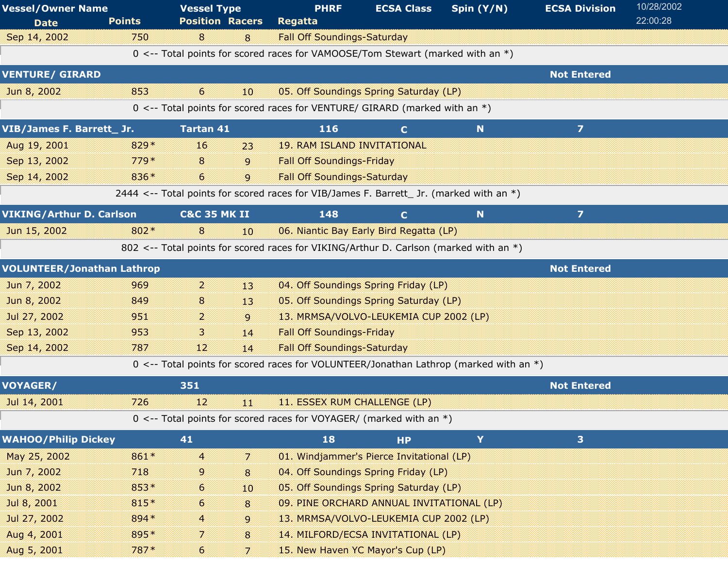| Vessel/Owner Name | | Vessel Type | | PHRF | ECSA Class | Spin (Y/N) | ECSA Division |
|---|---|---|---|---|---|---|---|
| Date | Points | Position | Racers | Regatta | | | |

10/28/2002 22:00:28

| Date | Points | Position | Racers | Regatta |
|---|---|---|---|---|
| Sep 14, 2002 | 750 | 8 | 8 | Fall Off Soundings-Saturday |

0 <-- Total points for scored races for VAMOOSE/Tom Stewart (marked with an *)

**VENTURE/ GIRARD** — Not Entered

| Date | Points | Position | Racers | Regatta |
|---|---|---|---|---|
| Jun 8, 2002 | 853 | 6 | 10 | 05. Off Soundings Spring Saturday (LP) |

0 <-- Total points for scored races for VENTURE/ GIRARD (marked with an *)

**VIB/James F. Barrett_ Jr.** — Tartan 41 — 116 — C — N — 7

| Date | Points | Position | Racers | Regatta |
|---|---|---|---|---|
| Aug 19, 2001 | 829* | 16 | 23 | 19. RAM ISLAND INVITATIONAL |
| Sep 13, 2002 | 779* | 8 | 9 | Fall Off Soundings-Friday |
| Sep 14, 2002 | 836* | 6 | 9 | Fall Off Soundings-Saturday |

2444 <-- Total points for scored races for VIB/James F. Barrett_ Jr. (marked with an *)

**VIKING/Arthur D. Carlson** — C&C 35 MK II — 148 — C — N — 7

| Date | Points | Position | Racers | Regatta |
|---|---|---|---|---|
| Jun 15, 2002 | 802* | 8 | 10 | 06. Niantic Bay Early Bird Regatta (LP) |

802 <-- Total points for scored races for VIKING/Arthur D. Carlson (marked with an *)

**VOLUNTEER/Jonathan Lathrop** — Not Entered

| Date | Points | Position | Racers | Regatta |
|---|---|---|---|---|
| Jun 7, 2002 | 969 | 2 | 13 | 04. Off Soundings Spring Friday (LP) |
| Jun 8, 2002 | 849 | 8 | 13 | 05. Off Soundings Spring Saturday (LP) |
| Jul 27, 2002 | 951 | 2 | 9 | 13. MRMSA/VOLVO-LEUKEMIA CUP 2002 (LP) |
| Sep 13, 2002 | 953 | 3 | 14 | Fall Off Soundings-Friday |
| Sep 14, 2002 | 787 | 12 | 14 | Fall Off Soundings-Saturday |

0 <-- Total points for scored races for VOLUNTEER/Jonathan Lathrop (marked with an *)

**VOYAGER/** — 351 — Not Entered

| Date | Points | Position | Racers | Regatta |
|---|---|---|---|---|
| Jul 14, 2001 | 726 | 12 | 11 | 11. ESSEX RUM CHALLENGE (LP) |

0 <-- Total points for scored races for VOYAGER/ (marked with an *)

**WAHOO/Philip Dickey** — 41 — 18 — HP — Y — 3

| Date | Points | Position | Racers | Regatta |
|---|---|---|---|---|
| May 25, 2002 | 861* | 4 | 7 | 01. Windjammer's Pierce Invitational (LP) |
| Jun 7, 2002 | 718 | 9 | 8 | 04. Off Soundings Spring Friday (LP) |
| Jun 8, 2002 | 853* | 6 | 10 | 05. Off Soundings Spring Saturday (LP) |
| Jul 8, 2001 | 815* | 6 | 8 | 09. PINE ORCHARD ANNUAL INVITATIONAL (LP) |
| Jul 27, 2002 | 894* | 4 | 9 | 13. MRMSA/VOLVO-LEUKEMIA CUP 2002 (LP) |
| Aug 4, 2001 | 895* | 7 | 8 | 14. MILFORD/ECSA INVITATIONAL (LP) |
| Aug 5, 2001 | 787* | 6 | 7 | 15. New Haven YC Mayor's Cup (LP) |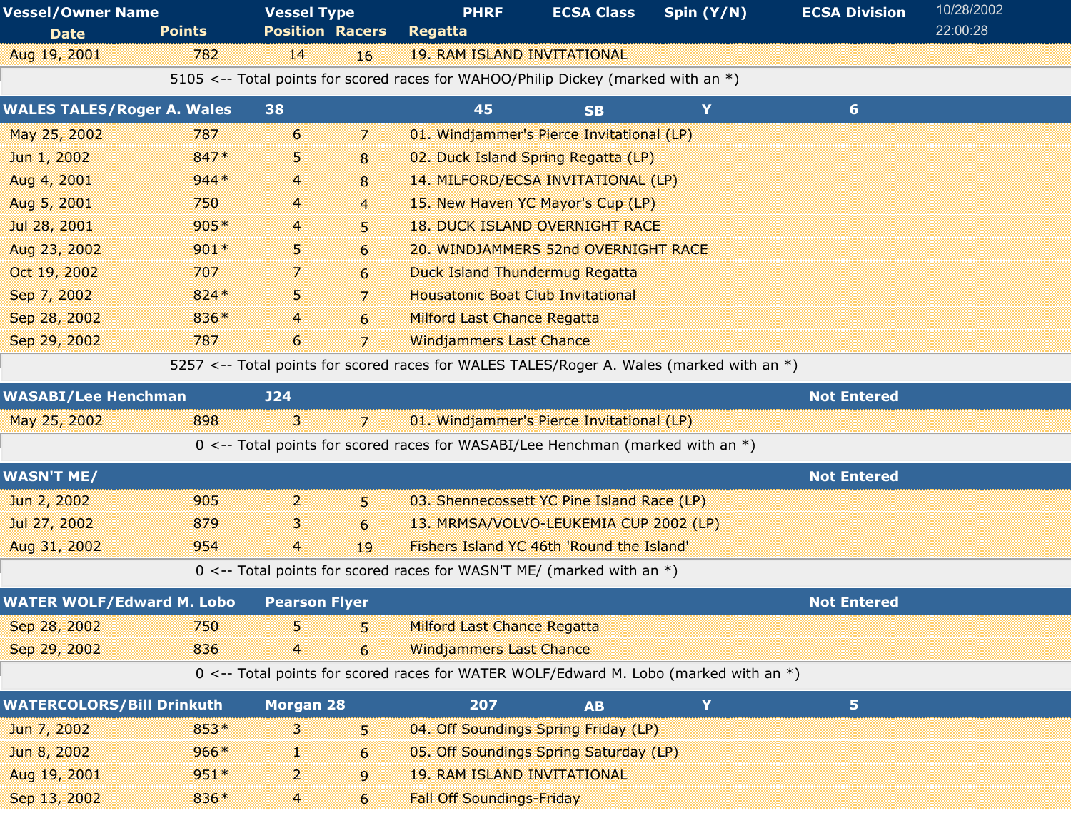| Vessel/Owner Name | | Vessel Type | | PHRF | ECSA Class | Spin (Y/N) | ECSA Division |
|---|---|---|---|---|---|---|---|
| Date | Points | Position | Racers | Regatta | | | |
| Aug 19, 2001 | 782 | 14 | 16 | 19. RAM ISLAND INVITATIONAL | | | |
| 5105 <-- Total points for scored races for WAHOO/Philip Dickey (marked with an *) | | | | | | | |
| **WALES TALES/Roger A. Wales** | | **38** | | **45** | **SB** | **Y** | **6** |
| May 25, 2002 | 787 | 6 | 7 | 01. Windjammer's Pierce Invitational (LP) | | | |
| Jun 1, 2002 | 847* | 5 | 8 | 02. Duck Island Spring Regatta (LP) | | | |
| Aug 4, 2001 | 944* | 4 | 8 | 14. MILFORD/ECSA INVITATIONAL (LP) | | | |
| Aug 5, 2001 | 750 | 4 | 4 | 15. New Haven YC Mayor's Cup (LP) | | | |
| Jul 28, 2001 | 905* | 4 | 5 | 18. DUCK ISLAND OVERNIGHT RACE | | | |
| Aug 23, 2002 | 901* | 5 | 6 | 20. WINDJAMMERS 52nd OVERNIGHT RACE | | | |
| Oct 19, 2002 | 707 | 7 | 6 | Duck Island Thundermug Regatta | | | |
| Sep 7, 2002 | 824* | 5 | 7 | Housatonic Boat Club Invitational | | | |
| Sep 28, 2002 | 836* | 4 | 6 | Milford Last Chance Regatta | | | |
| Sep 29, 2002 | 787 | 6 | 7 | Windjammers Last Chance | | | |
| 5257 <-- Total points for scored races for WALES TALES/Roger A. Wales (marked with an *) | | | | | | | |
| **WASABI/Lee Henchman** | | **J24** | | | | | **Not Entered** |
| May 25, 2002 | 898 | 3 | 7 | 01. Windjammer's Pierce Invitational (LP) | | | |
| 0 <-- Total points for scored races for WASABI/Lee Henchman (marked with an *) | | | | | | | |
| **WASN'T ME/** | | | | | | | **Not Entered** |
| Jun 2, 2002 | 905 | 2 | 5 | 03. Shennecossett YC Pine Island Race (LP) | | | |
| Jul 27, 2002 | 879 | 3 | 6 | 13. MRMSA/VOLVO-LEUKEMIA CUP 2002 (LP) | | | |
| Aug 31, 2002 | 954 | 4 | 19 | Fishers Island YC 46th 'Round the Island' | | | |
| 0 <-- Total points for scored races for WASN'T ME/ (marked with an *) | | | | | | | |
| **WATER WOLF/Edward M. Lobo** | | **Pearson Flyer** | | | | | **Not Entered** |
| Sep 28, 2002 | 750 | 5 | 5 | Milford Last Chance Regatta | | | |
| Sep 29, 2002 | 836 | 4 | 6 | Windjammers Last Chance | | | |
| 0 <-- Total points for scored races for WATER WOLF/Edward M. Lobo (marked with an *) | | | | | | | |
| **WATERCOLORS/Bill Drinkuth** | | **Morgan 28** | | **207** | **AB** | **Y** | **5** |
| Jun 7, 2002 | 853* | 3 | 5 | 04. Off Soundings Spring Friday (LP) | | | |
| Jun 8, 2002 | 966* | 1 | 6 | 05. Off Soundings Spring Saturday (LP) | | | |
| Aug 19, 2001 | 951* | 2 | 9 | 19. RAM ISLAND INVITATIONAL | | | |
| Sep 13, 2002 | 836* | 4 | 6 | Fall Off Soundings-Friday | | | |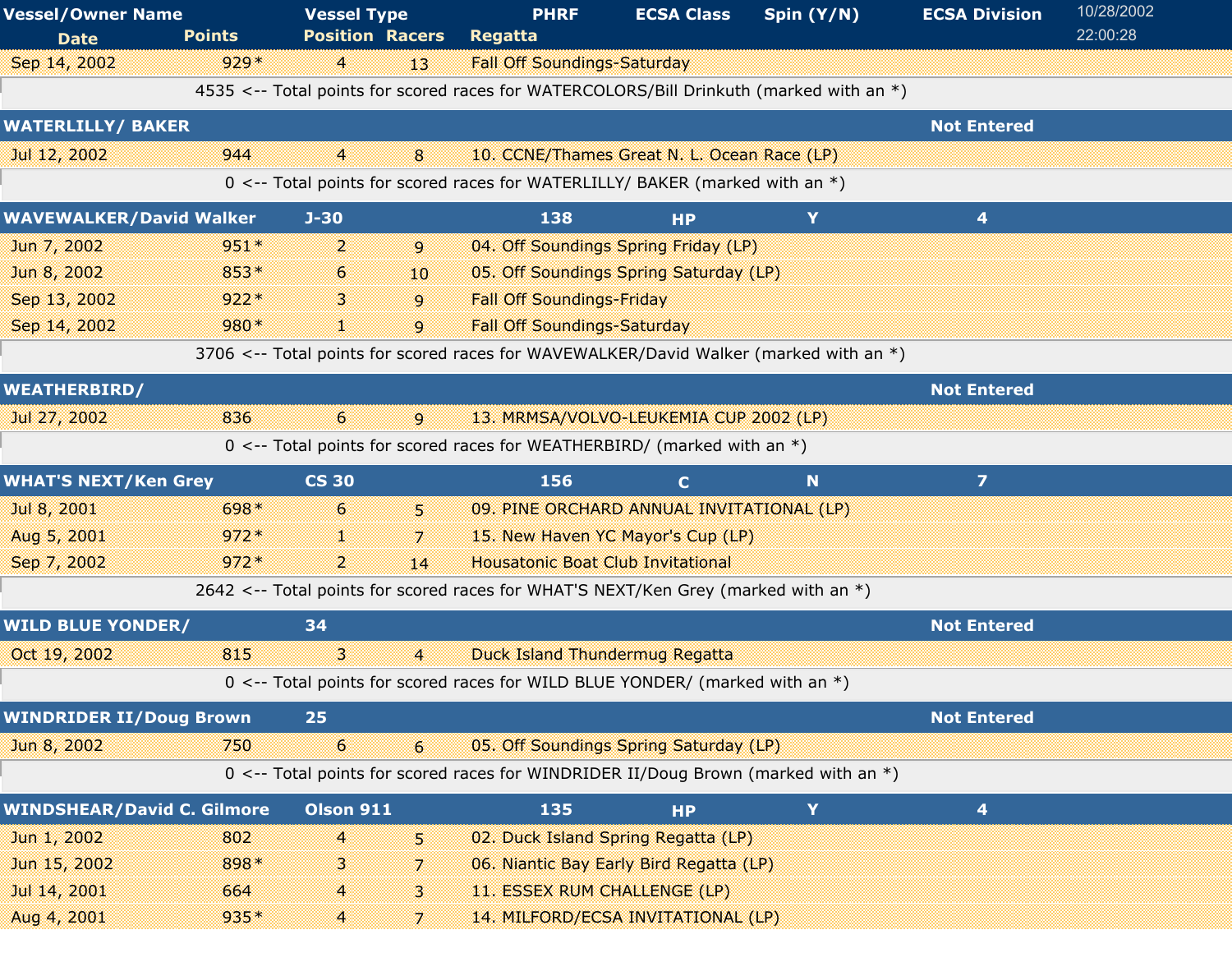| Vessel/Owner Name | | Vessel Type | | PHRF | ECSA Class | Spin (Y/N) | ECSA Division |
|---|---|---|---|---|---|---|---|
| Date | Points | Position | Racers | Regatta | | | |
| Sep 14, 2002 | 929* | 4 | 13 | Fall Off Soundings-Saturday | | | |
| 4535 <-- Total points for scored races for WATERCOLORS/Bill Drinkuth (marked with an *) | | | | | | | |
| **WATERLILLY/ BAKER** | | | | | | | **Not Entered** |
| Jul 12, 2002 | 944 | 4 | 8 | 10. CCNE/Thames Great N. L. Ocean Race (LP) | | | |
| 0 <-- Total points for scored races for WATERLILLY/ BAKER (marked with an *) | | | | | | | |
| **WAVEWALKER/David Walker** | | **J-30** | | **138** | **HP** | **Y** | **4** |
| Jun 7, 2002 | 951* | 2 | 9 | 04. Off Soundings Spring Friday (LP) | | | |
| Jun 8, 2002 | 853* | 6 | 10 | 05. Off Soundings Spring Saturday (LP) | | | |
| Sep 13, 2002 | 922* | 3 | 9 | Fall Off Soundings-Friday | | | |
| Sep 14, 2002 | 980* | 1 | 9 | Fall Off Soundings-Saturday | | | |
| 3706 <-- Total points for scored races for WAVEWALKER/David Walker (marked with an *) | | | | | | | |
| **WEATHERBIRD/** | | | | | | | **Not Entered** |
| Jul 27, 2002 | 836 | 6 | 9 | 13. MRMSA/VOLVO-LEUKEMIA CUP 2002 (LP) | | | |
| 0 <-- Total points for scored races for WEATHERBIRD/ (marked with an *) | | | | | | | |
| **WHAT'S NEXT/Ken Grey** | | **CS 30** | | **156** | **C** | **N** | **7** |
| Jul 8, 2001 | 698* | 6 | 5 | 09. PINE ORCHARD ANNUAL INVITATIONAL (LP) | | | |
| Aug 5, 2001 | 972* | 1 | 7 | 15. New Haven YC Mayor's Cup (LP) | | | |
| Sep 7, 2002 | 972* | 2 | 14 | Housatonic Boat Club Invitational | | | |
| 2642 <-- Total points for scored races for WHAT'S NEXT/Ken Grey (marked with an *) | | | | | | | |
| **WILD BLUE YONDER/** | | **34** | | | | | **Not Entered** |
| Oct 19, 2002 | 815 | 3 | 4 | Duck Island Thundermug Regatta | | | |
| 0 <-- Total points for scored races for WILD BLUE YONDER/ (marked with an *) | | | | | | | |
| **WINDRIDER II/Doug Brown** | | **25** | | | | | **Not Entered** |
| Jun 8, 2002 | 750 | 6 | 6 | 05. Off Soundings Spring Saturday (LP) | | | |
| 0 <-- Total points for scored races for WINDRIDER II/Doug Brown (marked with an *) | | | | | | | |
| **WINDSHEAR/David C. Gilmore** | | **Olson 911** | | **135** | **HP** | **Y** | **4** |
| Jun 1, 2002 | 802 | 4 | 5 | 02. Duck Island Spring Regatta (LP) | | | |
| Jun 15, 2002 | 898* | 3 | 7 | 06. Niantic Bay Early Bird Regatta (LP) | | | |
| Jul 14, 2001 | 664 | 4 | 3 | 11. ESSEX RUM CHALLENGE (LP) | | | |
| Aug 4, 2001 | 935* | 4 | 7 | 14. MILFORD/ECSA INVITATIONAL (LP) | | | |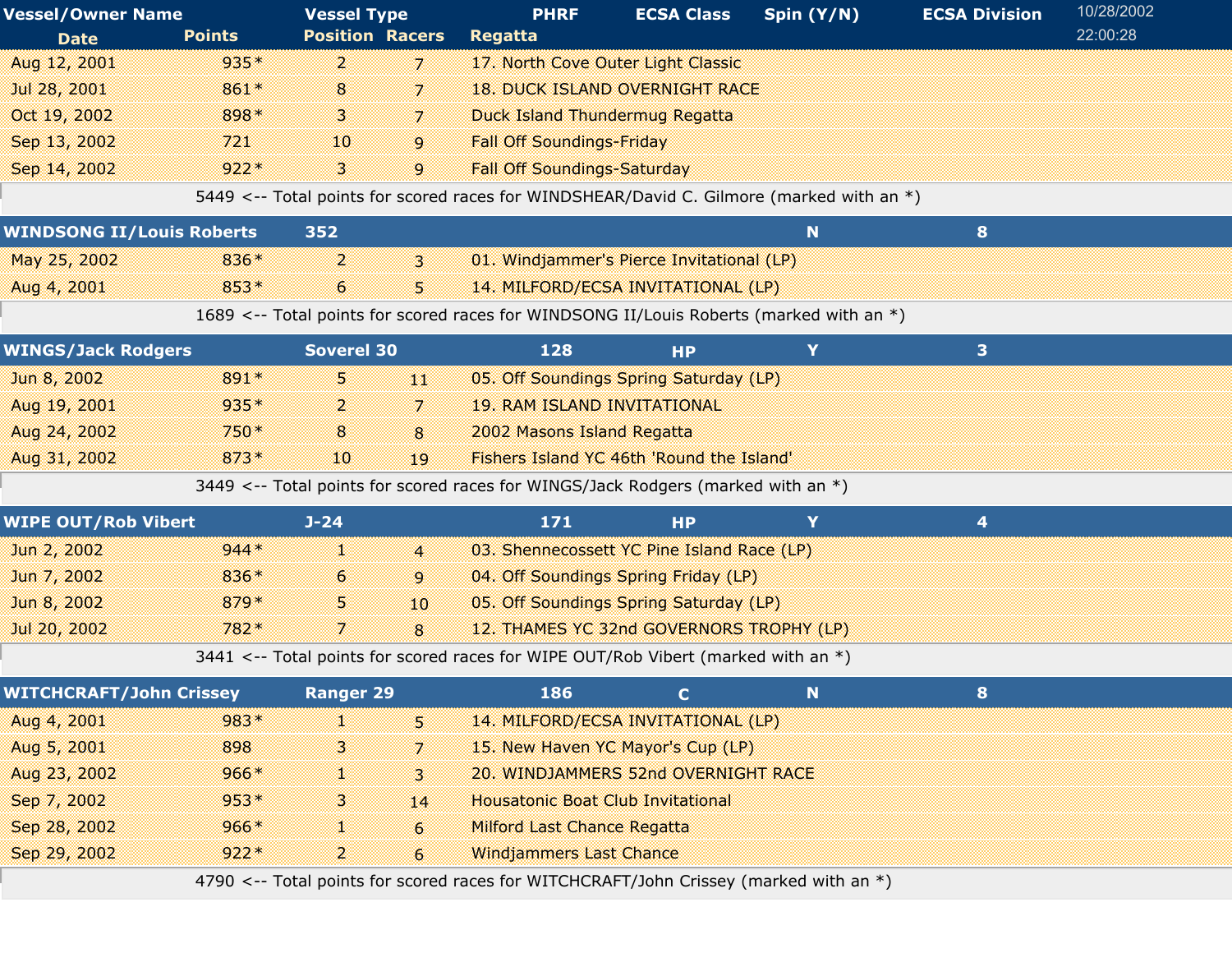| Vessel/Owner Name | Vessel Type | PHRF | ECSA Class | Spin (Y/N) | ECSA Division |
|---|---|---|---|---|---|

10/28/2002 22:00:28

| Date | Points | Position | Racers | Regatta |
|---|---|---|---|---|
| Aug 12, 2001 | 935* | 2 | 7 | 17. North Cove Outer Light Classic |
| Jul 28, 2001 | 861* | 8 | 7 | 18. DUCK ISLAND OVERNIGHT RACE |
| Oct 19, 2002 | 898* | 3 | 7 | Duck Island Thundermug Regatta |
| Sep 13, 2002 | 721 | 10 | 9 | Fall Off Soundings-Friday |
| Sep 14, 2002 | 922* | 3 | 9 | Fall Off Soundings-Saturday |

5449 <-- Total points for scored races for WINDSHEAR/David C. Gilmore (marked with an *)

| WINDSONG II/Louis Roberts | | 352 | | N | 8 |
|---|---|---|---|---|---|

| Date | Points | Position | Racers | Regatta |
|---|---|---|---|---|
| May 25, 2002 | 836* | 2 | 3 | 01. Windjammer's Pierce Invitational (LP) |
| Aug 4, 2001 | 853* | 6 | 5 | 14. MILFORD/ECSA INVITATIONAL (LP) |

1689 <-- Total points for scored races for WINDSONG II/Louis Roberts (marked with an *)

| WINGS/Jack Rodgers | Soverel 30 | 128 | HP | Y | 3 |
|---|---|---|---|---|---|

| Date | Points | Position | Racers | Regatta |
|---|---|---|---|---|
| Jun 8, 2002 | 891* | 5 | 11 | 05. Off Soundings Spring Saturday (LP) |
| Aug 19, 2001 | 935* | 2 | 7 | 19. RAM ISLAND INVITATIONAL |
| Aug 24, 2002 | 750* | 8 | 8 | 2002 Masons Island Regatta |
| Aug 31, 2002 | 873* | 10 | 19 | Fishers Island YC 46th 'Round the Island' |

3449 <-- Total points for scored races for WINGS/Jack Rodgers (marked with an *)

| WIPE OUT/Rob Vibert | J-24 | 171 | HP | Y | 4 |
|---|---|---|---|---|---|

| Date | Points | Position | Racers | Regatta |
|---|---|---|---|---|
| Jun 2, 2002 | 944* | 1 | 4 | 03. Shennecossett YC Pine Island Race (LP) |
| Jun 7, 2002 | 836* | 6 | 9 | 04. Off Soundings Spring Friday (LP) |
| Jun 8, 2002 | 879* | 5 | 10 | 05. Off Soundings Spring Saturday (LP) |
| Jul 20, 2002 | 782* | 7 | 8 | 12. THAMES YC 32nd GOVERNORS TROPHY (LP) |

3441 <-- Total points for scored races for WIPE OUT/Rob Vibert (marked with an *)

| WITCHCRAFT/John Crissey | Ranger 29 | 186 | C | N | 8 |
|---|---|---|---|---|---|

| Date | Points | Position | Racers | Regatta |
|---|---|---|---|---|
| Aug 4, 2001 | 983* | 1 | 5 | 14. MILFORD/ECSA INVITATIONAL (LP) |
| Aug 5, 2001 | 898 | 3 | 7 | 15. New Haven YC Mayor's Cup (LP) |
| Aug 23, 2002 | 966* | 1 | 3 | 20. WINDJAMMERS 52nd OVERNIGHT RACE |
| Sep 7, 2002 | 953* | 3 | 14 | Housatonic Boat Club Invitational |
| Sep 28, 2002 | 966* | 1 | 6 | Milford Last Chance Regatta |
| Sep 29, 2002 | 922* | 2 | 6 | Windjammers Last Chance |

4790 <-- Total points for scored races for WITCHCRAFT/John Crissey (marked with an *)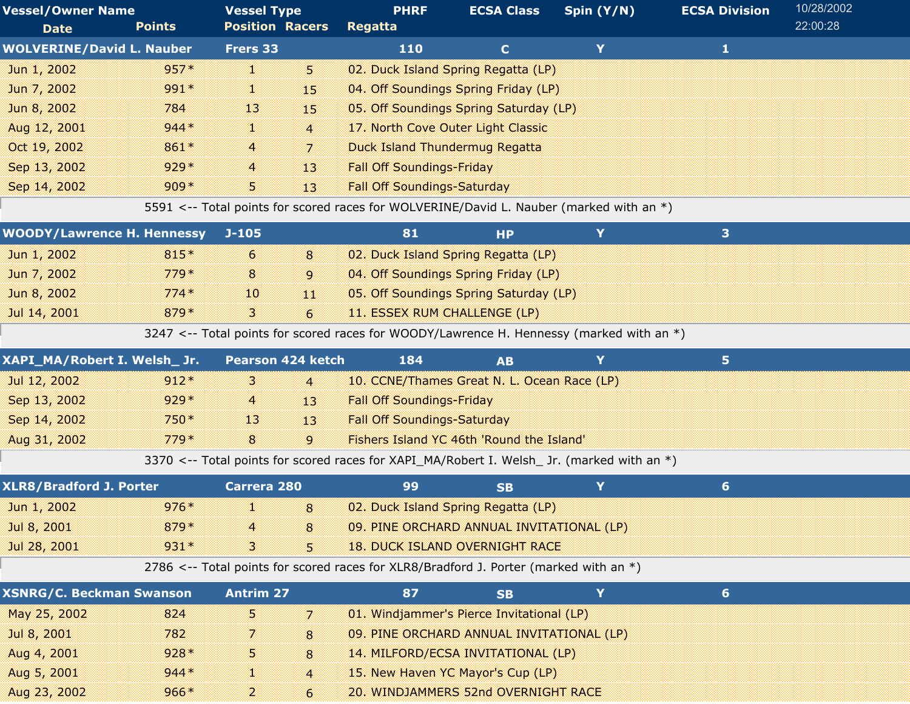| Vessel/Owner Name | Vessel Type | PHRF | ECSA Class | Spin (Y/N) | ECSA Division |
|---|---|---|---|---|---|
| Date / Points | Position / Racers | Regatta | | | |

10/28/2002
22:00:28

| Vessel/Owner Name / Date | Points | Position | Racers | Regatta / PHRF | ECSA Class | Spin (Y/N) | ECSA Division |
|---|---|---|---|---|---|---|---|
| **WOLVERINE/David L. Nauber** | **Frers 33** | | | **110** | **C** | **Y** | **1** |
| Jun 1, 2002 | 957* | 1 | 5 | 02. Duck Island Spring Regatta (LP) | | | |
| Jun 7, 2002 | 991* | 1 | 15 | 04. Off Soundings Spring Friday (LP) | | | |
| Jun 8, 2002 | 784 | 13 | 15 | 05. Off Soundings Spring Saturday (LP) | | | |
| Aug 12, 2001 | 944* | 1 | 4 | 17. North Cove Outer Light Classic | | | |
| Oct 19, 2002 | 861* | 4 | 7 | Duck Island Thundermug Regatta | | | |
| Sep 13, 2002 | 929* | 4 | 13 | Fall Off Soundings-Friday | | | |
| Sep 14, 2002 | 909* | 5 | 13 | Fall Off Soundings-Saturday | | | |
| | 5591 <-- Total points for scored races for WOLVERINE/David L. Nauber (marked with an *) | | | | | | |
| **WOODY/Lawrence H. Hennessy** | **J-105** | | | **81** | **HP** | **Y** | **3** |
| Jun 1, 2002 | 815* | 6 | 8 | 02. Duck Island Spring Regatta (LP) | | | |
| Jun 7, 2002 | 779* | 8 | 9 | 04. Off Soundings Spring Friday (LP) | | | |
| Jun 8, 2002 | 774* | 10 | 11 | 05. Off Soundings Spring Saturday (LP) | | | |
| Jul 14, 2001 | 879* | 3 | 6 | 11. ESSEX RUM CHALLENGE (LP) | | | |
| | 3247 <-- Total points for scored races for WOODY/Lawrence H. Hennessy (marked with an *) | | | | | | |
| **XAPI_MA/Robert I. Welsh_ Jr.** | **Pearson 424 ketch** | | | **184** | **AB** | **Y** | **5** |
| Jul 12, 2002 | 912* | 3 | 4 | 10. CCNE/Thames Great N. L. Ocean Race (LP) | | | |
| Sep 13, 2002 | 929* | 4 | 13 | Fall Off Soundings-Friday | | | |
| Sep 14, 2002 | 750* | 13 | 13 | Fall Off Soundings-Saturday | | | |
| Aug 31, 2002 | 779* | 8 | 9 | Fishers Island YC 46th 'Round the Island' | | | |
| | 3370 <-- Total points for scored races for XAPI_MA/Robert I. Welsh_ Jr. (marked with an *) | | | | | | |
| **XLR8/Bradford J. Porter** | **Carrera 280** | | | **99** | **SB** | **Y** | **6** |
| Jun 1, 2002 | 976* | 1 | 8 | 02. Duck Island Spring Regatta (LP) | | | |
| Jul 8, 2001 | 879* | 4 | 8 | 09. PINE ORCHARD ANNUAL INVITATIONAL (LP) | | | |
| Jul 28, 2001 | 931* | 3 | 5 | 18. DUCK ISLAND OVERNIGHT RACE | | | |
| | 2786 <-- Total points for scored races for XLR8/Bradford J. Porter (marked with an *) | | | | | | |
| **XSNRG/C. Beckman Swanson** | **Antrim 27** | | | **87** | **SB** | **Y** | **6** |
| May 25, 2002 | 824 | 5 | 7 | 01. Windjammer's Pierce Invitational (LP) | | | |
| Jul 8, 2001 | 782 | 7 | 8 | 09. PINE ORCHARD ANNUAL INVITATIONAL (LP) | | | |
| Aug 4, 2001 | 928* | 5 | 8 | 14. MILFORD/ECSA INVITATIONAL (LP) | | | |
| Aug 5, 2001 | 944* | 1 | 4 | 15. New Haven YC Mayor's Cup (LP) | | | |
| Aug 23, 2002 | 966* | 2 | 6 | 20. WINDJAMMERS 52nd OVERNIGHT RACE | | | |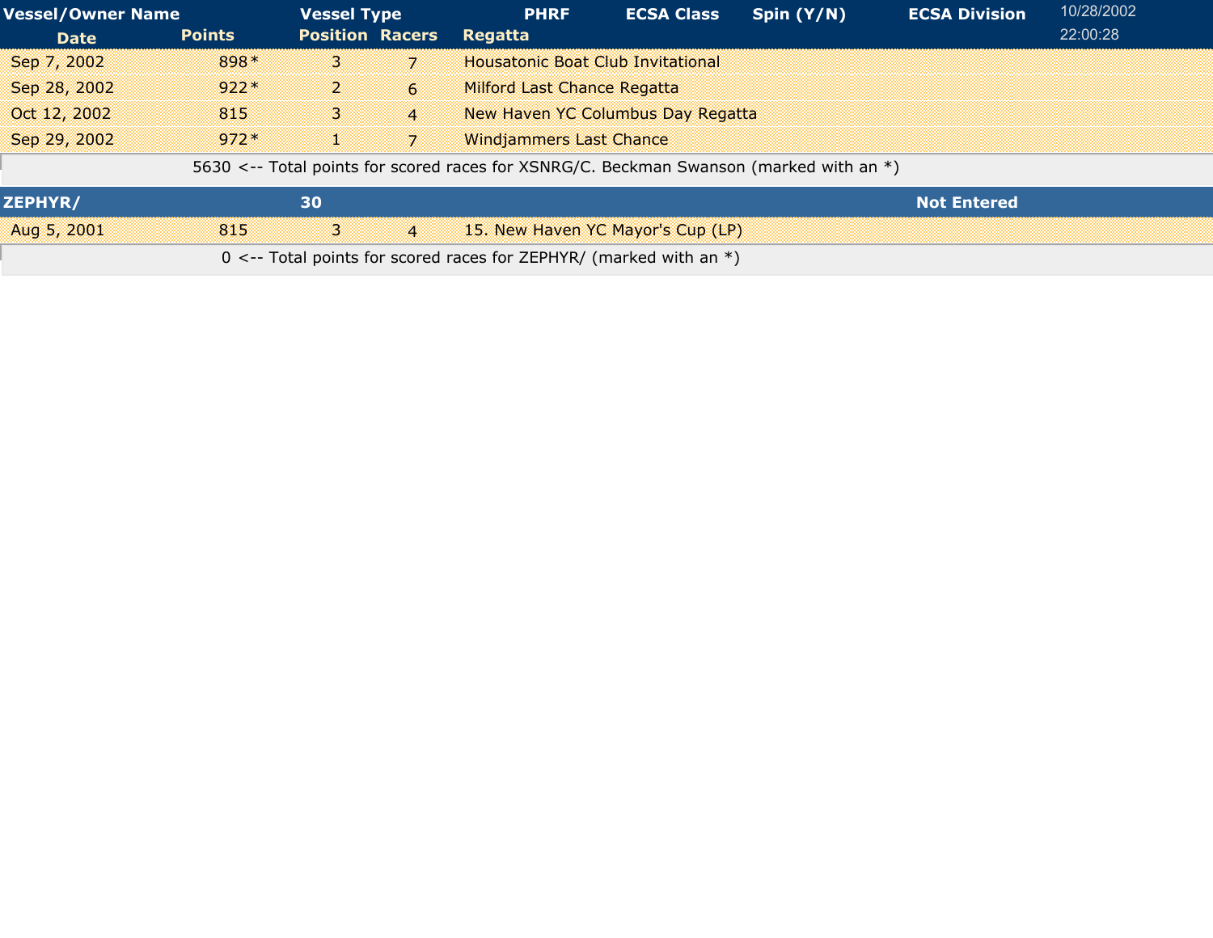| Vessel/Owner Name | | Vessel Type | | PHRF | ECSA Class | Spin (Y/N) | ECSA Division |
|---|---|---|---|---|---|---|---|
| Date | Points | Position | Racers | Regatta | | | |
| Sep 7, 2002 | 898* | 3 | 7 | Housatonic Boat Club Invitational | | | |
| Sep 28, 2002 | 922* | 2 | 6 | Milford Last Chance Regatta | | | |
| Oct 12, 2002 | 815 | 3 | 4 | New Haven YC Columbus Day Regatta | | | |
| Sep 29, 2002 | 972* | 1 | 7 | Windjammers Last Chance | | | |
| | 5630 <-- Total points for scored races for XSNRG/C. Beckman Swanson (marked with an *) | | | | | | |
| ZEPHYR/ | | 30 | | | | | Not Entered |
| Aug 5, 2001 | 815 | 3 | 4 | 15. New Haven YC Mayor's Cup (LP) | | | |
| | 0 <-- Total points for scored races for ZEPHYR/ (marked with an *) | | | | | | |